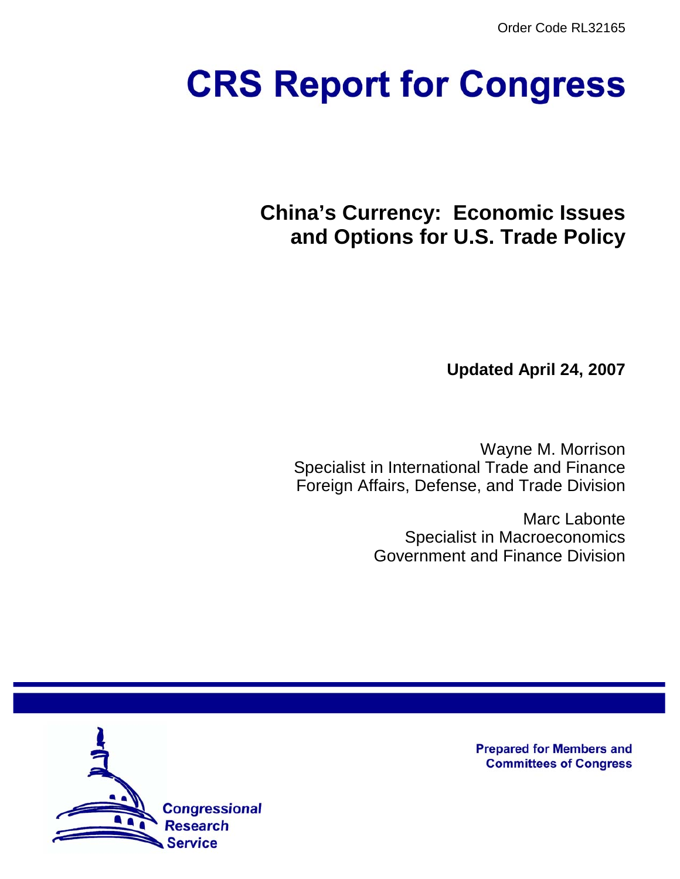Order Code RL32165

# CRS Report for Congress

## China's Currency: Economic Issues and Options for U.S. Trade Policy

**Updated April 24, 2007**

Wayne M. Morrison
Specialist in International Trade and Finance
Foreign Affairs, Defense, and Trade Division

Marc Labonte
Specialist in Macroeconomics
Government and Finance Division

Prepared for Members and Committees of Congress

Congressional Research Service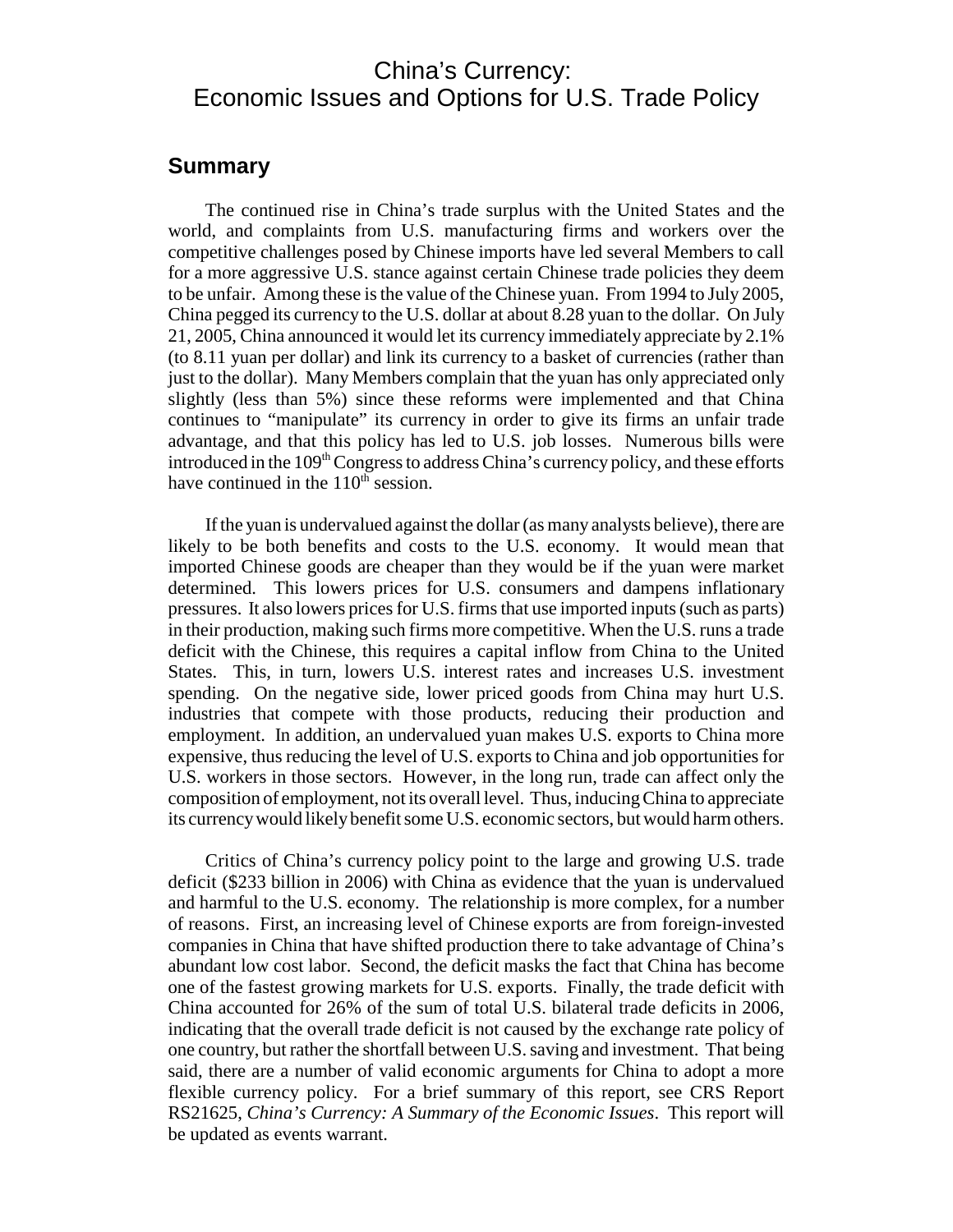# China's Currency: Economic Issues and Options for U.S. Trade Policy

## Summary

The continued rise in China's trade surplus with the United States and the world, and complaints from U.S. manufacturing firms and workers over the competitive challenges posed by Chinese imports have led several Members to call for a more aggressive U.S. stance against certain Chinese trade policies they deem to be unfair. Among these is the value of the Chinese yuan. From 1994 to July 2005, China pegged its currency to the U.S. dollar at about 8.28 yuan to the dollar. On July 21, 2005, China announced it would let its currency immediately appreciate by 2.1% (to 8.11 yuan per dollar) and link its currency to a basket of currencies (rather than just to the dollar). Many Members complain that the yuan has only appreciated only slightly (less than 5%) since these reforms were implemented and that China continues to "manipulate" its currency in order to give its firms an unfair trade advantage, and that this policy has led to U.S. job losses. Numerous bills were introduced in the 109th Congress to address China's currency policy, and these efforts have continued in the 110th session.

If the yuan is undervalued against the dollar (as many analysts believe), there are likely to be both benefits and costs to the U.S. economy. It would mean that imported Chinese goods are cheaper than they would be if the yuan were market determined. This lowers prices for U.S. consumers and dampens inflationary pressures. It also lowers prices for U.S. firms that use imported inputs (such as parts) in their production, making such firms more competitive. When the U.S. runs a trade deficit with the Chinese, this requires a capital inflow from China to the United States. This, in turn, lowers U.S. interest rates and increases U.S. investment spending. On the negative side, lower priced goods from China may hurt U.S. industries that compete with those products, reducing their production and employment. In addition, an undervalued yuan makes U.S. exports to China more expensive, thus reducing the level of U.S. exports to China and job opportunities for U.S. workers in those sectors. However, in the long run, trade can affect only the composition of employment, not its overall level. Thus, inducing China to appreciate its currency would likely benefit some U.S. economic sectors, but would harm others.

Critics of China's currency policy point to the large and growing U.S. trade deficit ($233 billion in 2006) with China as evidence that the yuan is undervalued and harmful to the U.S. economy. The relationship is more complex, for a number of reasons. First, an increasing level of Chinese exports are from foreign-invested companies in China that have shifted production there to take advantage of China's abundant low cost labor. Second, the deficit masks the fact that China has become one of the fastest growing markets for U.S. exports. Finally, the trade deficit with China accounted for 26% of the sum of total U.S. bilateral trade deficits in 2006, indicating that the overall trade deficit is not caused by the exchange rate policy of one country, but rather the shortfall between U.S. saving and investment. That being said, there are a number of valid economic arguments for China to adopt a more flexible currency policy. For a brief summary of this report, see CRS Report RS21625, *China's Currency: A Summary of the Economic Issues*. This report will be updated as events warrant.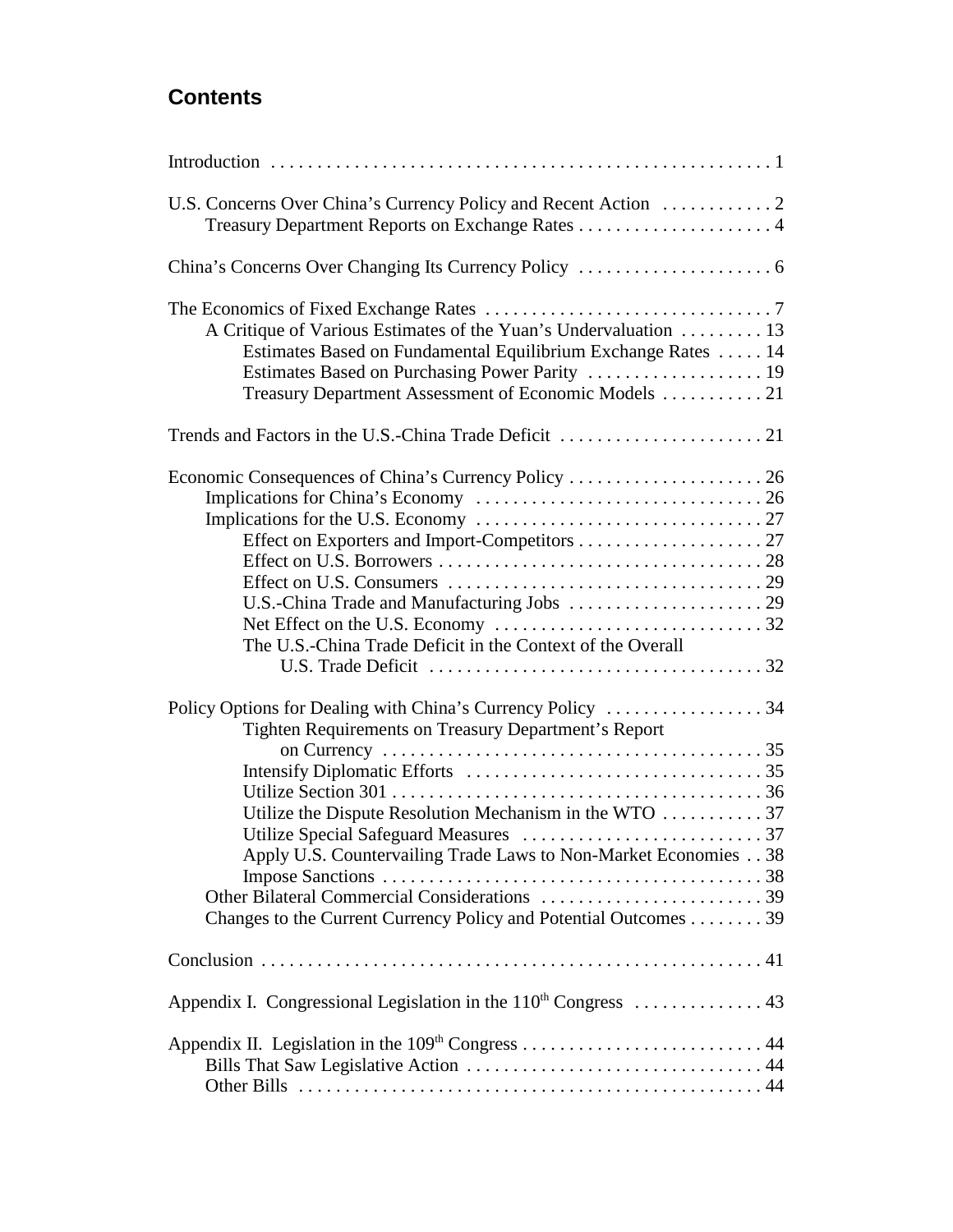## Contents

Introduction . . . . . . . . . . . . . . . . . . . . . . . . . . . . . . . . . . . . . . . . . . . . . . . . . . . . . 1

U.S. Concerns Over China's Currency Policy and Recent Action . . . . . . . . . . . . 2
- Treasury Department Reports on Exchange Rates . . . . . . . . . . . . . . . . . . . . . . 4

China's Concerns Over Changing Its Currency Policy . . . . . . . . . . . . . . . . . . . . . 6

The Economics of Fixed Exchange Rates . . . . . . . . . . . . . . . . . . . . . . . . . . . . . . . 7
- A Critique of Various Estimates of the Yuan's Undervaluation . . . . . . . . . 13
  - Estimates Based on Fundamental Equilibrium Exchange Rates . . . . . 14
  - Estimates Based on Purchasing Power Parity . . . . . . . . . . . . . . . . . . . 19
  - Treasury Department Assessment of Economic Models . . . . . . . . . . . 21

Trends and Factors in the U.S.-China Trade Deficit . . . . . . . . . . . . . . . . . . . . . . 21

Economic Consequences of China's Currency Policy . . . . . . . . . . . . . . . . . . . . . 26
- Implications for China's Economy . . . . . . . . . . . . . . . . . . . . . . . . . . . . . . . 26
- Implications for the U.S. Economy . . . . . . . . . . . . . . . . . . . . . . . . . . . . . . . 27
  - Effect on Exporters and Import-Competitors . . . . . . . . . . . . . . . . . . . . 27
  - Effect on U.S. Borrowers . . . . . . . . . . . . . . . . . . . . . . . . . . . . . . . . . . . 28
  - Effect on U.S. Consumers . . . . . . . . . . . . . . . . . . . . . . . . . . . . . . . . . . 29
  - U.S.-China Trade and Manufacturing Jobs . . . . . . . . . . . . . . . . . . . . . 29
  - Net Effect on the U.S. Economy . . . . . . . . . . . . . . . . . . . . . . . . . . . . . 32
  - The U.S.-China Trade Deficit in the Context of the Overall U.S. Trade Deficit . . . . . . . . . . . . . . . . . . . . . . . . . . . . . . . . . . . . 32

Policy Options for Dealing with China's Currency Policy . . . . . . . . . . . . . . . . . 34
  - Tighten Requirements on Treasury Department's Report on Currency . . . . . . . . . . . . . . . . . . . . . . . . . . . . . . . . . . . . . . . . . 35
  - Intensify Diplomatic Efforts . . . . . . . . . . . . . . . . . . . . . . . . . . . . . . . . 35
  - Utilize Section 301 . . . . . . . . . . . . . . . . . . . . . . . . . . . . . . . . . . . . . . . . 36
  - Utilize the Dispute Resolution Mechanism in the WTO . . . . . . . . . . . 37
  - Utilize Special Safeguard Measures . . . . . . . . . . . . . . . . . . . . . . . . . . 37
  - Apply U.S. Countervailing Trade Laws to Non-Market Economies . . 38
  - Impose Sanctions . . . . . . . . . . . . . . . . . . . . . . . . . . . . . . . . . . . . . . . . . 38
- Other Bilateral Commercial Considerations . . . . . . . . . . . . . . . . . . . . . . . . 39
- Changes to the Current Currency Policy and Potential Outcomes . . . . . . . . 39

Conclusion . . . . . . . . . . . . . . . . . . . . . . . . . . . . . . . . . . . . . . . . . . . . . . . . . . . . . . 41

Appendix I. Congressional Legislation in the 110th Congress . . . . . . . . . . . . . . 43

Appendix II. Legislation in the 109th Congress . . . . . . . . . . . . . . . . . . . . . . . . . . 44
- Bills That Saw Legislative Action . . . . . . . . . . . . . . . . . . . . . . . . . . . . . . . . 44
- Other Bills . . . . . . . . . . . . . . . . . . . . . . . . . . . . . . . . . . . . . . . . . . . . . . . . . . 44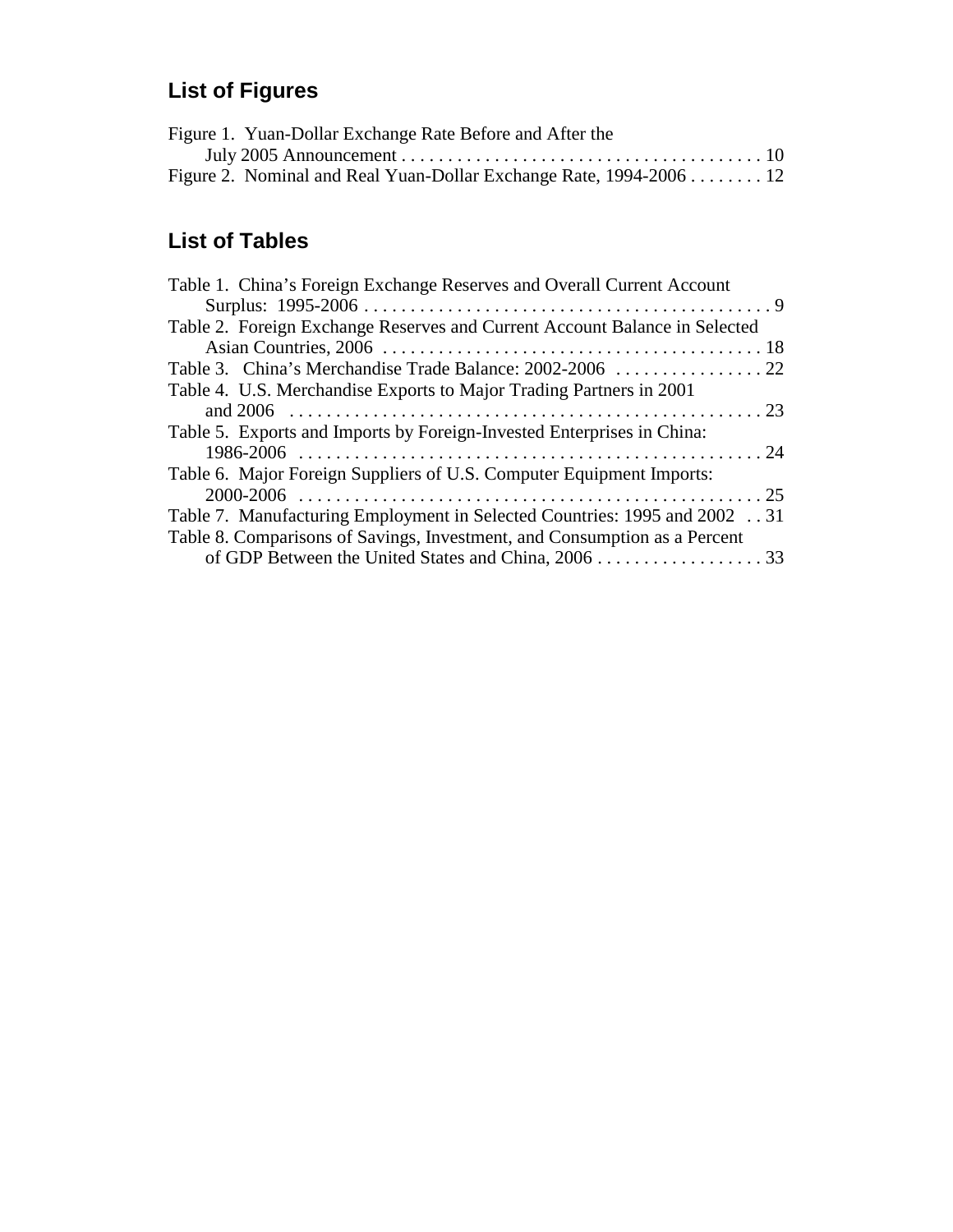## List of Figures

Figure 1. Yuan-Dollar Exchange Rate Before and After the July 2005 Announcement . . . . . . . . . . . . . . . . . . . . . . . . . . . . . . . . . . . . . . 10
Figure 2. Nominal and Real Yuan-Dollar Exchange Rate, 1994-2006 . . . . . . . . 12

## List of Tables

Table 1. China's Foreign Exchange Reserves and Overall Current Account Surplus: 1995-2006 . . . . . . . . . . . . . . . . . . . . . . . . . . . . . . . . . . . . . . . . . . . . 9
Table 2. Foreign Exchange Reserves and Current Account Balance in Selected Asian Countries, 2006 . . . . . . . . . . . . . . . . . . . . . . . . . . . . . . . . . . . . . . . . 18
Table 3. China's Merchandise Trade Balance: 2002-2006 . . . . . . . . . . . . . . . . 22
Table 4. U.S. Merchandise Exports to Major Trading Partners in 2001 and 2006 . . . . . . . . . . . . . . . . . . . . . . . . . . . . . . . . . . . . . . . . . . . . . . . . . . . 23
Table 5. Exports and Imports by Foreign-Invested Enterprises in China: 1986-2006 . . . . . . . . . . . . . . . . . . . . . . . . . . . . . . . . . . . . . . . . . . . . . . . . . . 24
Table 6. Major Foreign Suppliers of U.S. Computer Equipment Imports: 2000-2006 . . . . . . . . . . . . . . . . . . . . . . . . . . . . . . . . . . . . . . . . . . . . . . . . . . 25
Table 7. Manufacturing Employment in Selected Countries: 1995 and 2002 . . 31
Table 8. Comparisons of Savings, Investment, and Consumption as a Percent of GDP Between the United States and China, 2006 . . . . . . . . . . . . . . . . . . 33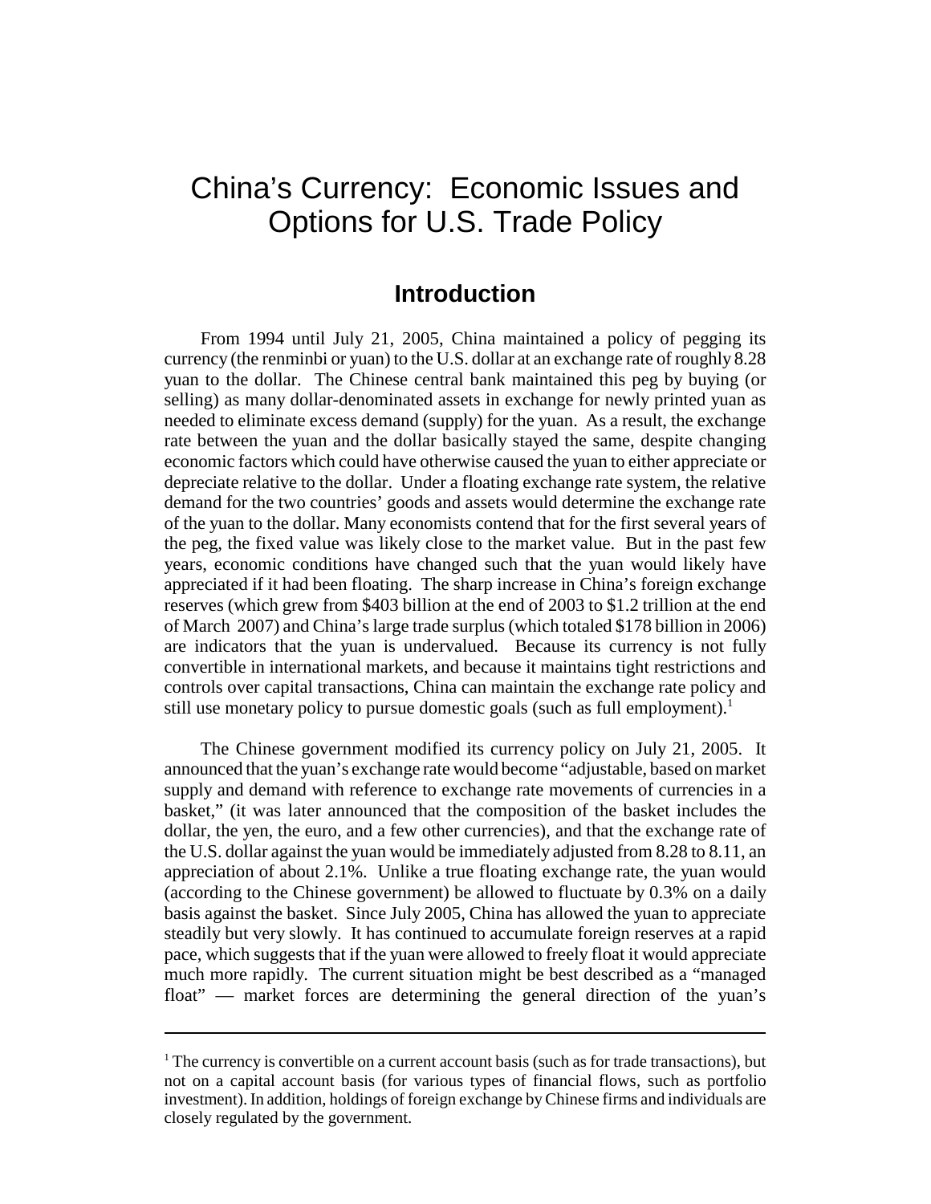# China's Currency: Economic Issues and Options for U.S. Trade Policy

## Introduction

From 1994 until July 21, 2005, China maintained a policy of pegging its currency (the renminbi or yuan) to the U.S. dollar at an exchange rate of roughly 8.28 yuan to the dollar. The Chinese central bank maintained this peg by buying (or selling) as many dollar-denominated assets in exchange for newly printed yuan as needed to eliminate excess demand (supply) for the yuan. As a result, the exchange rate between the yuan and the dollar basically stayed the same, despite changing economic factors which could have otherwise caused the yuan to either appreciate or depreciate relative to the dollar. Under a floating exchange rate system, the relative demand for the two countries' goods and assets would determine the exchange rate of the yuan to the dollar. Many economists contend that for the first several years of the peg, the fixed value was likely close to the market value. But in the past few years, economic conditions have changed such that the yuan would likely have appreciated if it had been floating. The sharp increase in China's foreign exchange reserves (which grew from $403 billion at the end of 2003 to $1.2 trillion at the end of March 2007) and China's large trade surplus (which totaled $178 billion in 2006) are indicators that the yuan is undervalued. Because its currency is not fully convertible in international markets, and because it maintains tight restrictions and controls over capital transactions, China can maintain the exchange rate policy and still use monetary policy to pursue domestic goals (such as full employment).[1]

The Chinese government modified its currency policy on July 21, 2005. It announced that the yuan's exchange rate would become "adjustable, based on market supply and demand with reference to exchange rate movements of currencies in a basket," (it was later announced that the composition of the basket includes the dollar, the yen, the euro, and a few other currencies), and that the exchange rate of the U.S. dollar against the yuan would be immediately adjusted from 8.28 to 8.11, an appreciation of about 2.1%. Unlike a true floating exchange rate, the yuan would (according to the Chinese government) be allowed to fluctuate by 0.3% on a daily basis against the basket. Since July 2005, China has allowed the yuan to appreciate steadily but very slowly. It has continued to accumulate foreign reserves at a rapid pace, which suggests that if the yuan were allowed to freely float it would appreciate much more rapidly. The current situation might be best described as a "managed float" — market forces are determining the general direction of the yuan's

---

[1] The currency is convertible on a current account basis (such as for trade transactions), but not on a capital account basis (for various types of financial flows, such as portfolio investment). In addition, holdings of foreign exchange by Chinese firms and individuals are closely regulated by the government.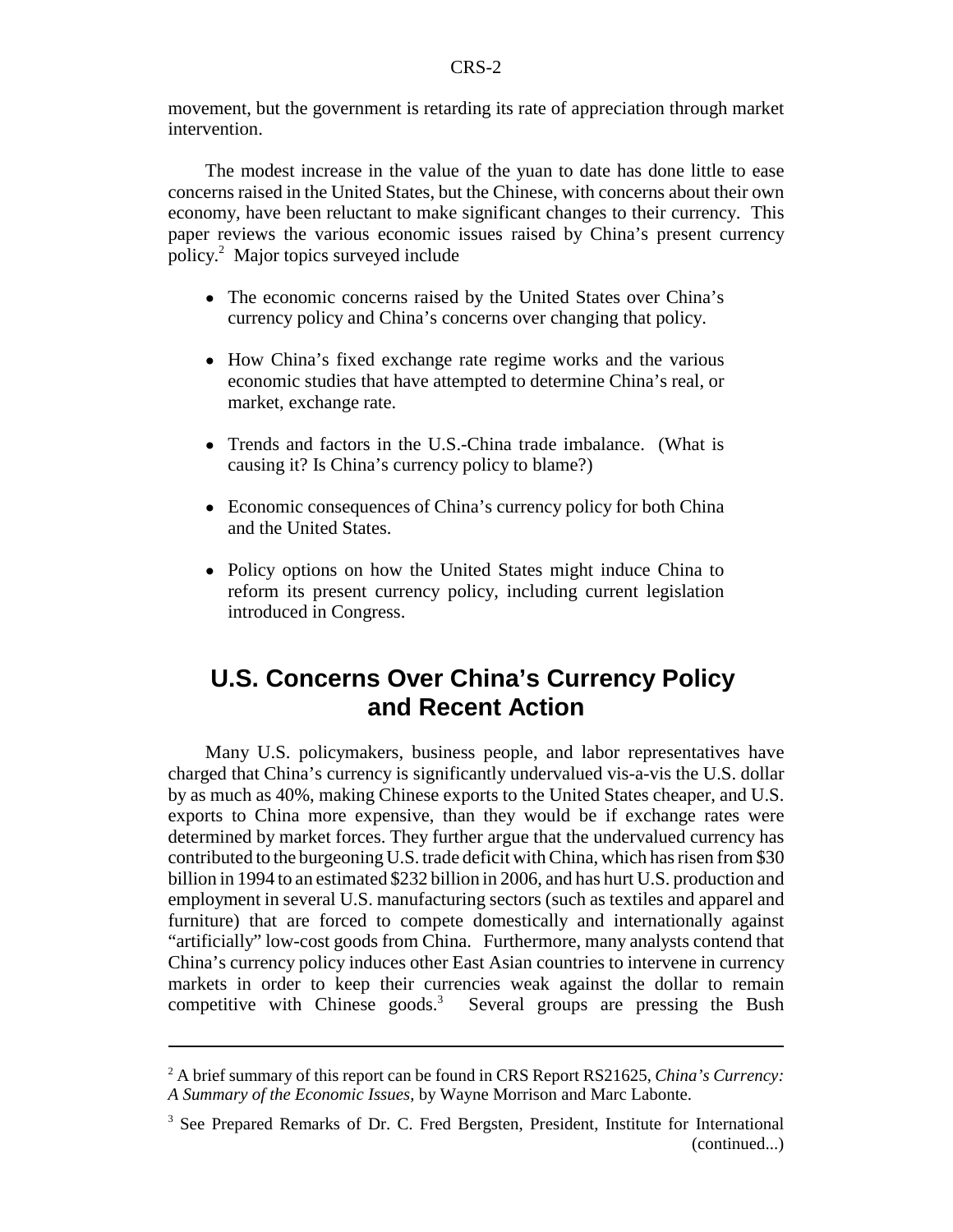movement, but the government is retarding its rate of appreciation through market intervention.

The modest increase in the value of the yuan to date has done little to ease concerns raised in the United States, but the Chinese, with concerns about their own economy, have been reluctant to make significant changes to their currency. This paper reviews the various economic issues raised by China's present currency policy.[2] Major topics surveyed include

- The economic concerns raised by the United States over China's currency policy and China's concerns over changing that policy.
- How China's fixed exchange rate regime works and the various economic studies that have attempted to determine China's real, or market, exchange rate.
- Trends and factors in the U.S.-China trade imbalance. (What is causing it? Is China's currency policy to blame?)
- Economic consequences of China's currency policy for both China and the United States.
- Policy options on how the United States might induce China to reform its present currency policy, including current legislation introduced in Congress.

## U.S. Concerns Over China's Currency Policy and Recent Action

Many U.S. policymakers, business people, and labor representatives have charged that China's currency is significantly undervalued vis-a-vis the U.S. dollar by as much as 40%, making Chinese exports to the United States cheaper, and U.S. exports to China more expensive, than they would be if exchange rates were determined by market forces. They further argue that the undervalued currency has contributed to the burgeoning U.S. trade deficit with China, which has risen from $30 billion in 1994 to an estimated $232 billion in 2006, and has hurt U.S. production and employment in several U.S. manufacturing sectors (such as textiles and apparel and furniture) that are forced to compete domestically and internationally against "artificially" low-cost goods from China. Furthermore, many analysts contend that China's currency policy induces other East Asian countries to intervene in currency markets in order to keep their currencies weak against the dollar to remain competitive with Chinese goods.[3] Several groups are pressing the Bush

---

[2] A brief summary of this report can be found in CRS Report RS21625, *China's Currency: A Summary of the Economic Issues*, by Wayne Morrison and Marc Labonte.

[3] See Prepared Remarks of Dr. C. Fred Bergsten, President, Institute for International (continued...)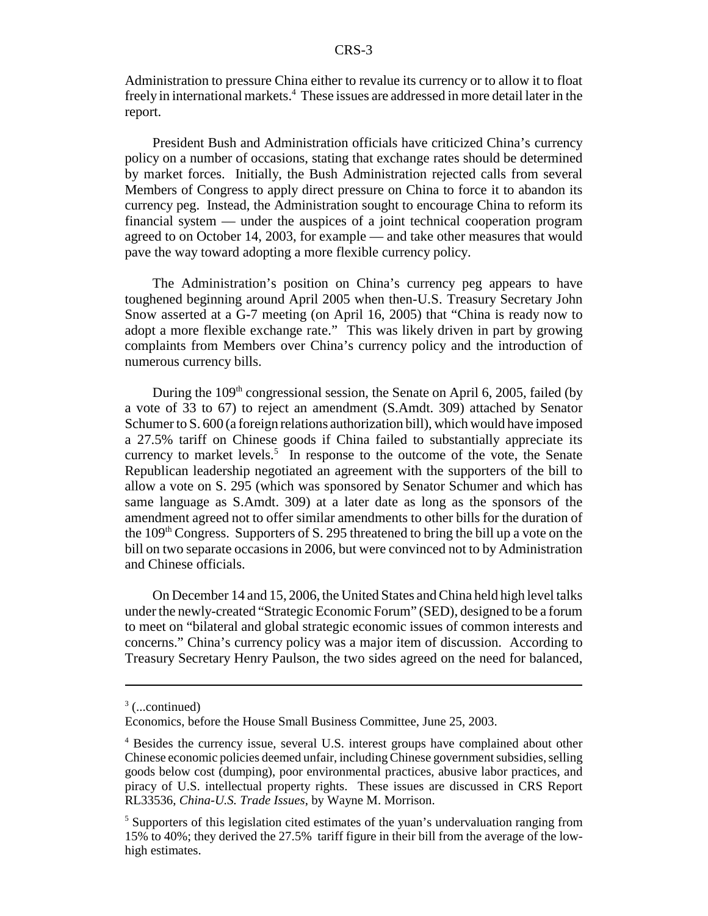Administration to pressure China either to revalue its currency or to allow it to float freely in international markets.[4] These issues are addressed in more detail later in the report.

President Bush and Administration officials have criticized China's currency policy on a number of occasions, stating that exchange rates should be determined by market forces. Initially, the Bush Administration rejected calls from several Members of Congress to apply direct pressure on China to force it to abandon its currency peg. Instead, the Administration sought to encourage China to reform its financial system — under the auspices of a joint technical cooperation program agreed to on October 14, 2003, for example — and take other measures that would pave the way toward adopting a more flexible currency policy.

The Administration's position on China's currency peg appears to have toughened beginning around April 2005 when then-U.S. Treasury Secretary John Snow asserted at a G-7 meeting (on April 16, 2005) that "China is ready now to adopt a more flexible exchange rate." This was likely driven in part by growing complaints from Members over China's currency policy and the introduction of numerous currency bills.

During the 109th congressional session, the Senate on April 6, 2005, failed (by a vote of 33 to 67) to reject an amendment (S.Amdt. 309) attached by Senator Schumer to S. 600 (a foreign relations authorization bill), which would have imposed a 27.5% tariff on Chinese goods if China failed to substantially appreciate its currency to market levels.[5] In response to the outcome of the vote, the Senate Republican leadership negotiated an agreement with the supporters of the bill to allow a vote on S. 295 (which was sponsored by Senator Schumer and which has same language as S.Amdt. 309) at a later date as long as the sponsors of the amendment agreed not to offer similar amendments to other bills for the duration of the 109th Congress. Supporters of S. 295 threatened to bring the bill up a vote on the bill on two separate occasions in 2006, but were convinced not to by Administration and Chinese officials.

On December 14 and 15, 2006, the United States and China held high level talks under the newly-created "Strategic Economic Forum" (SED), designed to be a forum to meet on "bilateral and global strategic economic issues of common interests and concerns." China's currency policy was a major item of discussion. According to Treasury Secretary Henry Paulson, the two sides agreed on the need for balanced,

---

[3] (...continued)
Economics, before the House Small Business Committee, June 25, 2003.

[4] Besides the currency issue, several U.S. interest groups have complained about other Chinese economic policies deemed unfair, including Chinese government subsidies, selling goods below cost (dumping), poor environmental practices, abusive labor practices, and piracy of U.S. intellectual property rights. These issues are discussed in CRS Report RL33536, *China-U.S. Trade Issues*, by Wayne M. Morrison.

[5] Supporters of this legislation cited estimates of the yuan's undervaluation ranging from 15% to 40%; they derived the 27.5% tariff figure in their bill from the average of the low-high estimates.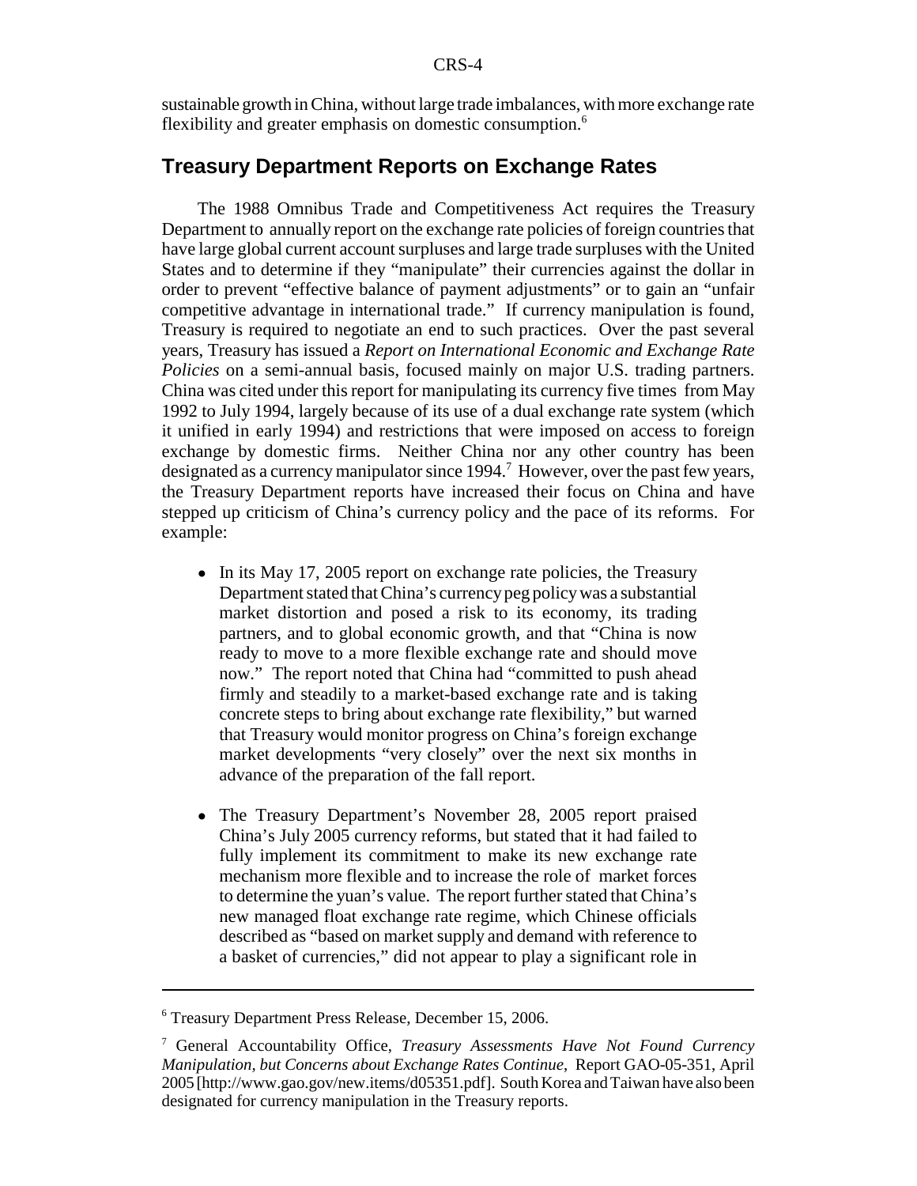sustainable growth in China, without large trade imbalances, with more exchange rate flexibility and greater emphasis on domestic consumption.[6]

## Treasury Department Reports on Exchange Rates

The 1988 Omnibus Trade and Competitiveness Act requires the Treasury Department to annually report on the exchange rate policies of foreign countries that have large global current account surpluses and large trade surpluses with the United States and to determine if they "manipulate" their currencies against the dollar in order to prevent "effective balance of payment adjustments" or to gain an "unfair competitive advantage in international trade." If currency manipulation is found, Treasury is required to negotiate an end to such practices. Over the past several years, Treasury has issued a *Report on International Economic and Exchange Rate Policies* on a semi-annual basis, focused mainly on major U.S. trading partners. China was cited under this report for manipulating its currency five times from May 1992 to July 1994, largely because of its use of a dual exchange rate system (which it unified in early 1994) and restrictions that were imposed on access to foreign exchange by domestic firms. Neither China nor any other country has been designated as a currency manipulator since 1994.[7] However, over the past few years, the Treasury Department reports have increased their focus on China and have stepped up criticism of China's currency policy and the pace of its reforms. For example:

- In its May 17, 2005 report on exchange rate policies, the Treasury Department stated that China's currency peg policy was a substantial market distortion and posed a risk to its economy, its trading partners, and to global economic growth, and that "China is now ready to move to a more flexible exchange rate and should move now." The report noted that China had "committed to push ahead firmly and steadily to a market-based exchange rate and is taking concrete steps to bring about exchange rate flexibility," but warned that Treasury would monitor progress on China's foreign exchange market developments "very closely" over the next six months in advance of the preparation of the fall report.

- The Treasury Department's November 28, 2005 report praised China's July 2005 currency reforms, but stated that it had failed to fully implement its commitment to make its new exchange rate mechanism more flexible and to increase the role of market forces to determine the yuan's value. The report further stated that China's new managed float exchange rate regime, which Chinese officials described as "based on market supply and demand with reference to a basket of currencies," did not appear to play a significant role in

---

[6] Treasury Department Press Release, December 15, 2006.

[7] General Accountability Office, *Treasury Assessments Have Not Found Currency Manipulation, but Concerns about Exchange Rates Continue*, Report GAO-05-351, April 2005 [http://www.gao.gov/new.items/d05351.pdf]. South Korea and Taiwan have also been designated for currency manipulation in the Treasury reports.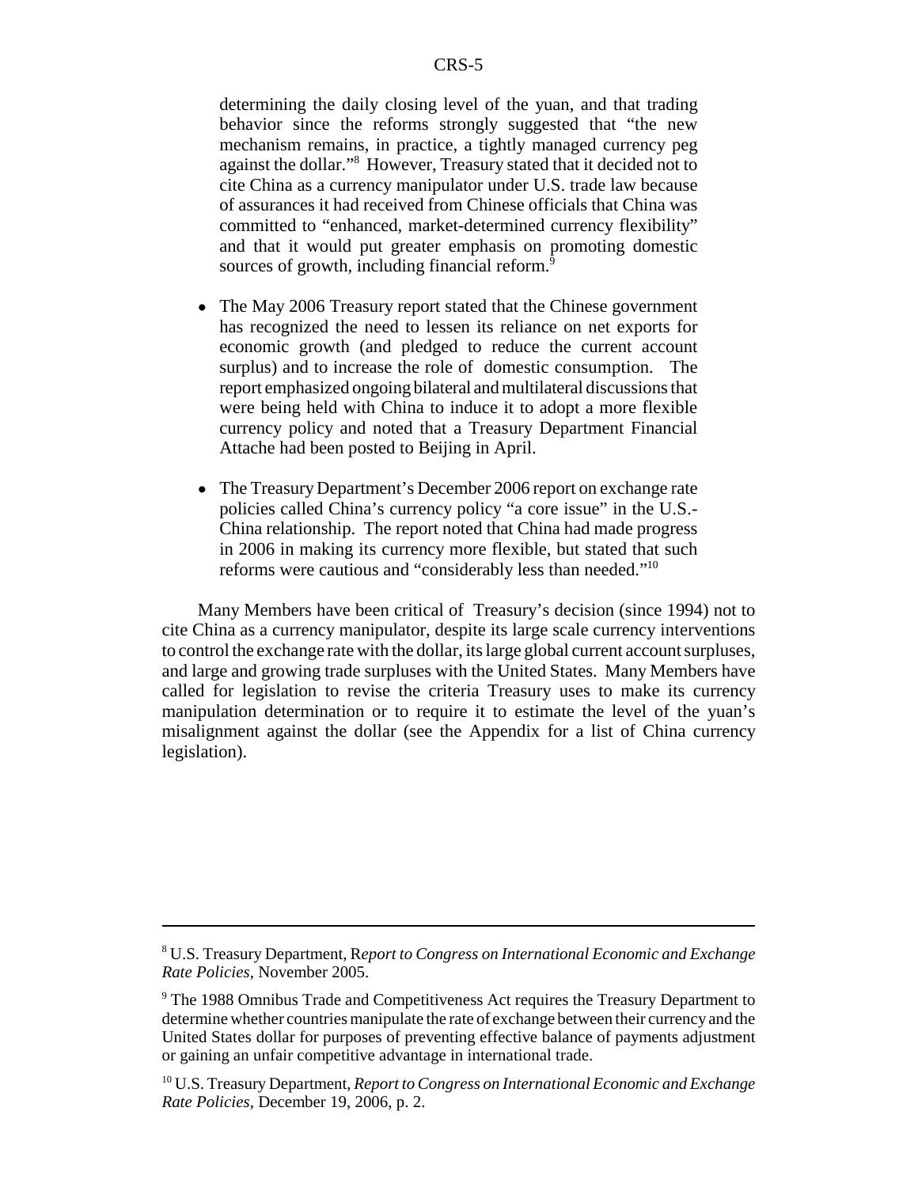determining the daily closing level of the yuan, and that trading behavior since the reforms strongly suggested that "the new mechanism remains, in practice, a tightly managed currency peg against the dollar."[8] However, Treasury stated that it decided not to cite China as a currency manipulator under U.S. trade law because of assurances it had received from Chinese officials that China was committed to "enhanced, market-determined currency flexibility" and that it would put greater emphasis on promoting domestic sources of growth, including financial reform.[9]

- The May 2006 Treasury report stated that the Chinese government has recognized the need to lessen its reliance on net exports for economic growth (and pledged to reduce the current account surplus) and to increase the role of domestic consumption. The report emphasized ongoing bilateral and multilateral discussions that were being held with China to induce it to adopt a more flexible currency policy and noted that a Treasury Department Financial Attache had been posted to Beijing in April.
- The Treasury Department's December 2006 report on exchange rate policies called China's currency policy "a core issue" in the U.S.-China relationship. The report noted that China had made progress in 2006 in making its currency more flexible, but stated that such reforms were cautious and "considerably less than needed."[10]

Many Members have been critical of Treasury's decision (since 1994) not to cite China as a currency manipulator, despite its large scale currency interventions to control the exchange rate with the dollar, its large global current account surpluses, and large and growing trade surpluses with the United States. Many Members have called for legislation to revise the criteria Treasury uses to make its currency manipulation determination or to require it to estimate the level of the yuan's misalignment against the dollar (see the Appendix for a list of China currency legislation).

---

[8] U.S. Treasury Department, R*eport to Congress on International Economic and Exchange Rate Policies*, November 2005.

[9] The 1988 Omnibus Trade and Competitiveness Act requires the Treasury Department to determine whether countries manipulate the rate of exchange between their currency and the United States dollar for purposes of preventing effective balance of payments adjustment or gaining an unfair competitive advantage in international trade.

[10] U.S. Treasury Department, *Report to Congress on International Economic and Exchange Rate Policies*, December 19, 2006, p. 2.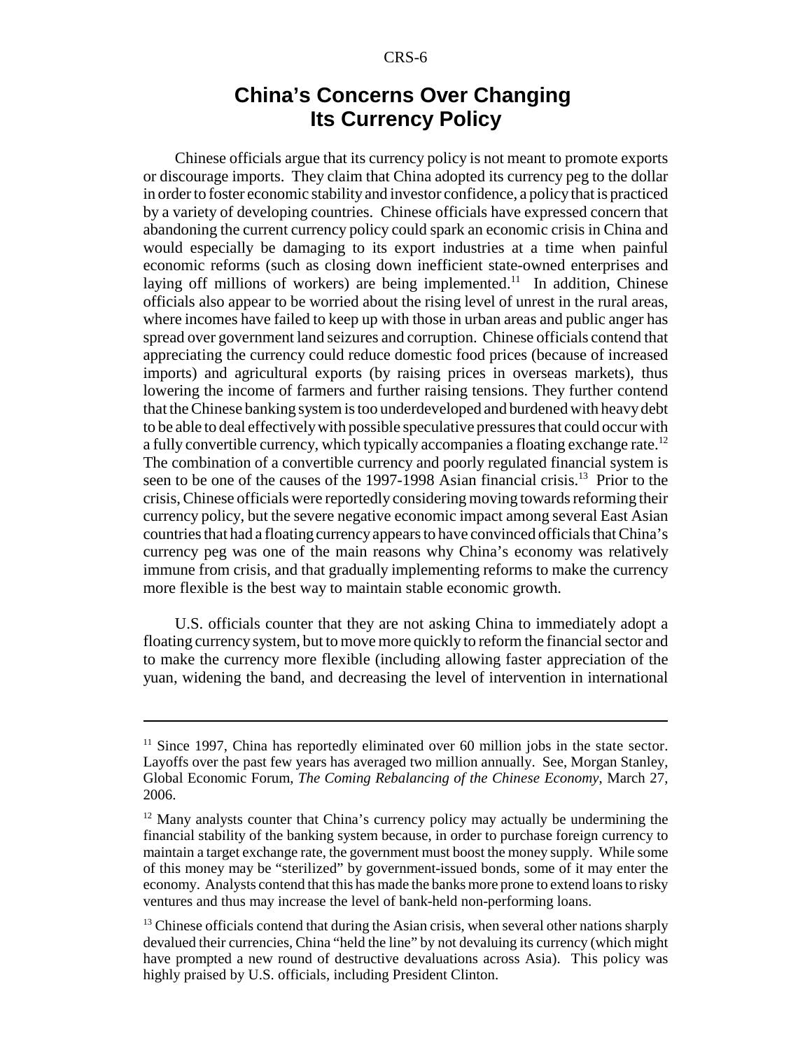## China's Concerns Over Changing Its Currency Policy

Chinese officials argue that its currency policy is not meant to promote exports or discourage imports. They claim that China adopted its currency peg to the dollar in order to foster economic stability and investor confidence, a policy that is practiced by a variety of developing countries. Chinese officials have expressed concern that abandoning the current currency policy could spark an economic crisis in China and would especially be damaging to its export industries at a time when painful economic reforms (such as closing down inefficient state-owned enterprises and laying off millions of workers) are being implemented.[11] In addition, Chinese officials also appear to be worried about the rising level of unrest in the rural areas, where incomes have failed to keep up with those in urban areas and public anger has spread over government land seizures and corruption. Chinese officials contend that appreciating the currency could reduce domestic food prices (because of increased imports) and agricultural exports (by raising prices in overseas markets), thus lowering the income of farmers and further raising tensions. They further contend that the Chinese banking system is too underdeveloped and burdened with heavy debt to be able to deal effectively with possible speculative pressures that could occur with a fully convertible currency, which typically accompanies a floating exchange rate.[12] The combination of a convertible currency and poorly regulated financial system is seen to be one of the causes of the 1997-1998 Asian financial crisis.[13] Prior to the crisis, Chinese officials were reportedly considering moving towards reforming their currency policy, but the severe negative economic impact among several East Asian countries that had a floating currency appears to have convinced officials that China's currency peg was one of the main reasons why China's economy was relatively immune from crisis, and that gradually implementing reforms to make the currency more flexible is the best way to maintain stable economic growth.

U.S. officials counter that they are not asking China to immediately adopt a floating currency system, but to move more quickly to reform the financial sector and to make the currency more flexible (including allowing faster appreciation of the yuan, widening the band, and decreasing the level of intervention in international

---

[11] Since 1997, China has reportedly eliminated over 60 million jobs in the state sector. Layoffs over the past few years has averaged two million annually. See, Morgan Stanley, Global Economic Forum, *The Coming Rebalancing of the Chinese Economy*, March 27, 2006.

[12] Many analysts counter that China's currency policy may actually be undermining the financial stability of the banking system because, in order to purchase foreign currency to maintain a target exchange rate, the government must boost the money supply. While some of this money may be "sterilized" by government-issued bonds, some of it may enter the economy. Analysts contend that this has made the banks more prone to extend loans to risky ventures and thus may increase the level of bank-held non-performing loans.

[13] Chinese officials contend that during the Asian crisis, when several other nations sharply devalued their currencies, China "held the line" by not devaluing its currency (which might have prompted a new round of destructive devaluations across Asia). This policy was highly praised by U.S. officials, including President Clinton.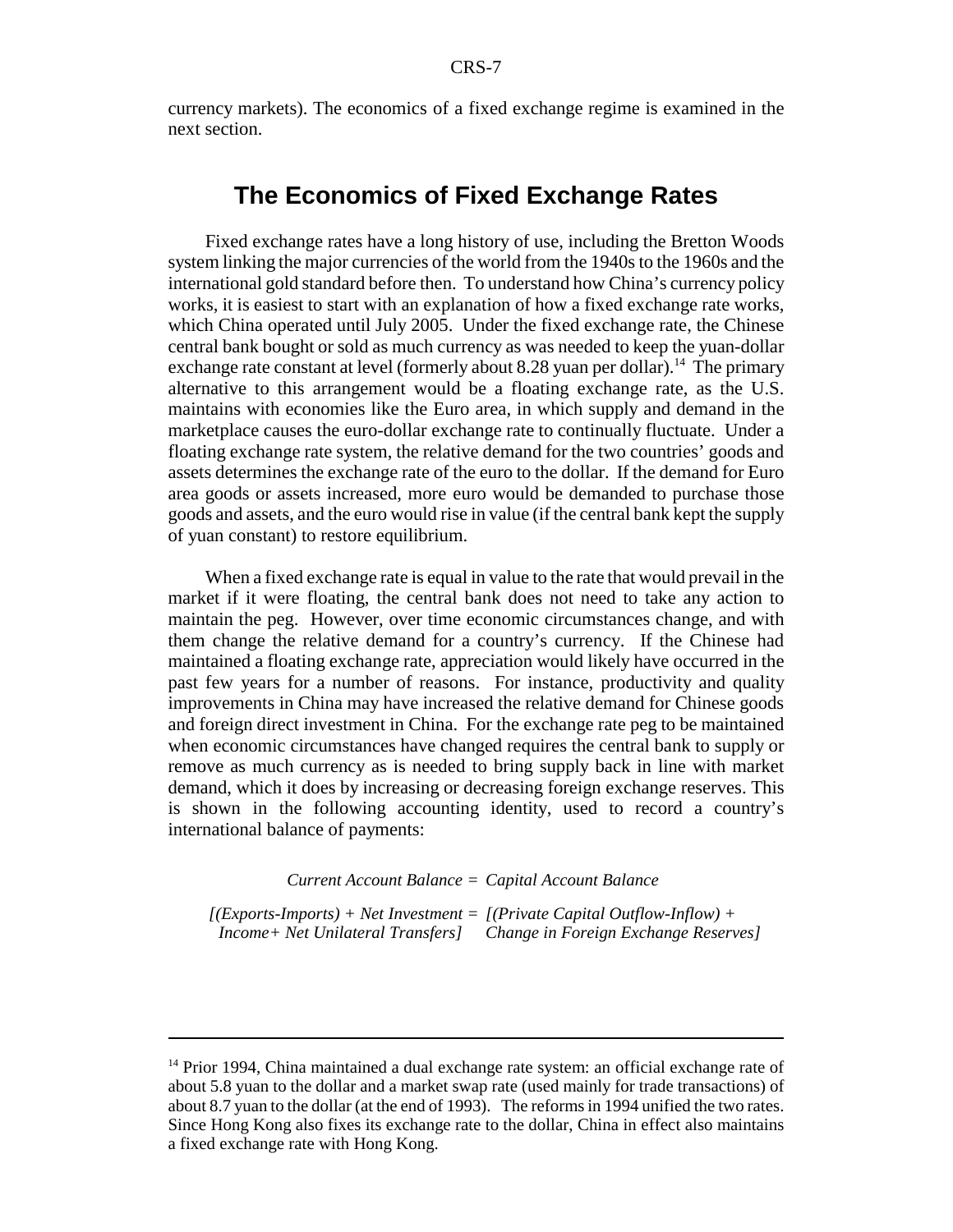currency markets). The economics of a fixed exchange regime is examined in the next section.

## The Economics of Fixed Exchange Rates

Fixed exchange rates have a long history of use, including the Bretton Woods system linking the major currencies of the world from the 1940s to the 1960s and the international gold standard before then. To understand how China's currency policy works, it is easiest to start with an explanation of how a fixed exchange rate works, which China operated until July 2005. Under the fixed exchange rate, the Chinese central bank bought or sold as much currency as was needed to keep the yuan-dollar exchange rate constant at level (formerly about 8.28 yuan per dollar).[14] The primary alternative to this arrangement would be a floating exchange rate, as the U.S. maintains with economies like the Euro area, in which supply and demand in the marketplace causes the euro-dollar exchange rate to continually fluctuate. Under a floating exchange rate system, the relative demand for the two countries' goods and assets determines the exchange rate of the euro to the dollar. If the demand for Euro area goods or assets increased, more euro would be demanded to purchase those goods and assets, and the euro would rise in value (if the central bank kept the supply of yuan constant) to restore equilibrium.

When a fixed exchange rate is equal in value to the rate that would prevail in the market if it were floating, the central bank does not need to take any action to maintain the peg. However, over time economic circumstances change, and with them change the relative demand for a country's currency. If the Chinese had maintained a floating exchange rate, appreciation would likely have occurred in the past few years for a number of reasons. For instance, productivity and quality improvements in China may have increased the relative demand for Chinese goods and foreign direct investment in China. For the exchange rate peg to be maintained when economic circumstances have changed requires the central bank to supply or remove as much currency as is needed to bring supply back in line with market demand, which it does by increasing or decreasing foreign exchange reserves. This is shown in the following accounting identity, used to record a country's international balance of payments:

*Current Account Balance = Capital Account Balance*

*[(Exports-Imports) + Net Investment Income+ Net Unilateral Transfers] = [(Private Capital Outflow-Inflow) + Change in Foreign Exchange Reserves]*

---

[14] Prior 1994, China maintained a dual exchange rate system: an official exchange rate of about 5.8 yuan to the dollar and a market swap rate (used mainly for trade transactions) of about 8.7 yuan to the dollar (at the end of 1993). The reforms in 1994 unified the two rates. Since Hong Kong also fixes its exchange rate to the dollar, China in effect also maintains a fixed exchange rate with Hong Kong.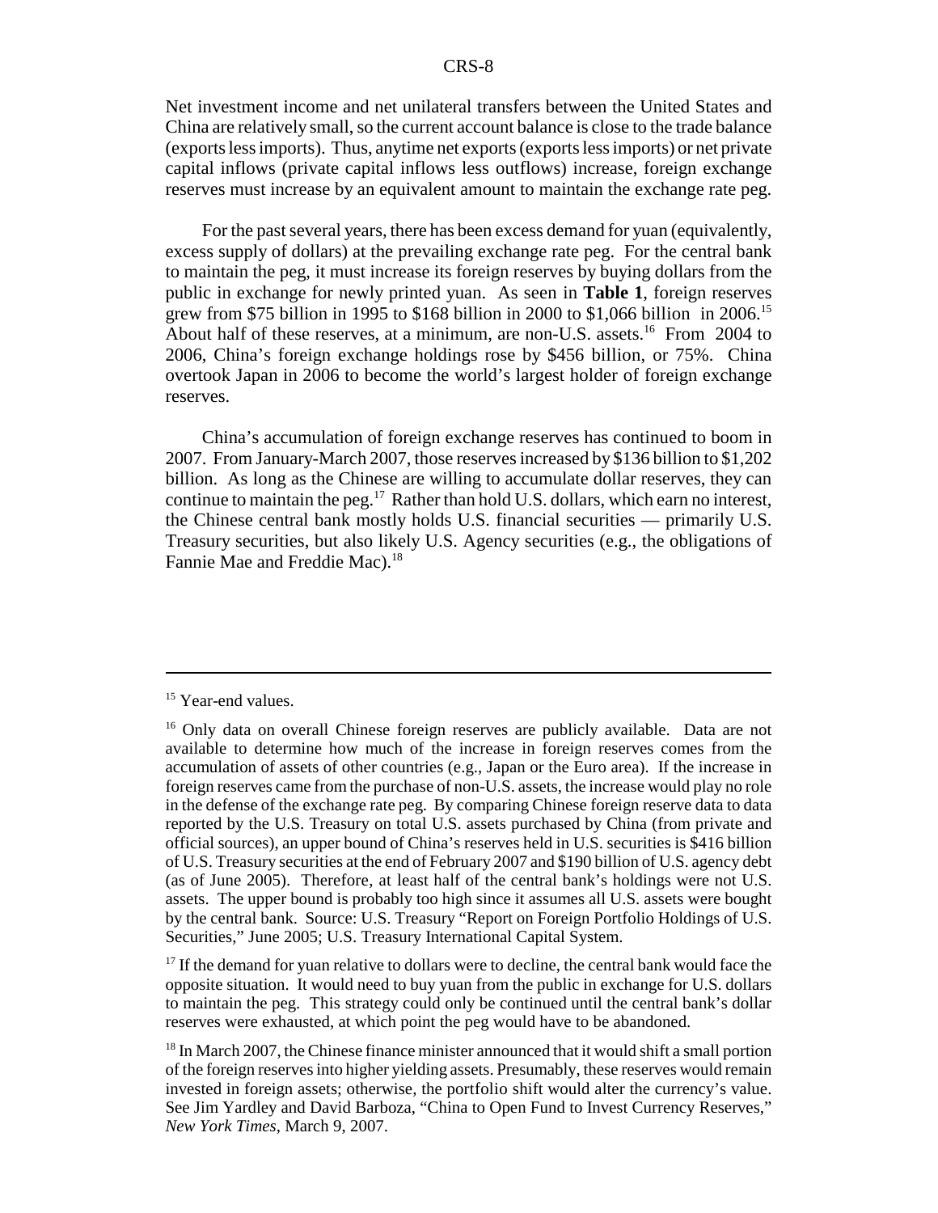Net investment income and net unilateral transfers between the United States and China are relatively small, so the current account balance is close to the trade balance (exports less imports). Thus, anytime net exports (exports less imports) or net private capital inflows (private capital inflows less outflows) increase, foreign exchange reserves must increase by an equivalent amount to maintain the exchange rate peg.

For the past several years, there has been excess demand for yuan (equivalently, excess supply of dollars) at the prevailing exchange rate peg. For the central bank to maintain the peg, it must increase its foreign reserves by buying dollars from the public in exchange for newly printed yuan. As seen in **Table 1**, foreign reserves grew from $75 billion in 1995 to $168 billion in 2000 to $1,066 billion in 2006.[15] About half of these reserves, at a minimum, are non-U.S. assets.[16] From 2004 to 2006, China's foreign exchange holdings rose by $456 billion, or 75%. China overtook Japan in 2006 to become the world's largest holder of foreign exchange reserves.

China's accumulation of foreign exchange reserves has continued to boom in 2007. From January-March 2007, those reserves increased by $136 billion to $1,202 billion. As long as the Chinese are willing to accumulate dollar reserves, they can continue to maintain the peg.[17] Rather than hold U.S. dollars, which earn no interest, the Chinese central bank mostly holds U.S. financial securities — primarily U.S. Treasury securities, but also likely U.S. Agency securities (e.g., the obligations of Fannie Mae and Freddie Mac).[18]

---

[15] Year-end values.

[16] Only data on overall Chinese foreign reserves are publicly available. Data are not available to determine how much of the increase in foreign reserves comes from the accumulation of assets of other countries (e.g., Japan or the Euro area). If the increase in foreign reserves came from the purchase of non-U.S. assets, the increase would play no role in the defense of the exchange rate peg. By comparing Chinese foreign reserve data to data reported by the U.S. Treasury on total U.S. assets purchased by China (from private and official sources), an upper bound of China's reserves held in U.S. securities is $416 billion of U.S. Treasury securities at the end of February 2007 and $190 billion of U.S. agency debt (as of June 2005). Therefore, at least half of the central bank's holdings were not U.S. assets. The upper bound is probably too high since it assumes all U.S. assets were bought by the central bank. Source: U.S. Treasury "Report on Foreign Portfolio Holdings of U.S. Securities," June 2005; U.S. Treasury International Capital System.

[17] If the demand for yuan relative to dollars were to decline, the central bank would face the opposite situation. It would need to buy yuan from the public in exchange for U.S. dollars to maintain the peg. This strategy could only be continued until the central bank's dollar reserves were exhausted, at which point the peg would have to be abandoned.

[18] In March 2007, the Chinese finance minister announced that it would shift a small portion of the foreign reserves into higher yielding assets. Presumably, these reserves would remain invested in foreign assets; otherwise, the portfolio shift would alter the currency's value. See Jim Yardley and David Barboza, "China to Open Fund to Invest Currency Reserves," *New York Times*, March 9, 2007.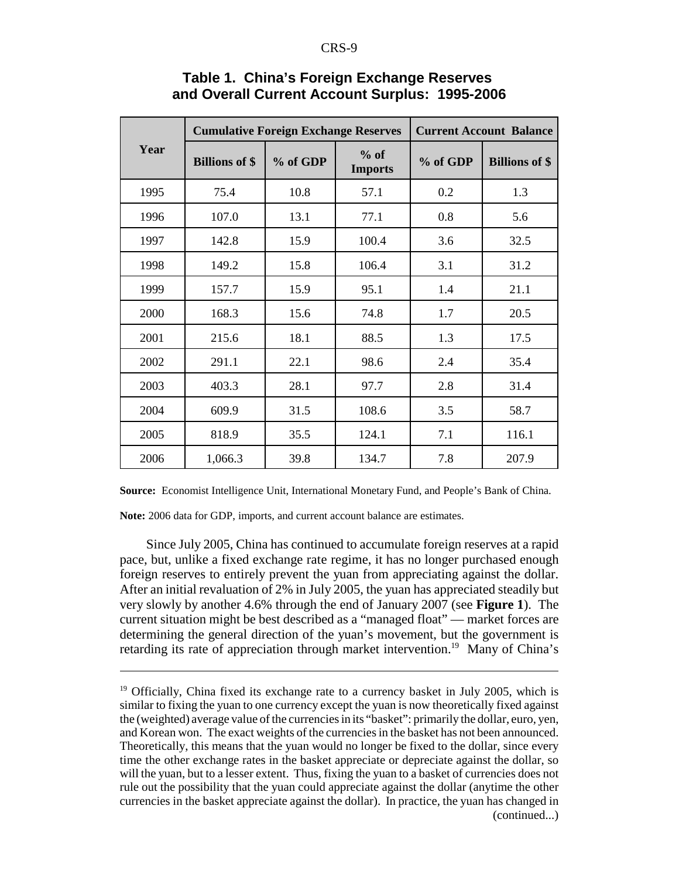**Table 1. China's Foreign Exchange Reserves and Overall Current Account Surplus: 1995-2006**

| Year | Cumulative Foreign Exchange Reserves | | | Current Account Balance | |
|---|---|---|---|---|---|
| | Billions of $ | % of GDP | % of Imports | % of GDP | Billions of $ |
| 1995 | 75.4 | 10.8 | 57.1 | 0.2 | 1.3 |
| 1996 | 107.0 | 13.1 | 77.1 | 0.8 | 5.6 |
| 1997 | 142.8 | 15.9 | 100.4 | 3.6 | 32.5 |
| 1998 | 149.2 | 15.8 | 106.4 | 3.1 | 31.2 |
| 1999 | 157.7 | 15.9 | 95.1 | 1.4 | 21.1 |
| 2000 | 168.3 | 15.6 | 74.8 | 1.7 | 20.5 |
| 2001 | 215.6 | 18.1 | 88.5 | 1.3 | 17.5 |
| 2002 | 291.1 | 22.1 | 98.6 | 2.4 | 35.4 |
| 2003 | 403.3 | 28.1 | 97.7 | 2.8 | 31.4 |
| 2004 | 609.9 | 31.5 | 108.6 | 3.5 | 58.7 |
| 2005 | 818.9 | 35.5 | 124.1 | 7.1 | 116.1 |
| 2006 | 1,066.3 | 39.8 | 134.7 | 7.8 | 207.9 |

**Source:** Economist Intelligence Unit, International Monetary Fund, and People's Bank of China.

**Note:** 2006 data for GDP, imports, and current account balance are estimates.

Since July 2005, China has continued to accumulate foreign reserves at a rapid pace, but, unlike a fixed exchange rate regime, it has no longer purchased enough foreign reserves to entirely prevent the yuan from appreciating against the dollar. After an initial revaluation of 2% in July 2005, the yuan has appreciated steadily but very slowly by another 4.6% through the end of January 2007 (see **Figure 1**). The current situation might be best described as a "managed float" — market forces are determining the general direction of the yuan's movement, but the government is retarding its rate of appreciation through market intervention.[19] Many of China's

[19] Officially, China fixed its exchange rate to a currency basket in July 2005, which is similar to fixing the yuan to one currency except the yuan is now theoretically fixed against the (weighted) average value of the currencies in its "basket": primarily the dollar, euro, yen, and Korean won. The exact weights of the currencies in the basket has not been announced. Theoretically, this means that the yuan would no longer be fixed to the dollar, since every time the other exchange rates in the basket appreciate or depreciate against the dollar, so will the yuan, but to a lesser extent. Thus, fixing the yuan to a basket of currencies does not rule out the possibility that the yuan could appreciate against the dollar (anytime the other currencies in the basket appreciate against the dollar). In practice, the yuan has changed in (continued...)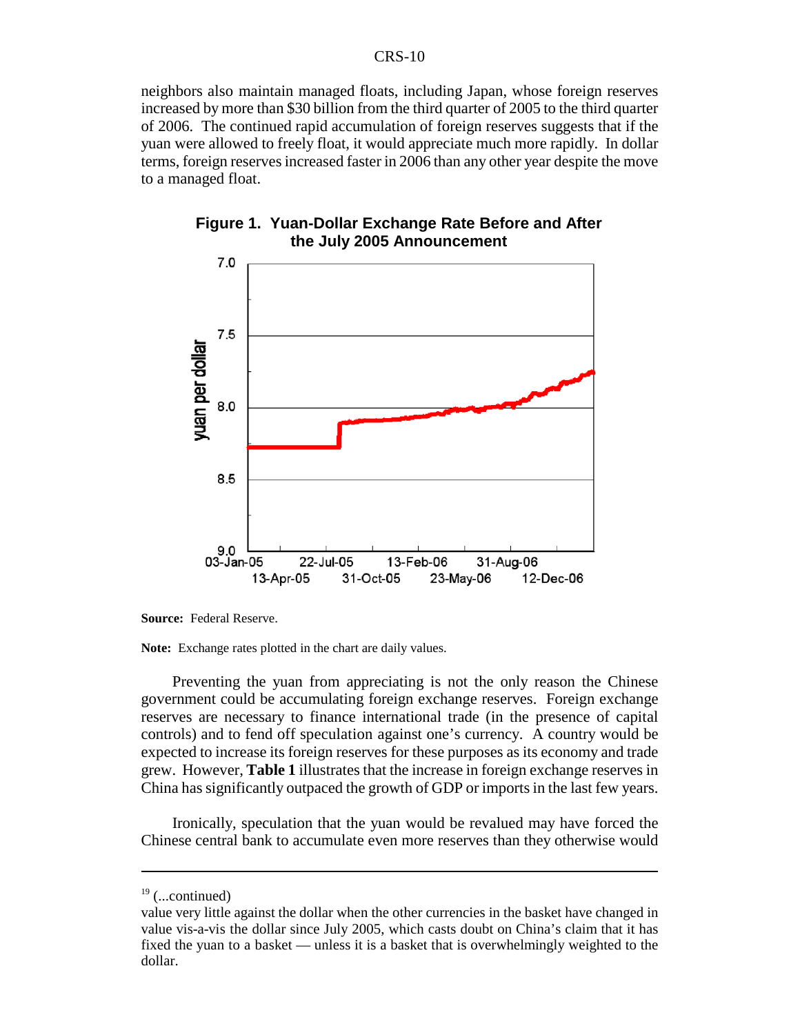neighbors also maintain managed floats, including Japan, whose foreign reserves increased by more than $30 billion from the third quarter of 2005 to the third quarter of 2006. The continued rapid accumulation of foreign reserves suggests that if the yuan were allowed to freely float, it would appreciate much more rapidly. In dollar terms, foreign reserves increased faster in 2006 than any other year despite the move to a managed float.

**Figure 1. Yuan-Dollar Exchange Rate Before and After the July 2005 Announcement**

**Source:** Federal Reserve.

**Note:** Exchange rates plotted in the chart are daily values.

Preventing the yuan from appreciating is not the only reason the Chinese government could be accumulating foreign exchange reserves. Foreign exchange reserves are necessary to finance international trade (in the presence of capital controls) and to fend off speculation against one's currency. A country would be expected to increase its foreign reserves for these purposes as its economy and trade grew. However, **Table 1** illustrates that the increase in foreign exchange reserves in China has significantly outpaced the growth of GDP or imports in the last few years.

Ironically, speculation that the yuan would be revalued may have forced the Chinese central bank to accumulate even more reserves than they otherwise would

---

[19] (...continued)
value very little against the dollar when the other currencies in the basket have changed in value vis-a-vis the dollar since July 2005, which casts doubt on China's claim that it has fixed the yuan to a basket — unless it is a basket that is overwhelmingly weighted to the dollar.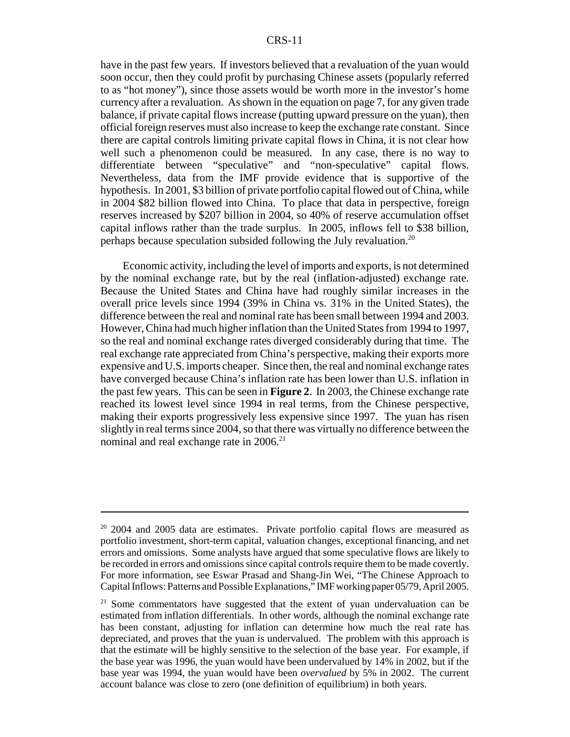have in the past few years. If investors believed that a revaluation of the yuan would soon occur, then they could profit by purchasing Chinese assets (popularly referred to as "hot money"), since those assets would be worth more in the investor's home currency after a revaluation. As shown in the equation on page 7, for any given trade balance, if private capital flows increase (putting upward pressure on the yuan), then official foreign reserves must also increase to keep the exchange rate constant. Since there are capital controls limiting private capital flows in China, it is not clear how well such a phenomenon could be measured. In any case, there is no way to differentiate between "speculative" and "non-speculative" capital flows. Nevertheless, data from the IMF provide evidence that is supportive of the hypothesis. In 2001, \$3 billion of private portfolio capital flowed out of China, while in 2004 \$82 billion flowed into China. To place that data in perspective, foreign reserves increased by \$207 billion in 2004, so 40% of reserve accumulation offset capital inflows rather than the trade surplus. In 2005, inflows fell to \$38 billion, perhaps because speculation subsided following the July revaluation.[20]

Economic activity, including the level of imports and exports, is not determined by the nominal exchange rate, but by the real (inflation-adjusted) exchange rate. Because the United States and China have had roughly similar increases in the overall price levels since 1994 (39% in China vs. 31% in the United States), the difference between the real and nominal rate has been small between 1994 and 2003. However, China had much higher inflation than the United States from 1994 to 1997, so the real and nominal exchange rates diverged considerably during that time. The real exchange rate appreciated from China's perspective, making their exports more expensive and U.S. imports cheaper. Since then, the real and nominal exchange rates have converged because China's inflation rate has been lower than U.S. inflation in the past few years. This can be seen in **Figure 2**. In 2003, the Chinese exchange rate reached its lowest level since 1994 in real terms, from the Chinese perspective, making their exports progressively less expensive since 1997. The yuan has risen slightly in real terms since 2004, so that there was virtually no difference between the nominal and real exchange rate in 2006.[21]

---

[20] 2004 and 2005 data are estimates. Private portfolio capital flows are measured as portfolio investment, short-term capital, valuation changes, exceptional financing, and net errors and omissions. Some analysts have argued that some speculative flows are likely to be recorded in errors and omissions since capital controls require them to be made covertly. For more information, see Eswar Prasad and Shang-Jin Wei, "The Chinese Approach to Capital Inflows: Patterns and Possible Explanations," IMF working paper 05/79, April 2005.

[21] Some commentators have suggested that the extent of yuan undervaluation can be estimated from inflation differentials. In other words, although the nominal exchange rate has been constant, adjusting for inflation can determine how much the real rate has depreciated, and proves that the yuan is undervalued. The problem with this approach is that the estimate will be highly sensitive to the selection of the base year. For example, if the base year was 1996, the yuan would have been undervalued by 14% in 2002, but if the base year was 1994, the yuan would have been *overvalued* by 5% in 2002. The current account balance was close to zero (one definition of equilibrium) in both years.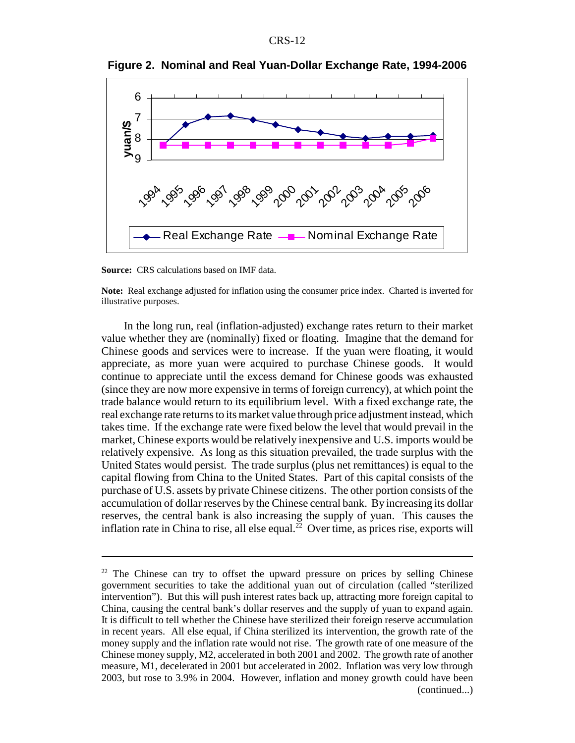**Figure 2. Nominal and Real Yuan-Dollar Exchange Rate, 1994-2006**

yuan/$

6
7
8
9

1994 1995 1996 1997 1998 1999 2000 2001 2002 2003 2004 2005 2006

Real Exchange Rate — Nominal Exchange Rate

**Source:** CRS calculations based on IMF data.

**Note:** Real exchange adjusted for inflation using the consumer price index. Charted is inverted for illustrative purposes.

In the long run, real (inflation-adjusted) exchange rates return to their market value whether they are (nominally) fixed or floating. Imagine that the demand for Chinese goods and services were to increase. If the yuan were floating, it would appreciate, as more yuan were acquired to purchase Chinese goods. It would continue to appreciate until the excess demand for Chinese goods was exhausted (since they are now more expensive in terms of foreign currency), at which point the trade balance would return to its equilibrium level. With a fixed exchange rate, the real exchange rate returns to its market value through price adjustment instead, which takes time. If the exchange rate were fixed below the level that would prevail in the market, Chinese exports would be relatively inexpensive and U.S. imports would be relatively expensive. As long as this situation prevailed, the trade surplus with the United States would persist. The trade surplus (plus net remittances) is equal to the capital flowing from China to the United States. Part of this capital consists of the purchase of U.S. assets by private Chinese citizens. The other portion consists of the accumulation of dollar reserves by the Chinese central bank. By increasing its dollar reserves, the central bank is also increasing the supply of yuan. This causes the inflation rate in China to rise, all else equal.[22] Over time, as prices rise, exports will

[22] The Chinese can try to offset the upward pressure on prices by selling Chinese government securities to take the additional yuan out of circulation (called "sterilized intervention"). But this will push interest rates back up, attracting more foreign capital to China, causing the central bank's dollar reserves and the supply of yuan to expand again. It is difficult to tell whether the Chinese have sterilized their foreign reserve accumulation in recent years. All else equal, if China sterilized its intervention, the growth rate of the money supply and the inflation rate would not rise. The growth rate of one measure of the Chinese money supply, M2, accelerated in both 2001 and 2002. The growth rate of another measure, M1, decelerated in 2001 but accelerated in 2002. Inflation was very low through 2003, but rose to 3.9% in 2004. However, inflation and money growth could have been (continued...)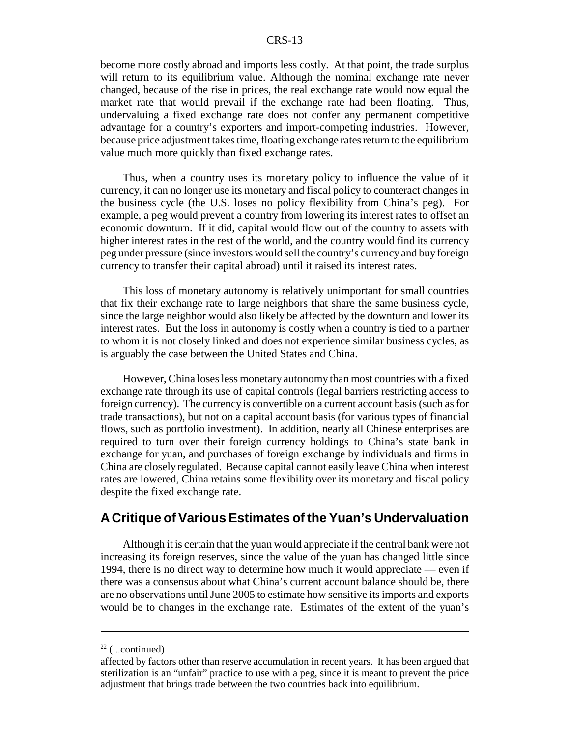become more costly abroad and imports less costly. At that point, the trade surplus will return to its equilibrium value. Although the nominal exchange rate never changed, because of the rise in prices, the real exchange rate would now equal the market rate that would prevail if the exchange rate had been floating. Thus, undervaluing a fixed exchange rate does not confer any permanent competitive advantage for a country's exporters and import-competing industries. However, because price adjustment takes time, floating exchange rates return to the equilibrium value much more quickly than fixed exchange rates.

Thus, when a country uses its monetary policy to influence the value of it currency, it can no longer use its monetary and fiscal policy to counteract changes in the business cycle (the U.S. loses no policy flexibility from China's peg). For example, a peg would prevent a country from lowering its interest rates to offset an economic downturn. If it did, capital would flow out of the country to assets with higher interest rates in the rest of the world, and the country would find its currency peg under pressure (since investors would sell the country's currency and buy foreign currency to transfer their capital abroad) until it raised its interest rates.

This loss of monetary autonomy is relatively unimportant for small countries that fix their exchange rate to large neighbors that share the same business cycle, since the large neighbor would also likely be affected by the downturn and lower its interest rates. But the loss in autonomy is costly when a country is tied to a partner to whom it is not closely linked and does not experience similar business cycles, as is arguably the case between the United States and China.

However, China loses less monetary autonomy than most countries with a fixed exchange rate through its use of capital controls (legal barriers restricting access to foreign currency). The currency is convertible on a current account basis (such as for trade transactions), but not on a capital account basis (for various types of financial flows, such as portfolio investment). In addition, nearly all Chinese enterprises are required to turn over their foreign currency holdings to China's state bank in exchange for yuan, and purchases of foreign exchange by individuals and firms in China are closely regulated. Because capital cannot easily leave China when interest rates are lowered, China retains some flexibility over its monetary and fiscal policy despite the fixed exchange rate.

## A Critique of Various Estimates of the Yuan's Undervaluation

Although it is certain that the yuan would appreciate if the central bank were not increasing its foreign reserves, since the value of the yuan has changed little since 1994, there is no direct way to determine how much it would appreciate — even if there was a consensus about what China's current account balance should be, there are no observations until June 2005 to estimate how sensitive its imports and exports would be to changes in the exchange rate. Estimates of the extent of the yuan's

---

[22] (...continued)

affected by factors other than reserve accumulation in recent years. It has been argued that sterilization is an "unfair" practice to use with a peg, since it is meant to prevent the price adjustment that brings trade between the two countries back into equilibrium.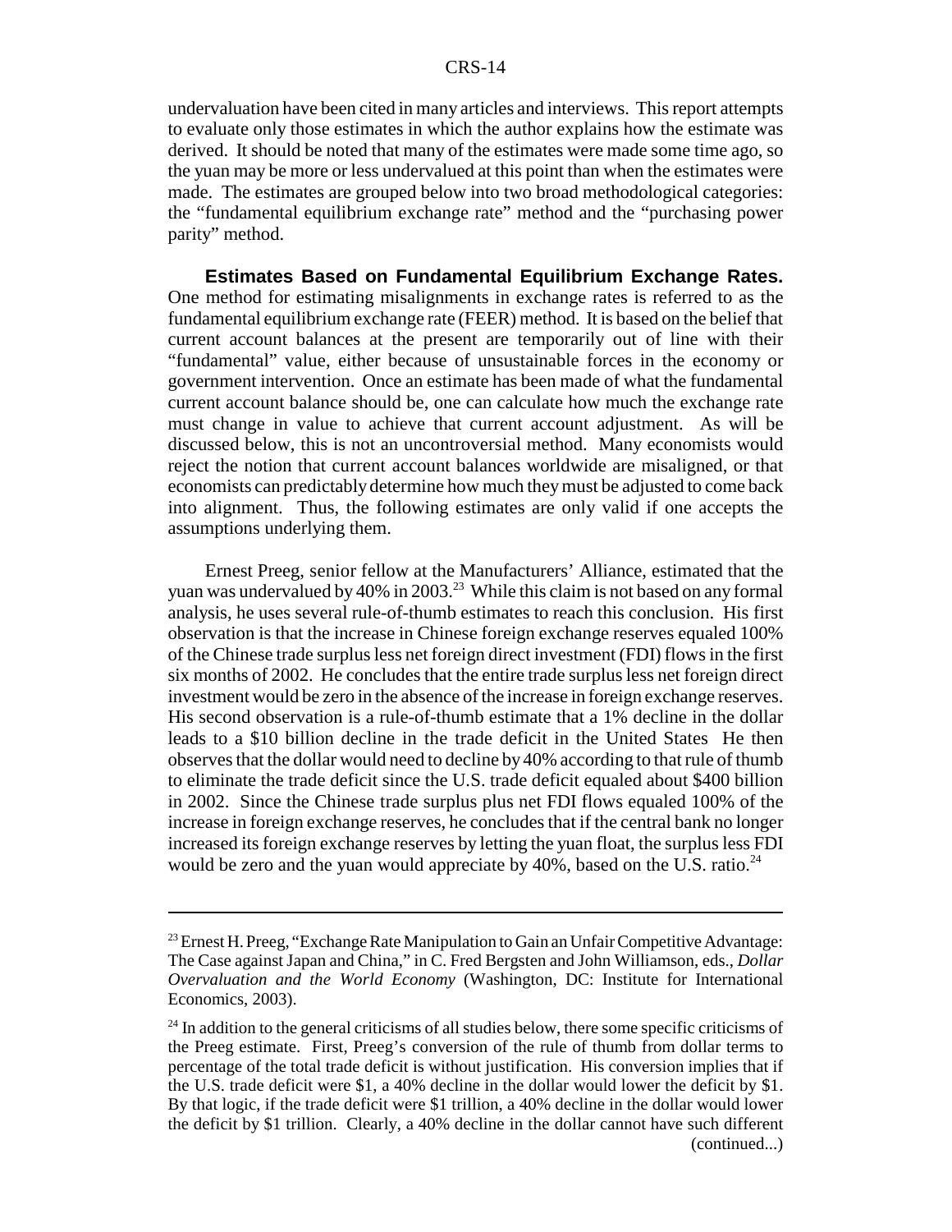undervaluation have been cited in many articles and interviews. This report attempts to evaluate only those estimates in which the author explains how the estimate was derived. It should be noted that many of the estimates were made some time ago, so the yuan may be more or less undervalued at this point than when the estimates were made. The estimates are grouped below into two broad methodological categories: the "fundamental equilibrium exchange rate" method and the "purchasing power parity" method.

**Estimates Based on Fundamental Equilibrium Exchange Rates.** One method for estimating misalignments in exchange rates is referred to as the fundamental equilibrium exchange rate (FEER) method. It is based on the belief that current account balances at the present are temporarily out of line with their "fundamental" value, either because of unsustainable forces in the economy or government intervention. Once an estimate has been made of what the fundamental current account balance should be, one can calculate how much the exchange rate must change in value to achieve that current account adjustment. As will be discussed below, this is not an uncontroversial method. Many economists would reject the notion that current account balances worldwide are misaligned, or that economists can predictably determine how much they must be adjusted to come back into alignment. Thus, the following estimates are only valid if one accepts the assumptions underlying them.

Ernest Preeg, senior fellow at the Manufacturers' Alliance, estimated that the yuan was undervalued by 40% in 2003.[23] While this claim is not based on any formal analysis, he uses several rule-of-thumb estimates to reach this conclusion. His first observation is that the increase in Chinese foreign exchange reserves equaled 100% of the Chinese trade surplus less net foreign direct investment (FDI) flows in the first six months of 2002. He concludes that the entire trade surplus less net foreign direct investment would be zero in the absence of the increase in foreign exchange reserves. His second observation is a rule-of-thumb estimate that a 1% decline in the dollar leads to a $10 billion decline in the trade deficit in the United States He then observes that the dollar would need to decline by 40% according to that rule of thumb to eliminate the trade deficit since the U.S. trade deficit equaled about $400 billion in 2002. Since the Chinese trade surplus plus net FDI flows equaled 100% of the increase in foreign exchange reserves, he concludes that if the central bank no longer increased its foreign exchange reserves by letting the yuan float, the surplus less FDI would be zero and the yuan would appreciate by 40%, based on the U.S. ratio.[24]

---

[23] Ernest H. Preeg, "Exchange Rate Manipulation to Gain an Unfair Competitive Advantage: The Case against Japan and China," in C. Fred Bergsten and John Williamson, eds., *Dollar Overvaluation and the World Economy* (Washington, DC: Institute for International Economics, 2003).

[24] In addition to the general criticisms of all studies below, there some specific criticisms of the Preeg estimate. First, Preeg's conversion of the rule of thumb from dollar terms to percentage of the total trade deficit is without justification. His conversion implies that if the U.S. trade deficit were $1, a 40% decline in the dollar would lower the deficit by $1. By that logic, if the trade deficit were $1 trillion, a 40% decline in the dollar would lower the deficit by $1 trillion. Clearly, a 40% decline in the dollar cannot have such different (continued...)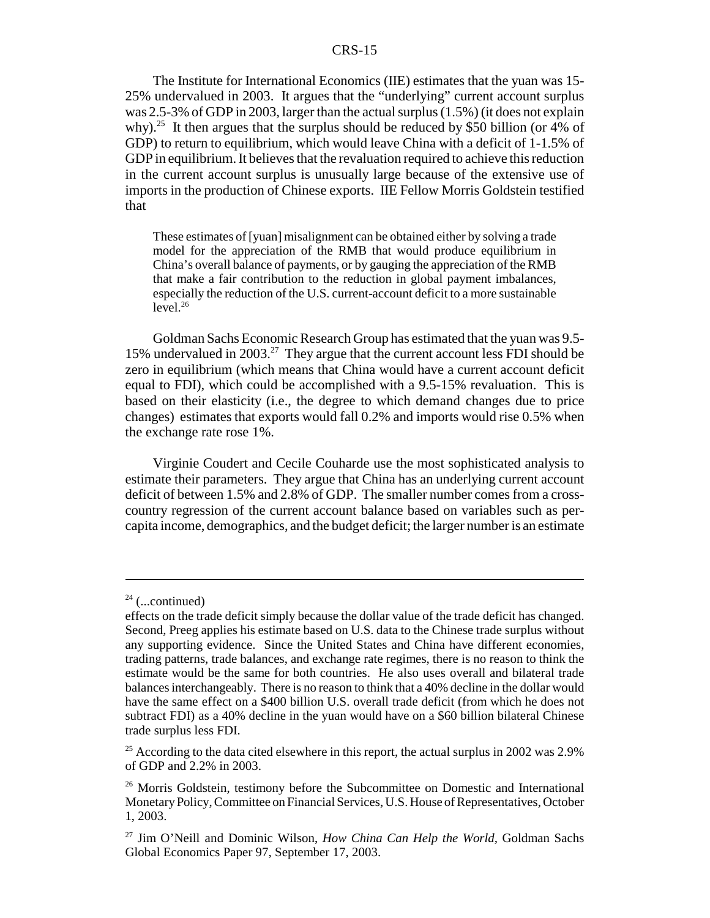The Institute for International Economics (IIE) estimates that the yuan was 15-25% undervalued in 2003. It argues that the "underlying" current account surplus was 2.5-3% of GDP in 2003, larger than the actual surplus (1.5%) (it does not explain why).[25] It then argues that the surplus should be reduced by $50 billion (or 4% of GDP) to return to equilibrium, which would leave China with a deficit of 1-1.5% of GDP in equilibrium. It believes that the revaluation required to achieve this reduction in the current account surplus is unusually large because of the extensive use of imports in the production of Chinese exports. IIE Fellow Morris Goldstein testified that

> These estimates of [yuan] misalignment can be obtained either by solving a trade model for the appreciation of the RMB that would produce equilibrium in China's overall balance of payments, or by gauging the appreciation of the RMB that make a fair contribution to the reduction in global payment imbalances, especially the reduction of the U.S. current-account deficit to a more sustainable level.[26]

Goldman Sachs Economic Research Group has estimated that the yuan was 9.5-15% undervalued in 2003.[27] They argue that the current account less FDI should be zero in equilibrium (which means that China would have a current account deficit equal to FDI), which could be accomplished with a 9.5-15% revaluation. This is based on their elasticity (i.e., the degree to which demand changes due to price changes) estimates that exports would fall 0.2% and imports would rise 0.5% when the exchange rate rose 1%.

Virginie Coudert and Cecile Couharde use the most sophisticated analysis to estimate their parameters. They argue that China has an underlying current account deficit of between 1.5% and 2.8% of GDP. The smaller number comes from a cross-country regression of the current account balance based on variables such as per-capita income, demographics, and the budget deficit; the larger number is an estimate

---

[24] (...continued)

effects on the trade deficit simply because the dollar value of the trade deficit has changed. Second, Preeg applies his estimate based on U.S. data to the Chinese trade surplus without any supporting evidence. Since the United States and China have different economies, trading patterns, trade balances, and exchange rate regimes, there is no reason to think the estimate would be the same for both countries. He also uses overall and bilateral trade balances interchangeably. There is no reason to think that a 40% decline in the dollar would have the same effect on a $400 billion U.S. overall trade deficit (from which he does not subtract FDI) as a 40% decline in the yuan would have on a $60 billion bilateral Chinese trade surplus less FDI.

[25] According to the data cited elsewhere in this report, the actual surplus in 2002 was 2.9% of GDP and 2.2% in 2003.

[26] Morris Goldstein, testimony before the Subcommittee on Domestic and International Monetary Policy, Committee on Financial Services, U.S. House of Representatives, October 1, 2003.

[27] Jim O'Neill and Dominic Wilson, *How China Can Help the World*, Goldman Sachs Global Economics Paper 97, September 17, 2003.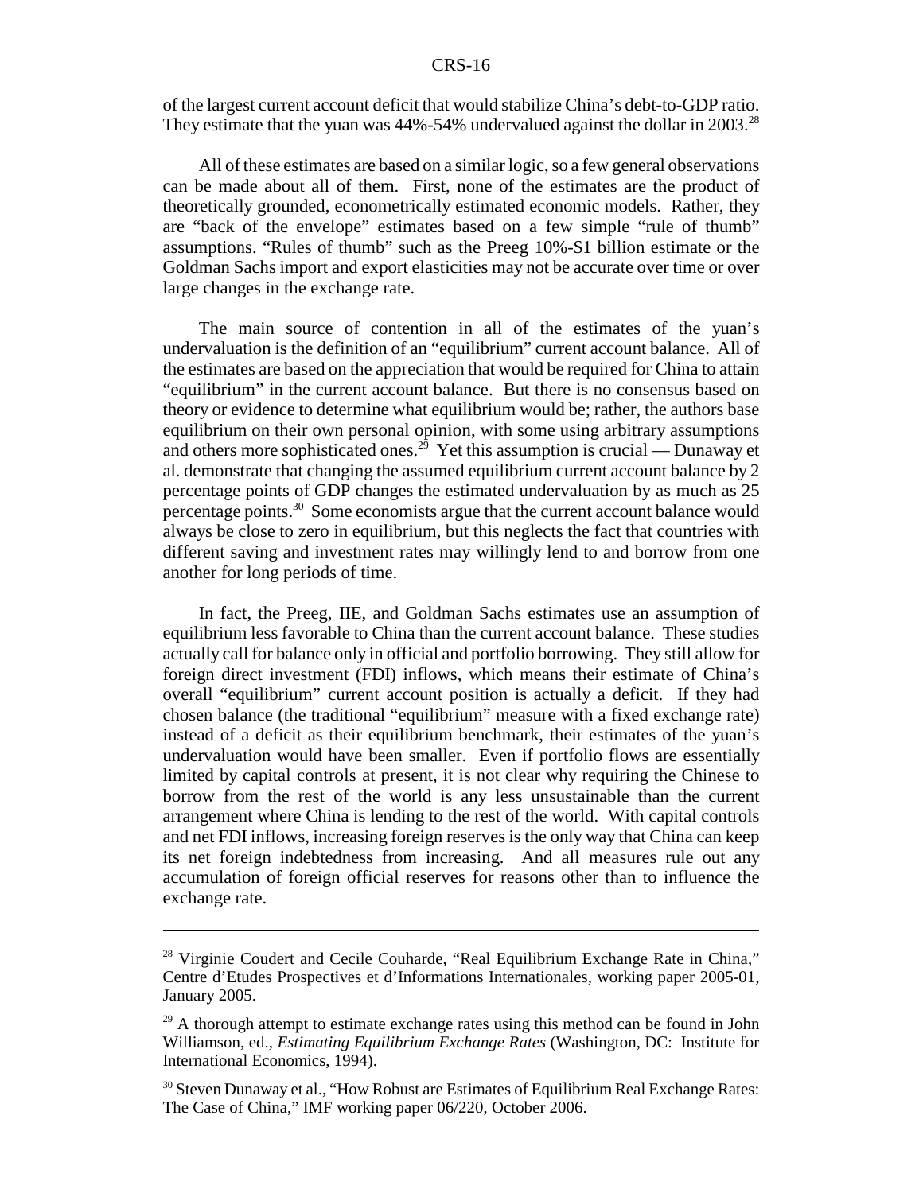of the largest current account deficit that would stabilize China's debt-to-GDP ratio. They estimate that the yuan was 44%-54% undervalued against the dollar in 2003.[28]

All of these estimates are based on a similar logic, so a few general observations can be made about all of them. First, none of the estimates are the product of theoretically grounded, econometrically estimated economic models. Rather, they are "back of the envelope" estimates based on a few simple "rule of thumb" assumptions. "Rules of thumb" such as the Preeg 10%-$1 billion estimate or the Goldman Sachs import and export elasticities may not be accurate over time or over large changes in the exchange rate.

The main source of contention in all of the estimates of the yuan's undervaluation is the definition of an "equilibrium" current account balance. All of the estimates are based on the appreciation that would be required for China to attain "equilibrium" in the current account balance. But there is no consensus based on theory or evidence to determine what equilibrium would be; rather, the authors base equilibrium on their own personal opinion, with some using arbitrary assumptions and others more sophisticated ones.[29] Yet this assumption is crucial — Dunaway et al. demonstrate that changing the assumed equilibrium current account balance by 2 percentage points of GDP changes the estimated undervaluation by as much as 25 percentage points.[30] Some economists argue that the current account balance would always be close to zero in equilibrium, but this neglects the fact that countries with different saving and investment rates may willingly lend to and borrow from one another for long periods of time.

In fact, the Preeg, IIE, and Goldman Sachs estimates use an assumption of equilibrium less favorable to China than the current account balance. These studies actually call for balance only in official and portfolio borrowing. They still allow for foreign direct investment (FDI) inflows, which means their estimate of China's overall "equilibrium" current account position is actually a deficit. If they had chosen balance (the traditional "equilibrium" measure with a fixed exchange rate) instead of a deficit as their equilibrium benchmark, their estimates of the yuan's undervaluation would have been smaller. Even if portfolio flows are essentially limited by capital controls at present, it is not clear why requiring the Chinese to borrow from the rest of the world is any less unsustainable than the current arrangement where China is lending to the rest of the world. With capital controls and net FDI inflows, increasing foreign reserves is the only way that China can keep its net foreign indebtedness from increasing. And all measures rule out any accumulation of foreign official reserves for reasons other than to influence the exchange rate.

---

[28] Virginie Coudert and Cecile Couharde, "Real Equilibrium Exchange Rate in China," Centre d'Etudes Prospectives et d'Informations Internationales, working paper 2005-01, January 2005.

[29] A thorough attempt to estimate exchange rates using this method can be found in John Williamson, ed., *Estimating Equilibrium Exchange Rates* (Washington, DC: Institute for International Economics, 1994).

[30] Steven Dunaway et al., "How Robust are Estimates of Equilibrium Real Exchange Rates: The Case of China," IMF working paper 06/220, October 2006.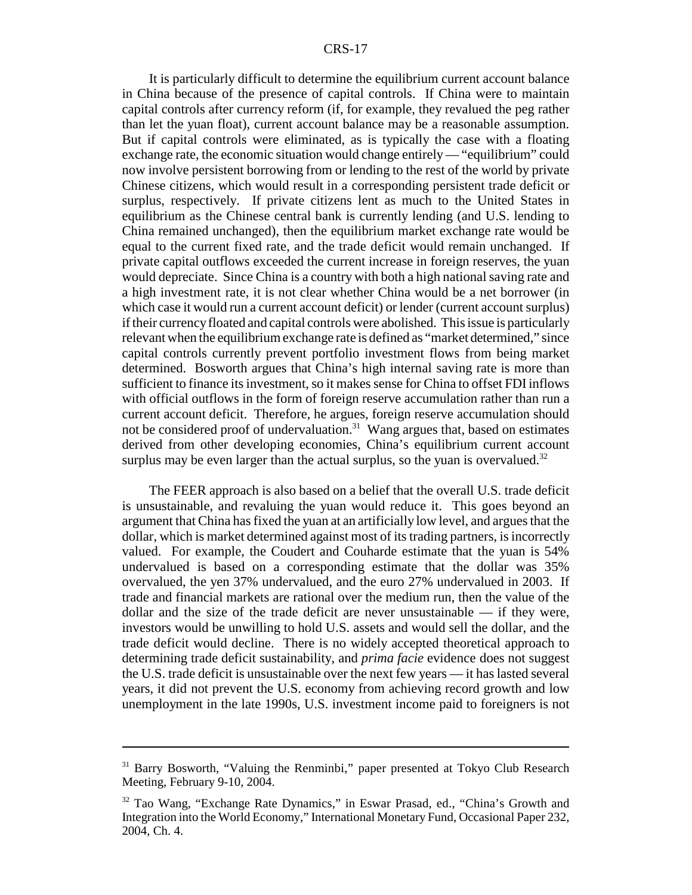It is particularly difficult to determine the equilibrium current account balance in China because of the presence of capital controls. If China were to maintain capital controls after currency reform (if, for example, they revalued the peg rather than let the yuan float), current account balance may be a reasonable assumption. But if capital controls were eliminated, as is typically the case with a floating exchange rate, the economic situation would change entirely — "equilibrium" could now involve persistent borrowing from or lending to the rest of the world by private Chinese citizens, which would result in a corresponding persistent trade deficit or surplus, respectively. If private citizens lent as much to the United States in equilibrium as the Chinese central bank is currently lending (and U.S. lending to China remained unchanged), then the equilibrium market exchange rate would be equal to the current fixed rate, and the trade deficit would remain unchanged. If private capital outflows exceeded the current increase in foreign reserves, the yuan would depreciate. Since China is a country with both a high national saving rate and a high investment rate, it is not clear whether China would be a net borrower (in which case it would run a current account deficit) or lender (current account surplus) if their currency floated and capital controls were abolished. This issue is particularly relevant when the equilibrium exchange rate is defined as "market determined," since capital controls currently prevent portfolio investment flows from being market determined. Bosworth argues that China's high internal saving rate is more than sufficient to finance its investment, so it makes sense for China to offset FDI inflows with official outflows in the form of foreign reserve accumulation rather than run a current account deficit. Therefore, he argues, foreign reserve accumulation should not be considered proof of undervaluation.[31] Wang argues that, based on estimates derived from other developing economies, China's equilibrium current account surplus may be even larger than the actual surplus, so the yuan is overvalued.[32]

The FEER approach is also based on a belief that the overall U.S. trade deficit is unsustainable, and revaluing the yuan would reduce it. This goes beyond an argument that China has fixed the yuan at an artificially low level, and argues that the dollar, which is market determined against most of its trading partners, is incorrectly valued. For example, the Coudert and Couharde estimate that the yuan is 54% undervalued is based on a corresponding estimate that the dollar was 35% overvalued, the yen 37% undervalued, and the euro 27% undervalued in 2003. If trade and financial markets are rational over the medium run, then the value of the dollar and the size of the trade deficit are never unsustainable — if they were, investors would be unwilling to hold U.S. assets and would sell the dollar, and the trade deficit would decline. There is no widely accepted theoretical approach to determining trade deficit sustainability, and *prima facie* evidence does not suggest the U.S. trade deficit is unsustainable over the next few years — it has lasted several years, it did not prevent the U.S. economy from achieving record growth and low unemployment in the late 1990s, U.S. investment income paid to foreigners is not

---

[31] Barry Bosworth, "Valuing the Renminbi," paper presented at Tokyo Club Research Meeting, February 9-10, 2004.

[32] Tao Wang, "Exchange Rate Dynamics," in Eswar Prasad, ed., "China's Growth and Integration into the World Economy," International Monetary Fund, Occasional Paper 232, 2004, Ch. 4.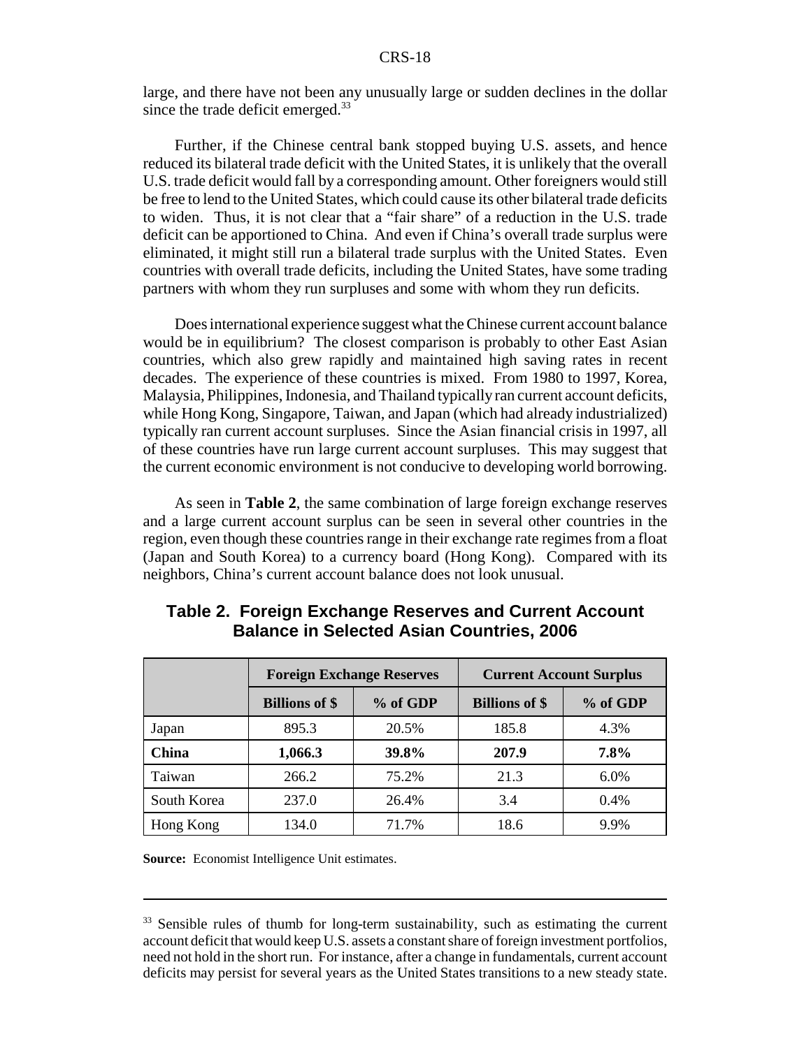large, and there have not been any unusually large or sudden declines in the dollar since the trade deficit emerged.[33]

Further, if the Chinese central bank stopped buying U.S. assets, and hence reduced its bilateral trade deficit with the United States, it is unlikely that the overall U.S. trade deficit would fall by a corresponding amount. Other foreigners would still be free to lend to the United States, which could cause its other bilateral trade deficits to widen. Thus, it is not clear that a "fair share" of a reduction in the U.S. trade deficit can be apportioned to China. And even if China's overall trade surplus were eliminated, it might still run a bilateral trade surplus with the United States. Even countries with overall trade deficits, including the United States, have some trading partners with whom they run surpluses and some with whom they run deficits.

Does international experience suggest what the Chinese current account balance would be in equilibrium? The closest comparison is probably to other East Asian countries, which also grew rapidly and maintained high saving rates in recent decades. The experience of these countries is mixed. From 1980 to 1997, Korea, Malaysia, Philippines, Indonesia, and Thailand typically ran current account deficits, while Hong Kong, Singapore, Taiwan, and Japan (which had already industrialized) typically ran current account surpluses. Since the Asian financial crisis in 1997, all of these countries have run large current account surpluses. This may suggest that the current economic environment is not conducive to developing world borrowing.

As seen in **Table 2**, the same combination of large foreign exchange reserves and a large current account surplus can be seen in several other countries in the region, even though these countries range in their exchange rate regimes from a float (Japan and South Korea) to a currency board (Hong Kong). Compared with its neighbors, China's current account balance does not look unusual.

**Table 2. Foreign Exchange Reserves and Current Account Balance in Selected Asian Countries, 2006**

| | Foreign Exchange Reserves | | Current Account Surplus | |
|---|---|---|---|---|
| | Billions of $ | % of GDP | Billions of $ | % of GDP |
| Japan | 895.3 | 20.5% | 185.8 | 4.3% |
| **China** | **1,066.3** | **39.8%** | **207.9** | **7.8%** |
| Taiwan | 266.2 | 75.2% | 21.3 | 6.0% |
| South Korea | 237.0 | 26.4% | 3.4 | 0.4% |
| Hong Kong | 134.0 | 71.7% | 18.6 | 9.9% |

**Source:** Economist Intelligence Unit estimates.

[33] Sensible rules of thumb for long-term sustainability, such as estimating the current account deficit that would keep U.S. assets a constant share of foreign investment portfolios, need not hold in the short run. For instance, after a change in fundamentals, current account deficits may persist for several years as the United States transitions to a new steady state.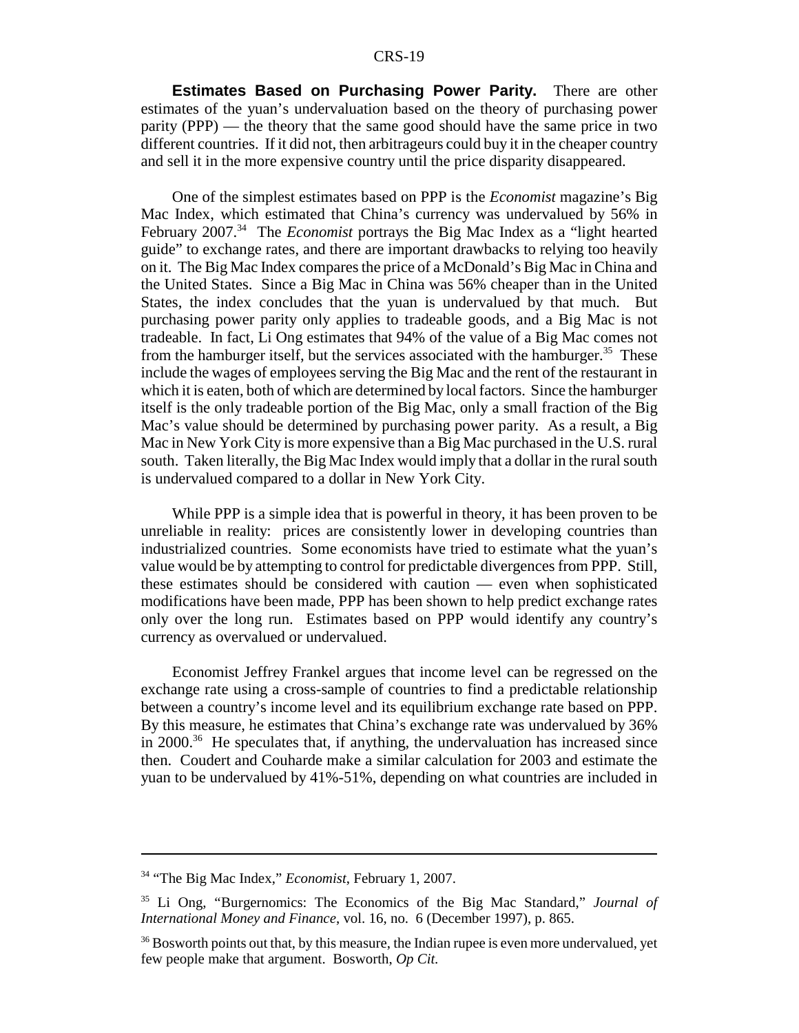**Estimates Based on Purchasing Power Parity.** There are other estimates of the yuan's undervaluation based on the theory of purchasing power parity (PPP) — the theory that the same good should have the same price in two different countries. If it did not, then arbitrageurs could buy it in the cheaper country and sell it in the more expensive country until the price disparity disappeared.

One of the simplest estimates based on PPP is the *Economist* magazine's Big Mac Index, which estimated that China's currency was undervalued by 56% in February 2007.[34] The *Economist* portrays the Big Mac Index as a "light hearted guide" to exchange rates, and there are important drawbacks to relying too heavily on it. The Big Mac Index compares the price of a McDonald's Big Mac in China and the United States. Since a Big Mac in China was 56% cheaper than in the United States, the index concludes that the yuan is undervalued by that much. But purchasing power parity only applies to tradeable goods, and a Big Mac is not tradeable. In fact, Li Ong estimates that 94% of the value of a Big Mac comes not from the hamburger itself, but the services associated with the hamburger.[35] These include the wages of employees serving the Big Mac and the rent of the restaurant in which it is eaten, both of which are determined by local factors. Since the hamburger itself is the only tradeable portion of the Big Mac, only a small fraction of the Big Mac's value should be determined by purchasing power parity. As a result, a Big Mac in New York City is more expensive than a Big Mac purchased in the U.S. rural south. Taken literally, the Big Mac Index would imply that a dollar in the rural south is undervalued compared to a dollar in New York City.

While PPP is a simple idea that is powerful in theory, it has been proven to be unreliable in reality: prices are consistently lower in developing countries than industrialized countries. Some economists have tried to estimate what the yuan's value would be by attempting to control for predictable divergences from PPP. Still, these estimates should be considered with caution — even when sophisticated modifications have been made, PPP has been shown to help predict exchange rates only over the long run. Estimates based on PPP would identify any country's currency as overvalued or undervalued.

Economist Jeffrey Frankel argues that income level can be regressed on the exchange rate using a cross-sample of countries to find a predictable relationship between a country's income level and its equilibrium exchange rate based on PPP. By this measure, he estimates that China's exchange rate was undervalued by 36% in 2000.[36] He speculates that, if anything, the undervaluation has increased since then. Coudert and Couharde make a similar calculation for 2003 and estimate the yuan to be undervalued by 41%-51%, depending on what countries are included in

---

[34] "The Big Mac Index," *Economist*, February 1, 2007.

[35] Li Ong, "Burgernomics: The Economics of the Big Mac Standard," *Journal of International Money and Finance*, vol. 16, no. 6 (December 1997), p. 865.

[36] Bosworth points out that, by this measure, the Indian rupee is even more undervalued, yet few people make that argument. Bosworth, *Op Cit.*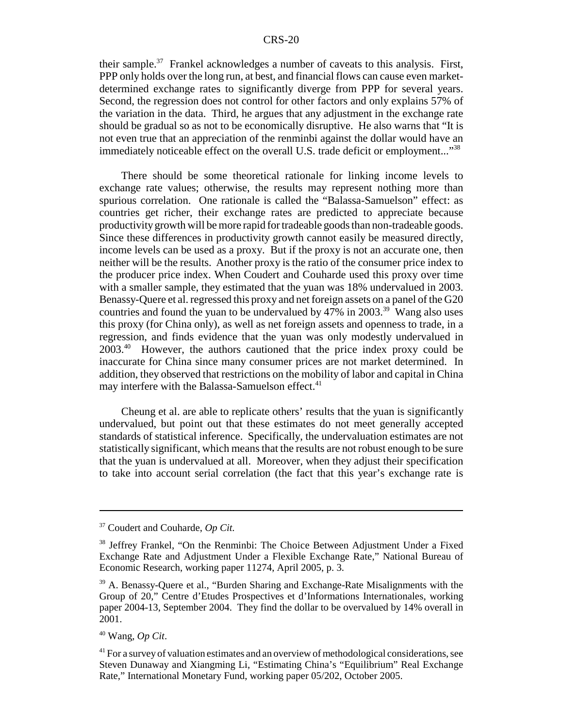their sample.[37] Frankel acknowledges a number of caveats to this analysis. First, PPP only holds over the long run, at best, and financial flows can cause even market-determined exchange rates to significantly diverge from PPP for several years. Second, the regression does not control for other factors and only explains 57% of the variation in the data. Third, he argues that any adjustment in the exchange rate should be gradual so as not to be economically disruptive. He also warns that "It is not even true that an appreciation of the renminbi against the dollar would have an immediately noticeable effect on the overall U.S. trade deficit or employment..."[38]

There should be some theoretical rationale for linking income levels to exchange rate values; otherwise, the results may represent nothing more than spurious correlation. One rationale is called the "Balassa-Samuelson" effect: as countries get richer, their exchange rates are predicted to appreciate because productivity growth will be more rapid for tradeable goods than non-tradeable goods. Since these differences in productivity growth cannot easily be measured directly, income levels can be used as a proxy. But if the proxy is not an accurate one, then neither will be the results. Another proxy is the ratio of the consumer price index to the producer price index. When Coudert and Couharde used this proxy over time with a smaller sample, they estimated that the yuan was 18% undervalued in 2003. Benassy-Quere et al. regressed this proxy and net foreign assets on a panel of the G20 countries and found the yuan to be undervalued by 47% in 2003.[39] Wang also uses this proxy (for China only), as well as net foreign assets and openness to trade, in a regression, and finds evidence that the yuan was only modestly undervalued in 2003.[40] However, the authors cautioned that the price index proxy could be inaccurate for China since many consumer prices are not market determined. In addition, they observed that restrictions on the mobility of labor and capital in China may interfere with the Balassa-Samuelson effect.[41]

Cheung et al. are able to replicate others' results that the yuan is significantly undervalued, but point out that these estimates do not meet generally accepted standards of statistical inference. Specifically, the undervaluation estimates are not statistically significant, which means that the results are not robust enough to be sure that the yuan is undervalued at all. Moreover, when they adjust their specification to take into account serial correlation (the fact that this year's exchange rate is

---

[37] Coudert and Couharde, *Op Cit.*

[38] Jeffrey Frankel, "On the Renminbi: The Choice Between Adjustment Under a Fixed Exchange Rate and Adjustment Under a Flexible Exchange Rate," National Bureau of Economic Research, working paper 11274, April 2005, p. 3.

[39] A. Benassy-Quere et al., "Burden Sharing and Exchange-Rate Misalignments with the Group of 20," Centre d'Etudes Prospectives et d'Informations Internationales, working paper 2004-13, September 2004. They find the dollar to be overvalued by 14% overall in 2001.

[40] Wang, *Op Cit*.

[41] For a survey of valuation estimates and an overview of methodological considerations, see Steven Dunaway and Xiangming Li, "Estimating China's "Equilibrium" Real Exchange Rate," International Monetary Fund, working paper 05/202, October 2005.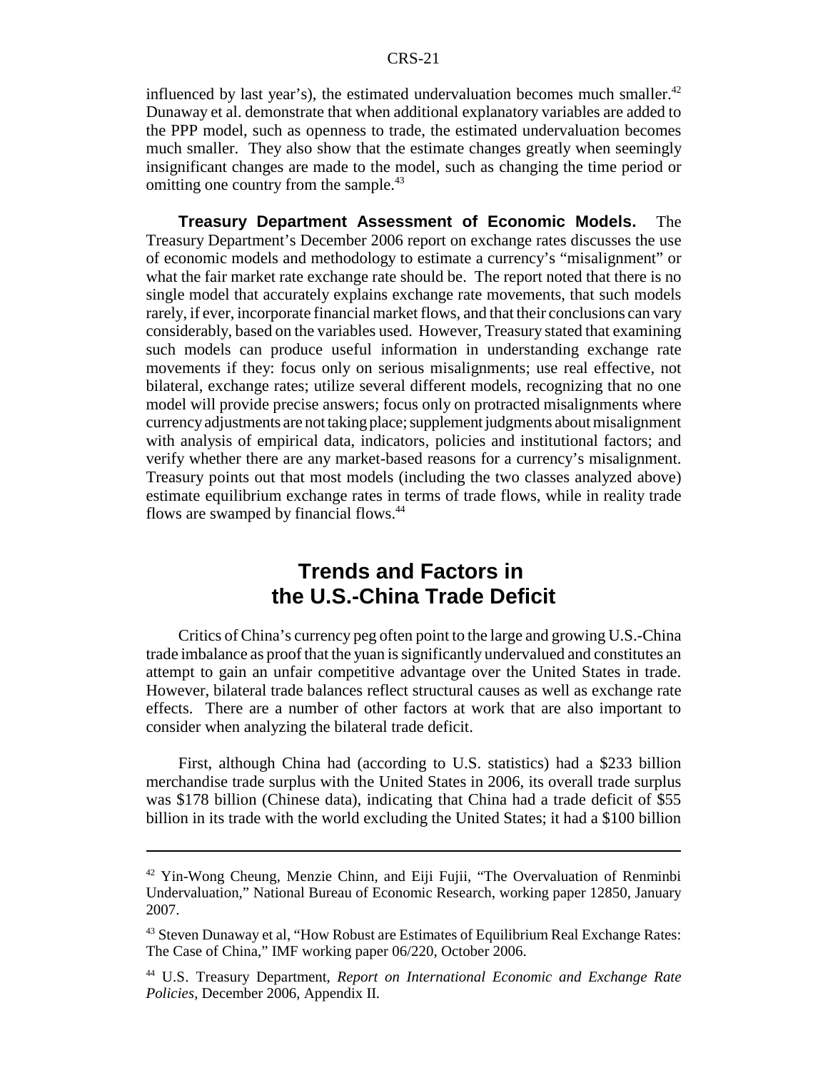influenced by last year's), the estimated undervaluation becomes much smaller.[42] Dunaway et al. demonstrate that when additional explanatory variables are added to the PPP model, such as openness to trade, the estimated undervaluation becomes much smaller. They also show that the estimate changes greatly when seemingly insignificant changes are made to the model, such as changing the time period or omitting one country from the sample.[43]

**Treasury Department Assessment of Economic Models.** The Treasury Department's December 2006 report on exchange rates discusses the use of economic models and methodology to estimate a currency's "misalignment" or what the fair market rate exchange rate should be. The report noted that there is no single model that accurately explains exchange rate movements, that such models rarely, if ever, incorporate financial market flows, and that their conclusions can vary considerably, based on the variables used. However, Treasury stated that examining such models can produce useful information in understanding exchange rate movements if they: focus only on serious misalignments; use real effective, not bilateral, exchange rates; utilize several different models, recognizing that no one model will provide precise answers; focus only on protracted misalignments where currency adjustments are not taking place; supplement judgments about misalignment with analysis of empirical data, indicators, policies and institutional factors; and verify whether there are any market-based reasons for a currency's misalignment. Treasury points out that most models (including the two classes analyzed above) estimate equilibrium exchange rates in terms of trade flows, while in reality trade flows are swamped by financial flows.[44]

## Trends and Factors in the U.S.-China Trade Deficit

Critics of China's currency peg often point to the large and growing U.S.-China trade imbalance as proof that the yuan is significantly undervalued and constitutes an attempt to gain an unfair competitive advantage over the United States in trade. However, bilateral trade balances reflect structural causes as well as exchange rate effects. There are a number of other factors at work that are also important to consider when analyzing the bilateral trade deficit.

First, although China had (according to U.S. statistics) had a $233 billion merchandise trade surplus with the United States in 2006, its overall trade surplus was $178 billion (Chinese data), indicating that China had a trade deficit of $55 billion in its trade with the world excluding the United States; it had a $100 billion

---

[42] Yin-Wong Cheung, Menzie Chinn, and Eiji Fujii, "The Overvaluation of Renminbi Undervaluation," National Bureau of Economic Research, working paper 12850, January 2007.

[43] Steven Dunaway et al, "How Robust are Estimates of Equilibrium Real Exchange Rates: The Case of China," IMF working paper 06/220, October 2006.

[44] U.S. Treasury Department, *Report on International Economic and Exchange Rate Policies*, December 2006, Appendix II.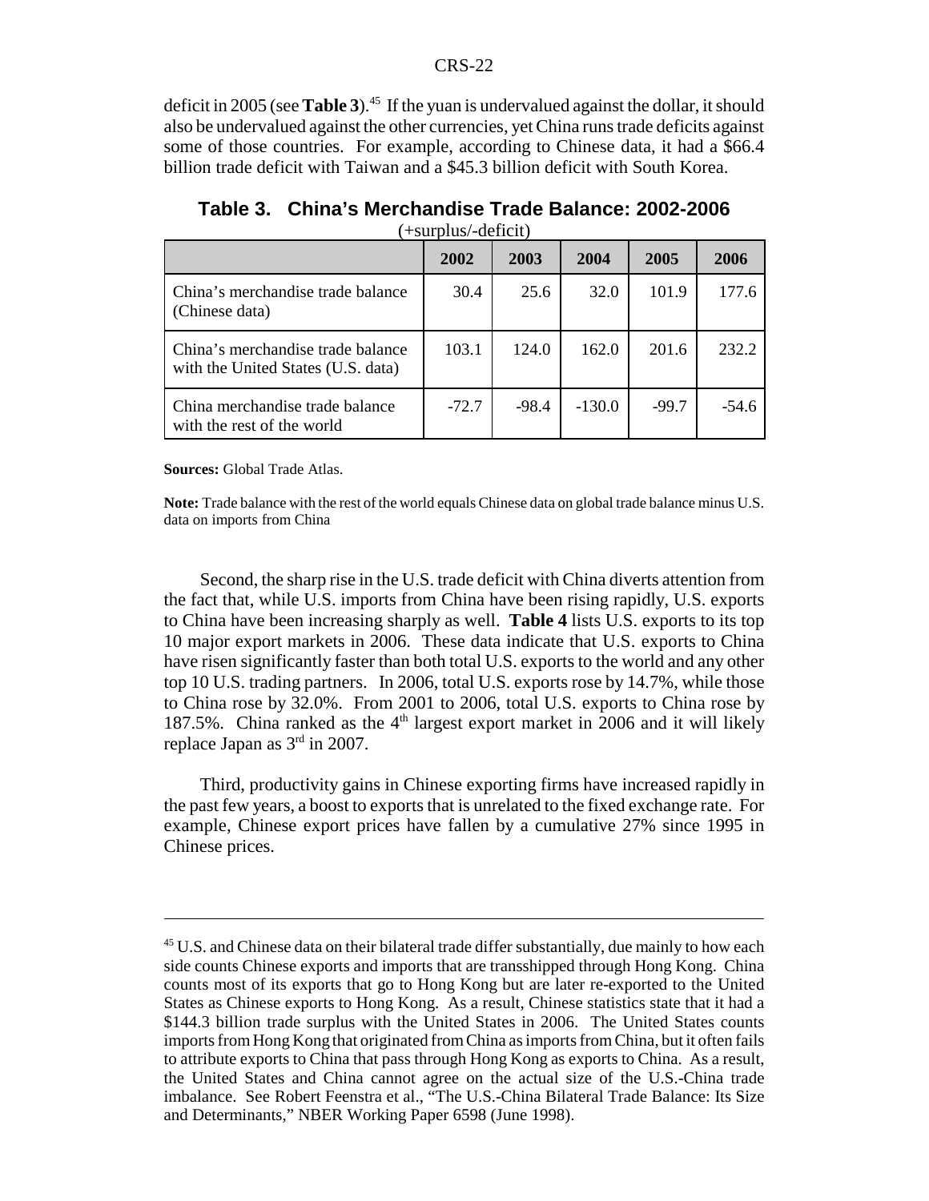deficit in 2005 (see **Table 3**).[45] If the yuan is undervalued against the dollar, it should also be undervalued against the other currencies, yet China runs trade deficits against some of those countries. For example, according to Chinese data, it had a $66.4 billion trade deficit with Taiwan and a $45.3 billion deficit with South Korea.

**Table 3. China's Merchandise Trade Balance: 2002-2006**

(+surplus/-deficit)

| | 2002 | 2003 | 2004 | 2005 | 2006 |
|---|---|---|---|---|---|
| China's merchandise trade balance (Chinese data) | 30.4 | 25.6 | 32.0 | 101.9 | 177.6 |
| China's merchandise trade balance with the United States (U.S. data) | 103.1 | 124.0 | 162.0 | 201.6 | 232.2 |
| China merchandise trade balance with the rest of the world | -72.7 | -98.4 | -130.0 | -99.7 | -54.6 |

**Sources:** Global Trade Atlas.

**Note:** Trade balance with the rest of the world equals Chinese data on global trade balance minus U.S. data on imports from China

Second, the sharp rise in the U.S. trade deficit with China diverts attention from the fact that, while U.S. imports from China have been rising rapidly, U.S. exports to China have been increasing sharply as well. **Table 4** lists U.S. exports to its top 10 major export markets in 2006. These data indicate that U.S. exports to China have risen significantly faster than both total U.S. exports to the world and any other top 10 U.S. trading partners. In 2006, total U.S. exports rose by 14.7%, while those to China rose by 32.0%. From 2001 to 2006, total U.S. exports to China rose by 187.5%. China ranked as the 4th largest export market in 2006 and it will likely replace Japan as 3rd in 2007.

Third, productivity gains in Chinese exporting firms have increased rapidly in the past few years, a boost to exports that is unrelated to the fixed exchange rate. For example, Chinese export prices have fallen by a cumulative 27% since 1995 in Chinese prices.

---

[45] U.S. and Chinese data on their bilateral trade differ substantially, due mainly to how each side counts Chinese exports and imports that are transshipped through Hong Kong. China counts most of its exports that go to Hong Kong but are later re-exported to the United States as Chinese exports to Hong Kong. As a result, Chinese statistics state that it had a $144.3 billion trade surplus with the United States in 2006. The United States counts imports from Hong Kong that originated from China as imports from China, but it often fails to attribute exports to China that pass through Hong Kong as exports to China. As a result, the United States and China cannot agree on the actual size of the U.S.-China trade imbalance. See Robert Feenstra et al., "The U.S.-China Bilateral Trade Balance: Its Size and Determinants," NBER Working Paper 6598 (June 1998).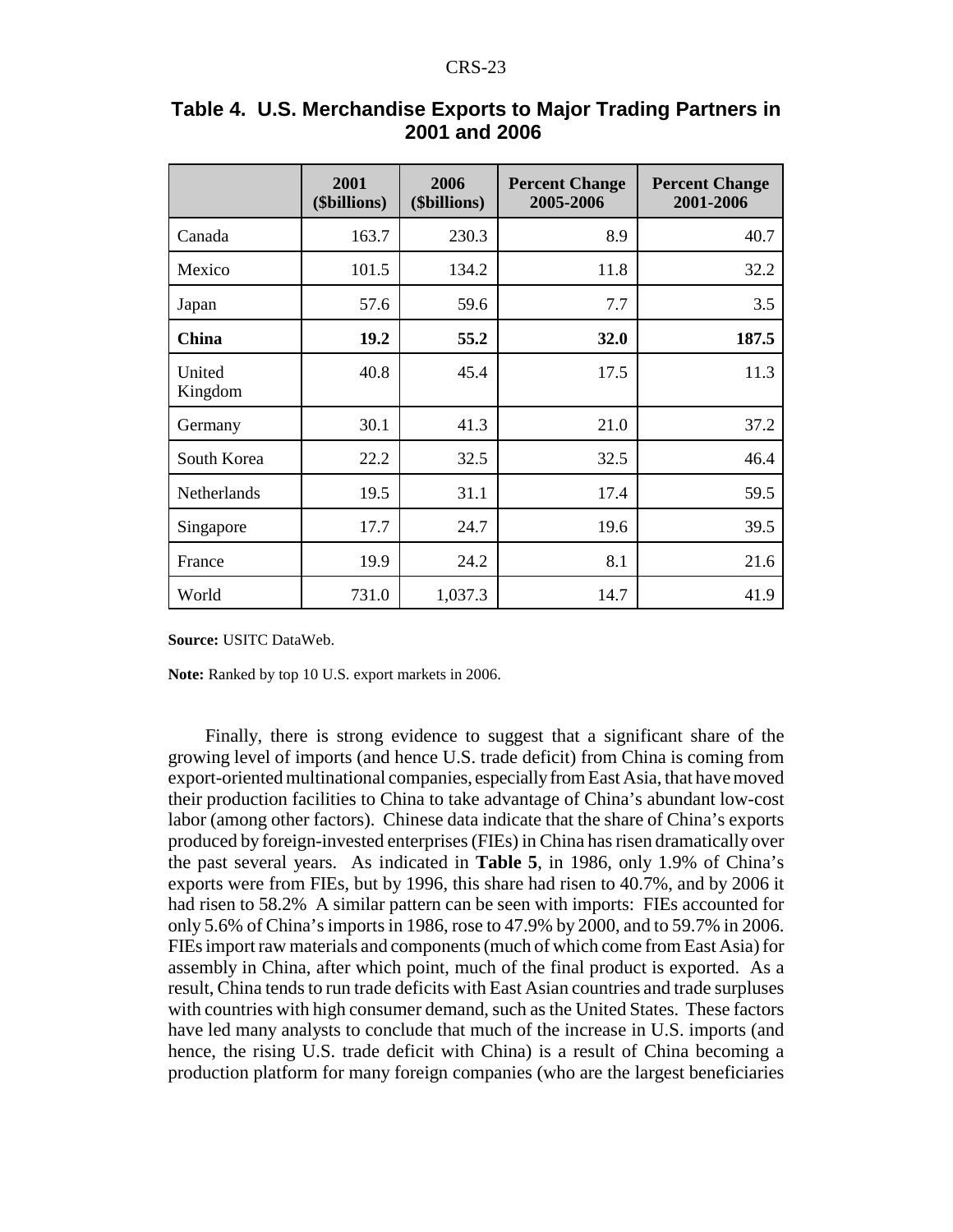**Table 4. U.S. Merchandise Exports to Major Trading Partners in 2001 and 2006**

| | 2001 ($billions) | 2006 ($billions) | Percent Change 2005-2006 | Percent Change 2001-2006 |
|---|---|---|---|---|
| Canada | 163.7 | 230.3 | 8.9 | 40.7 |
| Mexico | 101.5 | 134.2 | 11.8 | 32.2 |
| Japan | 57.6 | 59.6 | 7.7 | 3.5 |
| **China** | **19.2** | **55.2** | **32.0** | **187.5** |
| United Kingdom | 40.8 | 45.4 | 17.5 | 11.3 |
| Germany | 30.1 | 41.3 | 21.0 | 37.2 |
| South Korea | 22.2 | 32.5 | 32.5 | 46.4 |
| Netherlands | 19.5 | 31.1 | 17.4 | 59.5 |
| Singapore | 17.7 | 24.7 | 19.6 | 39.5 |
| France | 19.9 | 24.2 | 8.1 | 21.6 |
| World | 731.0 | 1,037.3 | 14.7 | 41.9 |

**Source:** USITC DataWeb.

**Note:** Ranked by top 10 U.S. export markets in 2006.

Finally, there is strong evidence to suggest that a significant share of the growing level of imports (and hence U.S. trade deficit) from China is coming from export-oriented multinational companies, especially from East Asia, that have moved their production facilities to China to take advantage of China's abundant low-cost labor (among other factors). Chinese data indicate that the share of China's exports produced by foreign-invested enterprises (FIEs) in China has risen dramatically over the past several years. As indicated in **Table 5**, in 1986, only 1.9% of China's exports were from FIEs, but by 1996, this share had risen to 40.7%, and by 2006 it had risen to 58.2% A similar pattern can be seen with imports: FIEs accounted for only 5.6% of China's imports in 1986, rose to 47.9% by 2000, and to 59.7% in 2006. FIEs import raw materials and components (much of which come from East Asia) for assembly in China, after which point, much of the final product is exported. As a result, China tends to run trade deficits with East Asian countries and trade surpluses with countries with high consumer demand, such as the United States. These factors have led many analysts to conclude that much of the increase in U.S. imports (and hence, the rising U.S. trade deficit with China) is a result of China becoming a production platform for many foreign companies (who are the largest beneficiaries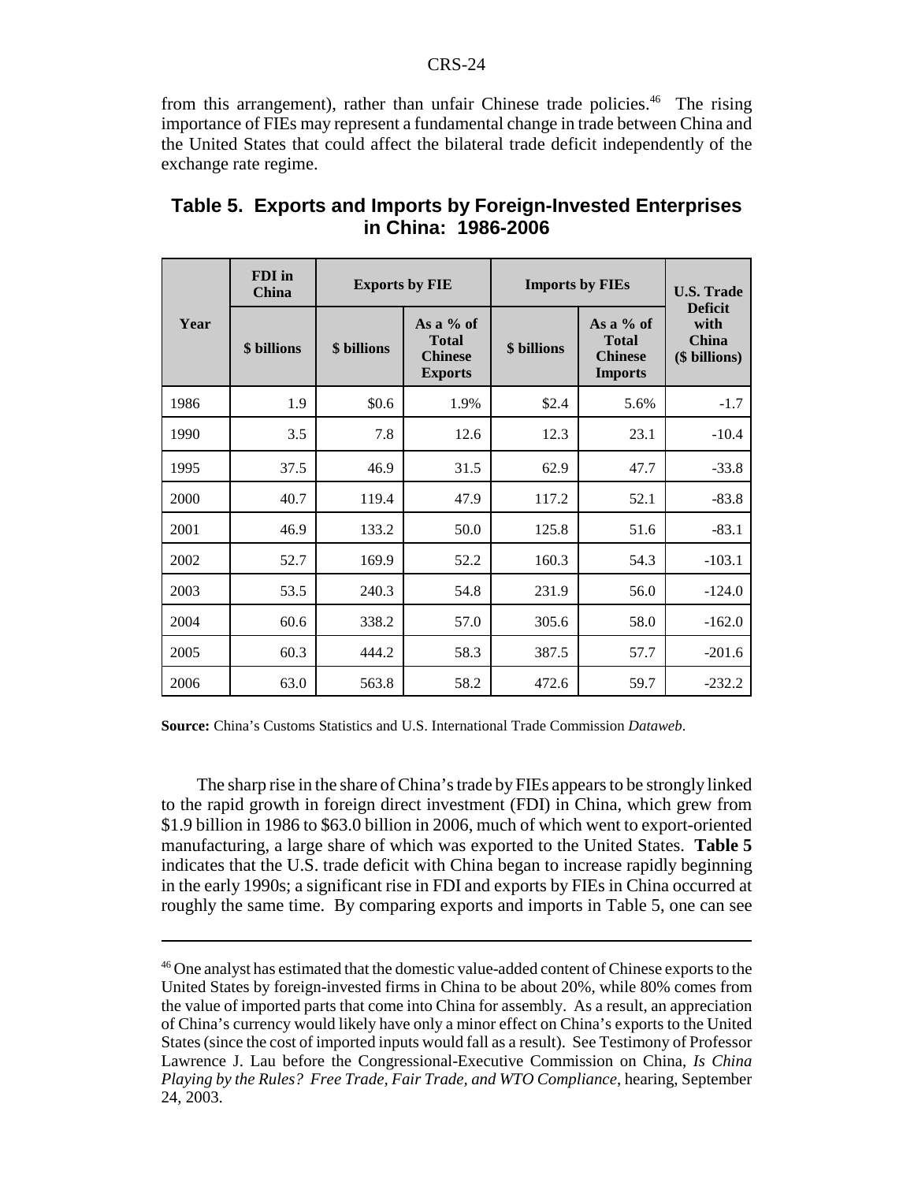from this arrangement), rather than unfair Chinese trade policies.[46] The rising importance of FIEs may represent a fundamental change in trade between China and the United States that could affect the bilateral trade deficit independently of the exchange rate regime.

**Table 5. Exports and Imports by Foreign-Invested Enterprises in China: 1986-2006**

| Year | FDI in China | Exports by FIE | | Imports by FIEs | | U.S. Trade Deficit with China ($ billions) |
|---|---|---|---|---|---|---|
| | $ billions | $ billions | As a % of Total Chinese Exports | $ billions | As a % of Total Chinese Imports | |
| 1986 | 1.9 | $0.6 | 1.9% | $2.4 | 5.6% | -1.7 |
| 1990 | 3.5 | 7.8 | 12.6 | 12.3 | 23.1 | -10.4 |
| 1995 | 37.5 | 46.9 | 31.5 | 62.9 | 47.7 | -33.8 |
| 2000 | 40.7 | 119.4 | 47.9 | 117.2 | 52.1 | -83.8 |
| 2001 | 46.9 | 133.2 | 50.0 | 125.8 | 51.6 | -83.1 |
| 2002 | 52.7 | 169.9 | 52.2 | 160.3 | 54.3 | -103.1 |
| 2003 | 53.5 | 240.3 | 54.8 | 231.9 | 56.0 | -124.0 |
| 2004 | 60.6 | 338.2 | 57.0 | 305.6 | 58.0 | -162.0 |
| 2005 | 60.3 | 444.2 | 58.3 | 387.5 | 57.7 | -201.6 |
| 2006 | 63.0 | 563.8 | 58.2 | 472.6 | 59.7 | -232.2 |

**Source:** China's Customs Statistics and U.S. International Trade Commission *Dataweb*.

The sharp rise in the share of China's trade by FIEs appears to be strongly linked to the rapid growth in foreign direct investment (FDI) in China, which grew from $1.9 billion in 1986 to $63.0 billion in 2006, much of which went to export-oriented manufacturing, a large share of which was exported to the United States. **Table 5** indicates that the U.S. trade deficit with China began to increase rapidly beginning in the early 1990s; a significant rise in FDI and exports by FIEs in China occurred at roughly the same time. By comparing exports and imports in Table 5, one can see

---

[46] One analyst has estimated that the domestic value-added content of Chinese exports to the United States by foreign-invested firms in China to be about 20%, while 80% comes from the value of imported parts that come into China for assembly. As a result, an appreciation of China's currency would likely have only a minor effect on China's exports to the United States (since the cost of imported inputs would fall as a result). See Testimony of Professor Lawrence J. Lau before the Congressional-Executive Commission on China, *Is China Playing by the Rules? Free Trade, Fair Trade, and WTO Compliance*, hearing, September 24, 2003.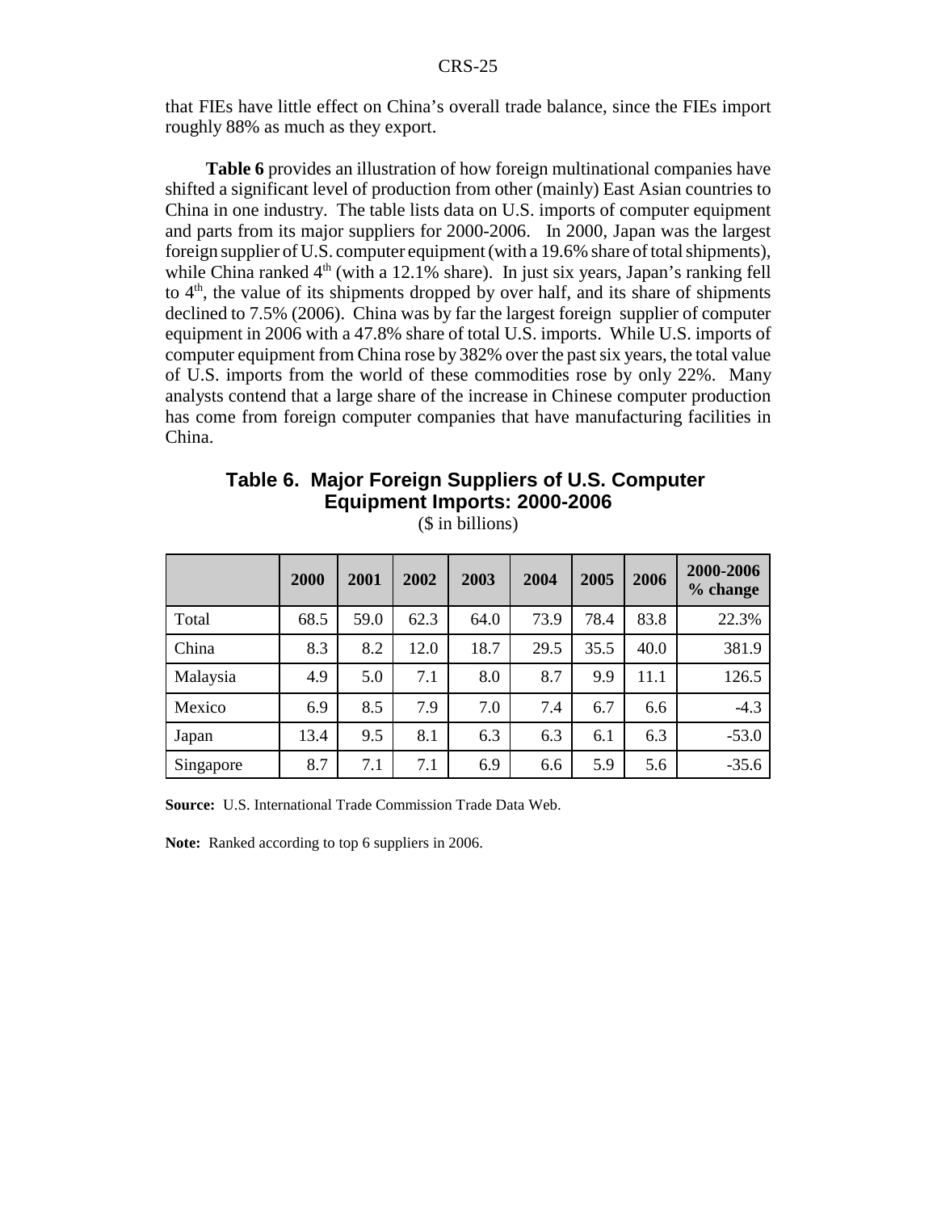that FIEs have little effect on China's overall trade balance, since the FIEs import roughly 88% as much as they export.

**Table 6** provides an illustration of how foreign multinational companies have shifted a significant level of production from other (mainly) East Asian countries to China in one industry. The table lists data on U.S. imports of computer equipment and parts from its major suppliers for 2000-2006. In 2000, Japan was the largest foreign supplier of U.S. computer equipment (with a 19.6% share of total shipments), while China ranked 4th (with a 12.1% share). In just six years, Japan's ranking fell to 4th, the value of its shipments dropped by over half, and its share of shipments declined to 7.5% (2006). China was by far the largest foreign supplier of computer equipment in 2006 with a 47.8% share of total U.S. imports. While U.S. imports of computer equipment from China rose by 382% over the past six years, the total value of U.S. imports from the world of these commodities rose by only 22%. Many analysts contend that a large share of the increase in Chinese computer production has come from foreign computer companies that have manufacturing facilities in China.

## Table 6. Major Foreign Suppliers of U.S. Computer Equipment Imports: 2000-2006

($ in billions)

| | 2000 | 2001 | 2002 | 2003 | 2004 | 2005 | 2006 | 2000-2006 % change |
|---|---|---|---|---|---|---|---|---|
| Total | 68.5 | 59.0 | 62.3 | 64.0 | 73.9 | 78.4 | 83.8 | 22.3% |
| China | 8.3 | 8.2 | 12.0 | 18.7 | 29.5 | 35.5 | 40.0 | 381.9 |
| Malaysia | 4.9 | 5.0 | 7.1 | 8.0 | 8.7 | 9.9 | 11.1 | 126.5 |
| Mexico | 6.9 | 8.5 | 7.9 | 7.0 | 7.4 | 6.7 | 6.6 | -4.3 |
| Japan | 13.4 | 9.5 | 8.1 | 6.3 | 6.3 | 6.1 | 6.3 | -53.0 |
| Singapore | 8.7 | 7.1 | 7.1 | 6.9 | 6.6 | 5.9 | 5.6 | -35.6 |

**Source:** U.S. International Trade Commission Trade Data Web.

**Note:** Ranked according to top 6 suppliers in 2006.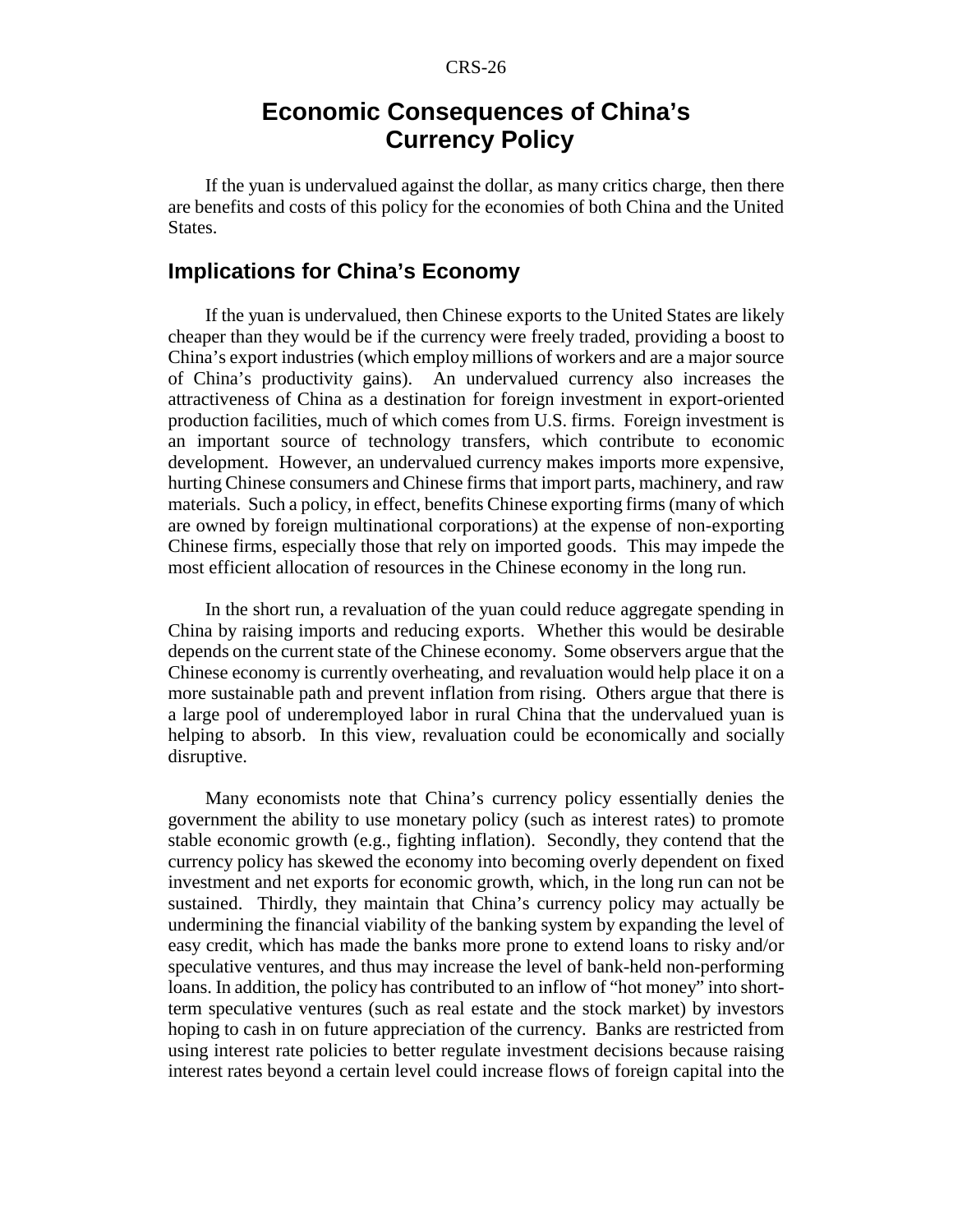# Economic Consequences of China's Currency Policy

If the yuan is undervalued against the dollar, as many critics charge, then there are benefits and costs of this policy for the economies of both China and the United States.

## Implications for China's Economy

If the yuan is undervalued, then Chinese exports to the United States are likely cheaper than they would be if the currency were freely traded, providing a boost to China's export industries (which employ millions of workers and are a major source of China's productivity gains). An undervalued currency also increases the attractiveness of China as a destination for foreign investment in export-oriented production facilities, much of which comes from U.S. firms. Foreign investment is an important source of technology transfers, which contribute to economic development. However, an undervalued currency makes imports more expensive, hurting Chinese consumers and Chinese firms that import parts, machinery, and raw materials. Such a policy, in effect, benefits Chinese exporting firms (many of which are owned by foreign multinational corporations) at the expense of non-exporting Chinese firms, especially those that rely on imported goods. This may impede the most efficient allocation of resources in the Chinese economy in the long run.

In the short run, a revaluation of the yuan could reduce aggregate spending in China by raising imports and reducing exports. Whether this would be desirable depends on the current state of the Chinese economy. Some observers argue that the Chinese economy is currently overheating, and revaluation would help place it on a more sustainable path and prevent inflation from rising. Others argue that there is a large pool of underemployed labor in rural China that the undervalued yuan is helping to absorb. In this view, revaluation could be economically and socially disruptive.

Many economists note that China's currency policy essentially denies the government the ability to use monetary policy (such as interest rates) to promote stable economic growth (e.g., fighting inflation). Secondly, they contend that the currency policy has skewed the economy into becoming overly dependent on fixed investment and net exports for economic growth, which, in the long run can not be sustained. Thirdly, they maintain that China's currency policy may actually be undermining the financial viability of the banking system by expanding the level of easy credit, which has made the banks more prone to extend loans to risky and/or speculative ventures, and thus may increase the level of bank-held non-performing loans. In addition, the policy has contributed to an inflow of "hot money" into short-term speculative ventures (such as real estate and the stock market) by investors hoping to cash in on future appreciation of the currency. Banks are restricted from using interest rate policies to better regulate investment decisions because raising interest rates beyond a certain level could increase flows of foreign capital into the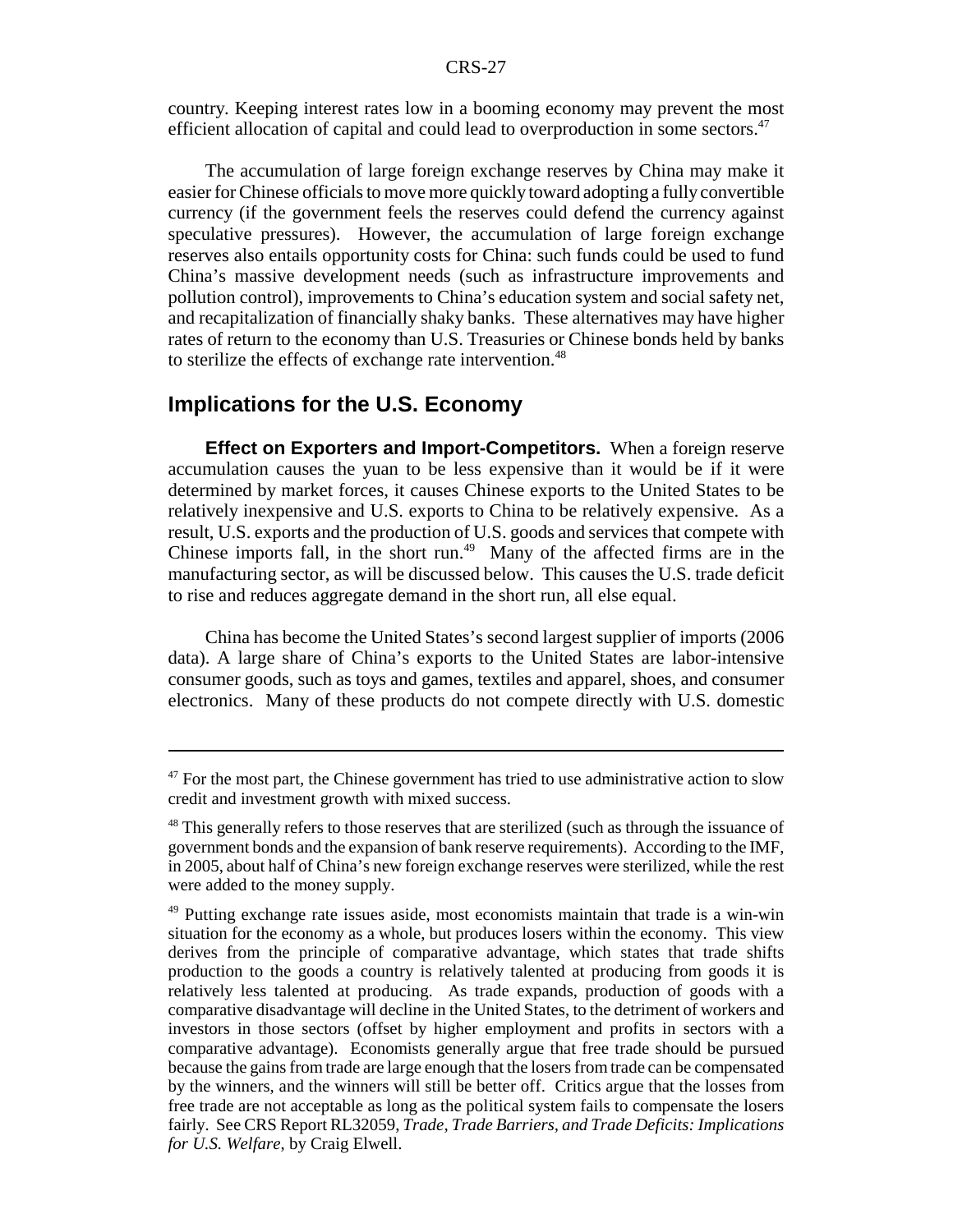country. Keeping interest rates low in a booming economy may prevent the most efficient allocation of capital and could lead to overproduction in some sectors.[47]

The accumulation of large foreign exchange reserves by China may make it easier for Chinese officials to move more quickly toward adopting a fully convertible currency (if the government feels the reserves could defend the currency against speculative pressures). However, the accumulation of large foreign exchange reserves also entails opportunity costs for China: such funds could be used to fund China's massive development needs (such as infrastructure improvements and pollution control), improvements to China's education system and social safety net, and recapitalization of financially shaky banks. These alternatives may have higher rates of return to the economy than U.S. Treasuries or Chinese bonds held by banks to sterilize the effects of exchange rate intervention.[48]

## Implications for the U.S. Economy

**Effect on Exporters and Import-Competitors.** When a foreign reserve accumulation causes the yuan to be less expensive than it would be if it were determined by market forces, it causes Chinese exports to the United States to be relatively inexpensive and U.S. exports to China to be relatively expensive. As a result, U.S. exports and the production of U.S. goods and services that compete with Chinese imports fall, in the short run.[49] Many of the affected firms are in the manufacturing sector, as will be discussed below. This causes the U.S. trade deficit to rise and reduces aggregate demand in the short run, all else equal.

China has become the United States's second largest supplier of imports (2006 data). A large share of China's exports to the United States are labor-intensive consumer goods, such as toys and games, textiles and apparel, shoes, and consumer electronics. Many of these products do not compete directly with U.S. domestic

---

[47] For the most part, the Chinese government has tried to use administrative action to slow credit and investment growth with mixed success.

[48] This generally refers to those reserves that are sterilized (such as through the issuance of government bonds and the expansion of bank reserve requirements). According to the IMF, in 2005, about half of China's new foreign exchange reserves were sterilized, while the rest were added to the money supply.

[49] Putting exchange rate issues aside, most economists maintain that trade is a win-win situation for the economy as a whole, but produces losers within the economy. This view derives from the principle of comparative advantage, which states that trade shifts production to the goods a country is relatively talented at producing from goods it is relatively less talented at producing. As trade expands, production of goods with a comparative disadvantage will decline in the United States, to the detriment of workers and investors in those sectors (offset by higher employment and profits in sectors with a comparative advantage). Economists generally argue that free trade should be pursued because the gains from trade are large enough that the losers from trade can be compensated by the winners, and the winners will still be better off. Critics argue that the losses from free trade are not acceptable as long as the political system fails to compensate the losers fairly. See CRS Report RL32059, *Trade, Trade Barriers, and Trade Deficits: Implications for U.S. Welfare*, by Craig Elwell.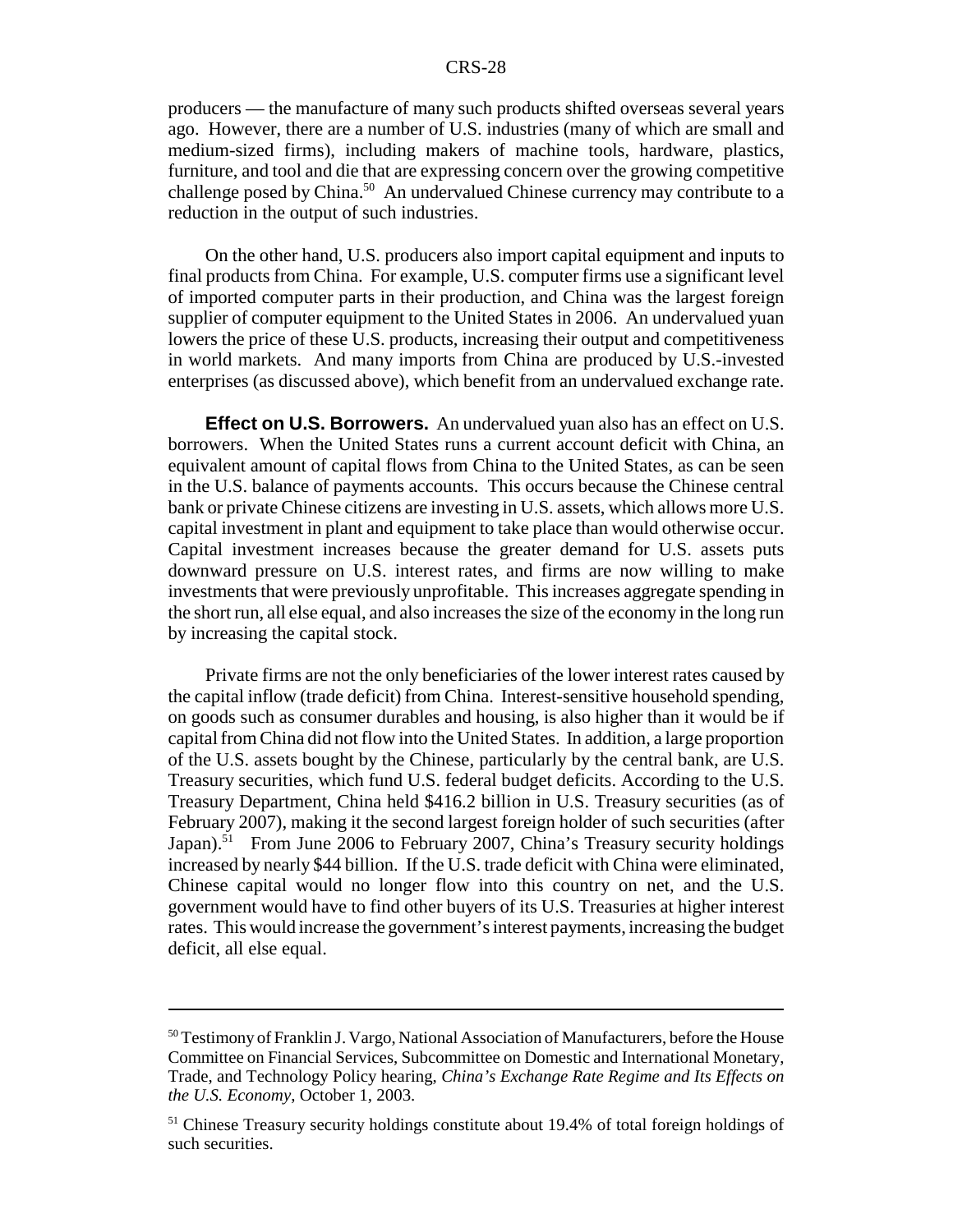producers — the manufacture of many such products shifted overseas several years ago. However, there are a number of U.S. industries (many of which are small and medium-sized firms), including makers of machine tools, hardware, plastics, furniture, and tool and die that are expressing concern over the growing competitive challenge posed by China.[50] An undervalued Chinese currency may contribute to a reduction in the output of such industries.

On the other hand, U.S. producers also import capital equipment and inputs to final products from China. For example, U.S. computer firms use a significant level of imported computer parts in their production, and China was the largest foreign supplier of computer equipment to the United States in 2006. An undervalued yuan lowers the price of these U.S. products, increasing their output and competitiveness in world markets. And many imports from China are produced by U.S.-invested enterprises (as discussed above), which benefit from an undervalued exchange rate.

**Effect on U.S. Borrowers.** An undervalued yuan also has an effect on U.S. borrowers. When the United States runs a current account deficit with China, an equivalent amount of capital flows from China to the United States, as can be seen in the U.S. balance of payments accounts. This occurs because the Chinese central bank or private Chinese citizens are investing in U.S. assets, which allows more U.S. capital investment in plant and equipment to take place than would otherwise occur. Capital investment increases because the greater demand for U.S. assets puts downward pressure on U.S. interest rates, and firms are now willing to make investments that were previously unprofitable. This increases aggregate spending in the short run, all else equal, and also increases the size of the economy in the long run by increasing the capital stock.

Private firms are not the only beneficiaries of the lower interest rates caused by the capital inflow (trade deficit) from China. Interest-sensitive household spending, on goods such as consumer durables and housing, is also higher than it would be if capital from China did not flow into the United States. In addition, a large proportion of the U.S. assets bought by the Chinese, particularly by the central bank, are U.S. Treasury securities, which fund U.S. federal budget deficits. According to the U.S. Treasury Department, China held $416.2 billion in U.S. Treasury securities (as of February 2007), making it the second largest foreign holder of such securities (after Japan).[51] From June 2006 to February 2007, China's Treasury security holdings increased by nearly $44 billion. If the U.S. trade deficit with China were eliminated, Chinese capital would no longer flow into this country on net, and the U.S. government would have to find other buyers of its U.S. Treasuries at higher interest rates. This would increase the government's interest payments, increasing the budget deficit, all else equal.

---

[50] Testimony of Franklin J. Vargo, National Association of Manufacturers, before the House Committee on Financial Services, Subcommittee on Domestic and International Monetary, Trade, and Technology Policy hearing, *China's Exchange Rate Regime and Its Effects on the U.S. Economy*, October 1, 2003.

[51] Chinese Treasury security holdings constitute about 19.4% of total foreign holdings of such securities.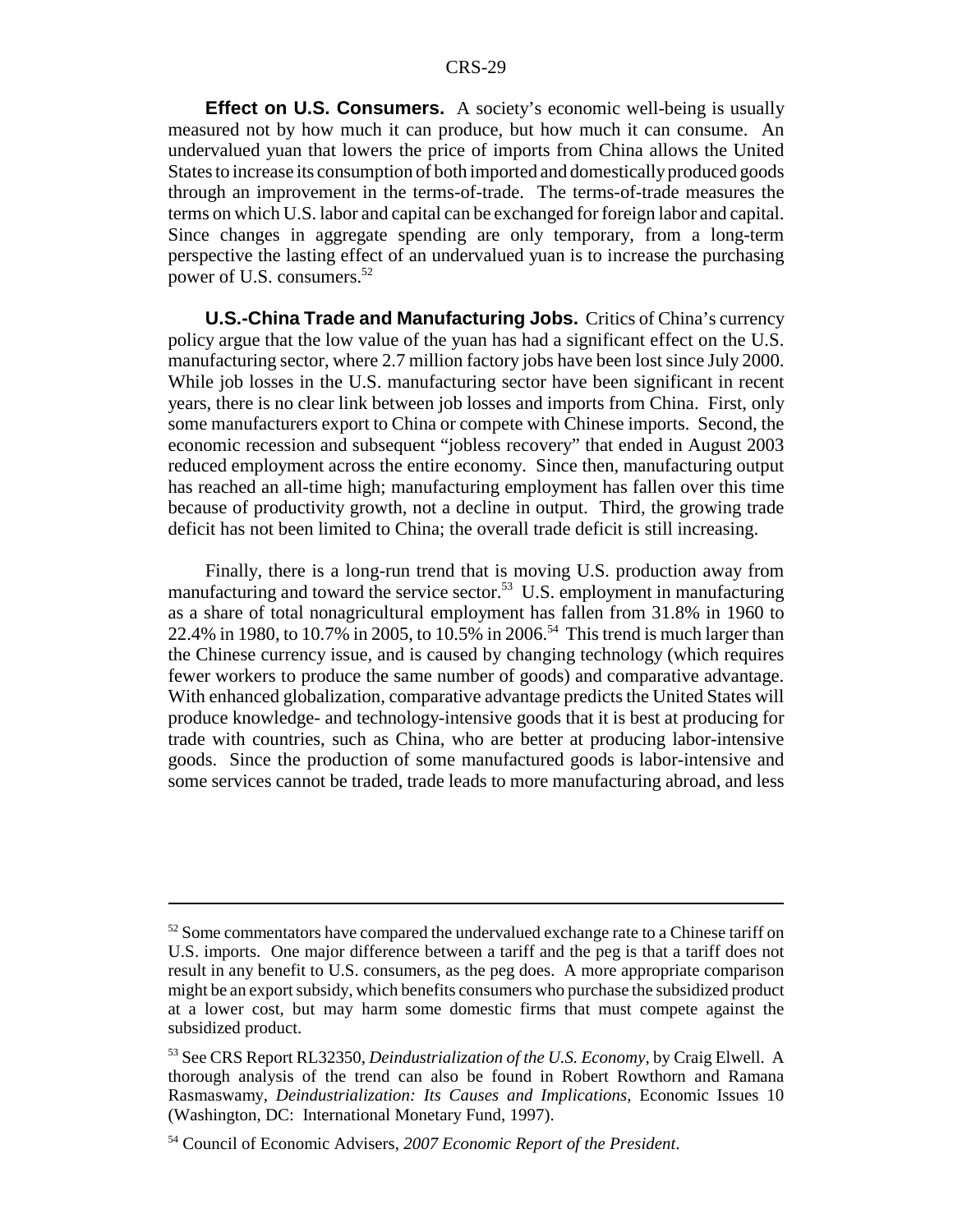**Effect on U.S. Consumers.** A society's economic well-being is usually measured not by how much it can produce, but how much it can consume. An undervalued yuan that lowers the price of imports from China allows the United States to increase its consumption of both imported and domestically produced goods through an improvement in the terms-of-trade. The terms-of-trade measures the terms on which U.S. labor and capital can be exchanged for foreign labor and capital. Since changes in aggregate spending are only temporary, from a long-term perspective the lasting effect of an undervalued yuan is to increase the purchasing power of U.S. consumers.[52]

**U.S.-China Trade and Manufacturing Jobs.** Critics of China's currency policy argue that the low value of the yuan has had a significant effect on the U.S. manufacturing sector, where 2.7 million factory jobs have been lost since July 2000. While job losses in the U.S. manufacturing sector have been significant in recent years, there is no clear link between job losses and imports from China. First, only some manufacturers export to China or compete with Chinese imports. Second, the economic recession and subsequent "jobless recovery" that ended in August 2003 reduced employment across the entire economy. Since then, manufacturing output has reached an all-time high; manufacturing employment has fallen over this time because of productivity growth, not a decline in output. Third, the growing trade deficit has not been limited to China; the overall trade deficit is still increasing.

Finally, there is a long-run trend that is moving U.S. production away from manufacturing and toward the service sector.[53] U.S. employment in manufacturing as a share of total nonagricultural employment has fallen from 31.8% in 1960 to 22.4% in 1980, to 10.7% in 2005, to 10.5% in 2006.[54] This trend is much larger than the Chinese currency issue, and is caused by changing technology (which requires fewer workers to produce the same number of goods) and comparative advantage. With enhanced globalization, comparative advantage predicts the United States will produce knowledge- and technology-intensive goods that it is best at producing for trade with countries, such as China, who are better at producing labor-intensive goods. Since the production of some manufactured goods is labor-intensive and some services cannot be traded, trade leads to more manufacturing abroad, and less

---

[52] Some commentators have compared the undervalued exchange rate to a Chinese tariff on U.S. imports. One major difference between a tariff and the peg is that a tariff does not result in any benefit to U.S. consumers, as the peg does. A more appropriate comparison might be an export subsidy, which benefits consumers who purchase the subsidized product at a lower cost, but may harm some domestic firms that must compete against the subsidized product.

[53] See CRS Report RL32350, *Deindustrialization of the U.S. Economy*, by Craig Elwell. A thorough analysis of the trend can also be found in Robert Rowthorn and Ramana Rasmaswamy, *Deindustrialization: Its Causes and Implications,* Economic Issues 10 (Washington, DC: International Monetary Fund, 1997).

[54] Council of Economic Advisers, *2007 Economic Report of the President*.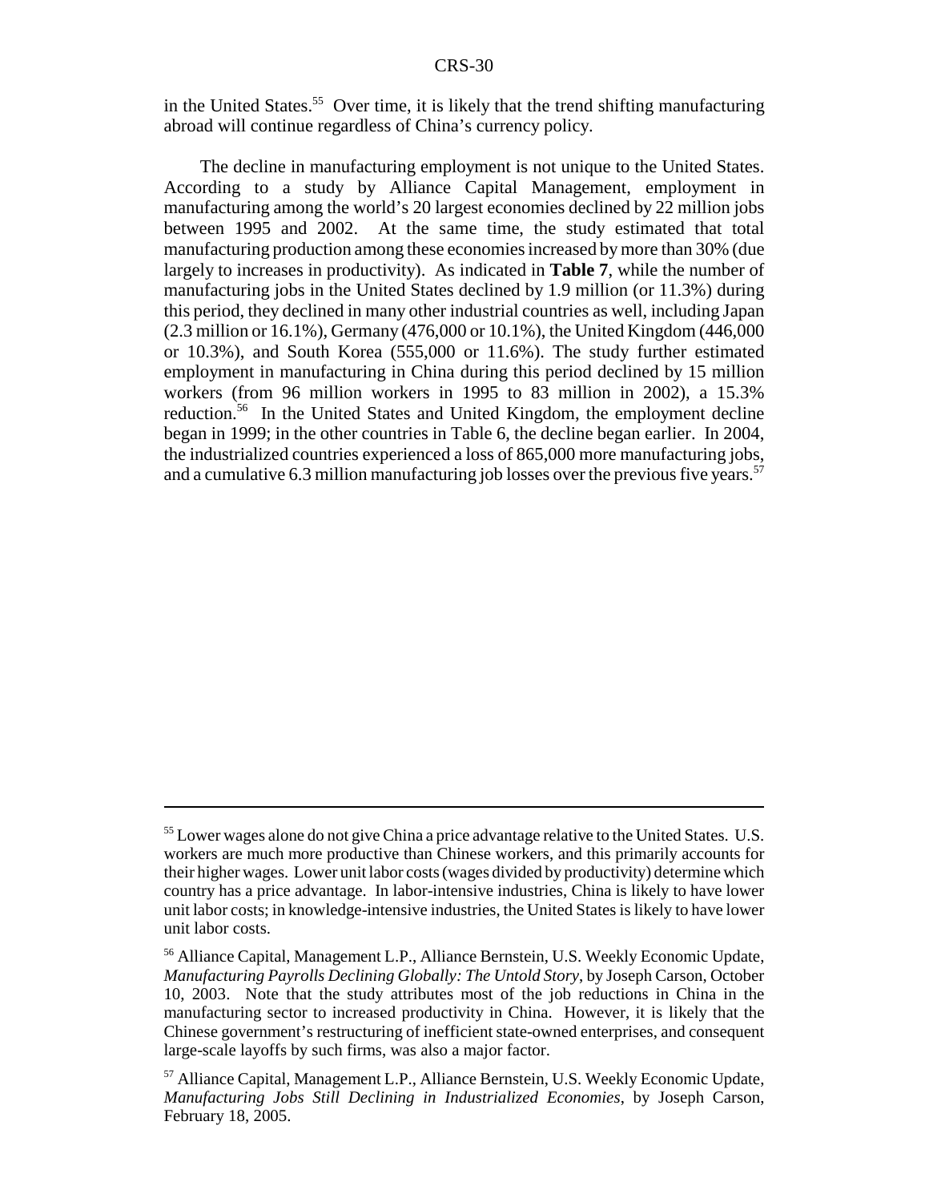in the United States.[55] Over time, it is likely that the trend shifting manufacturing abroad will continue regardless of China's currency policy.

The decline in manufacturing employment is not unique to the United States. According to a study by Alliance Capital Management, employment in manufacturing among the world's 20 largest economies declined by 22 million jobs between 1995 and 2002. At the same time, the study estimated that total manufacturing production among these economies increased by more than 30% (due largely to increases in productivity). As indicated in **Table 7**, while the number of manufacturing jobs in the United States declined by 1.9 million (or 11.3%) during this period, they declined in many other industrial countries as well, including Japan (2.3 million or 16.1%), Germany (476,000 or 10.1%), the United Kingdom (446,000 or 10.3%), and South Korea (555,000 or 11.6%). The study further estimated employment in manufacturing in China during this period declined by 15 million workers (from 96 million workers in 1995 to 83 million in 2002), a 15.3% reduction.[56] In the United States and United Kingdom, the employment decline began in 1999; in the other countries in Table 6, the decline began earlier. In 2004, the industrialized countries experienced a loss of 865,000 more manufacturing jobs, and a cumulative 6.3 million manufacturing job losses over the previous five years.[57]

---

[55] Lower wages alone do not give China a price advantage relative to the United States. U.S. workers are much more productive than Chinese workers, and this primarily accounts for their higher wages. Lower unit labor costs (wages divided by productivity) determine which country has a price advantage. In labor-intensive industries, China is likely to have lower unit labor costs; in knowledge-intensive industries, the United States is likely to have lower unit labor costs.

[56] Alliance Capital, Management L.P., Alliance Bernstein, U.S. Weekly Economic Update, *Manufacturing Payrolls Declining Globally: The Untold Story*, by Joseph Carson, October 10, 2003. Note that the study attributes most of the job reductions in China in the manufacturing sector to increased productivity in China. However, it is likely that the Chinese government's restructuring of inefficient state-owned enterprises, and consequent large-scale layoffs by such firms, was also a major factor.

[57] Alliance Capital, Management L.P., Alliance Bernstein, U.S. Weekly Economic Update, *Manufacturing Jobs Still Declining in Industrialized Economies*, by Joseph Carson, February 18, 2005.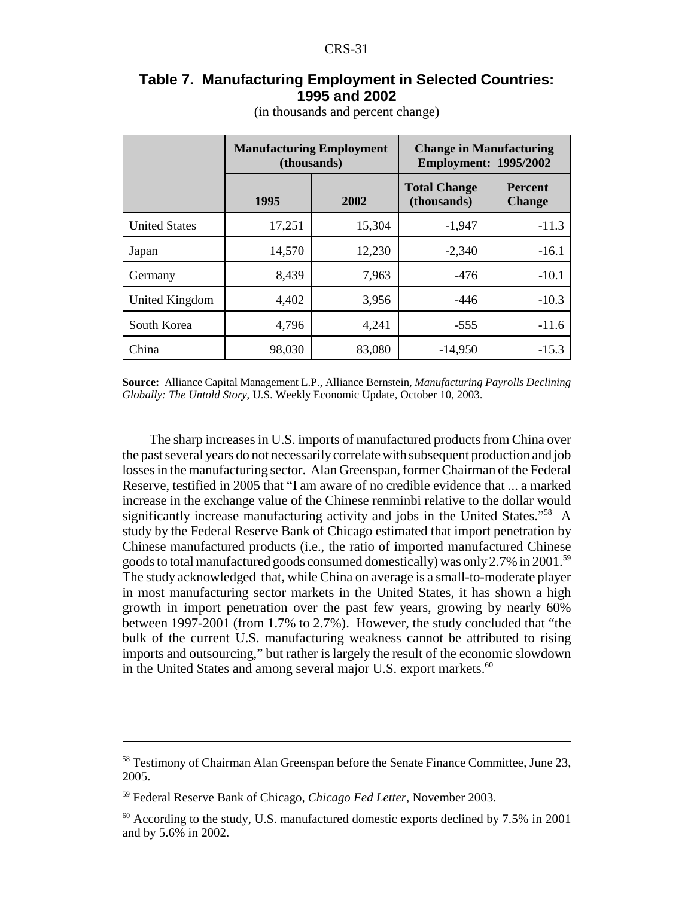**Table 7. Manufacturing Employment in Selected Countries: 1995 and 2002**

(in thousands and percent change)

| | Manufacturing Employment (thousands) | | Change in Manufacturing Employment: 1995/2002 | |
|---|---|---|---|---|
| | 1995 | 2002 | Total Change (thousands) | Percent Change |
| United States | 17,251 | 15,304 | -1,947 | -11.3 |
| Japan | 14,570 | 12,230 | -2,340 | -16.1 |
| Germany | 8,439 | 7,963 | -476 | -10.1 |
| United Kingdom | 4,402 | 3,956 | -446 | -10.3 |
| South Korea | 4,796 | 4,241 | -555 | -11.6 |
| China | 98,030 | 83,080 | -14,950 | -15.3 |

**Source:** Alliance Capital Management L.P., Alliance Bernstein, *Manufacturing Payrolls Declining Globally: The Untold Story*, U.S. Weekly Economic Update, October 10, 2003.

The sharp increases in U.S. imports of manufactured products from China over the past several years do not necessarily correlate with subsequent production and job losses in the manufacturing sector. Alan Greenspan, former Chairman of the Federal Reserve, testified in 2005 that "I am aware of no credible evidence that ... a marked increase in the exchange value of the Chinese renminbi relative to the dollar would significantly increase manufacturing activity and jobs in the United States."[58] A study by the Federal Reserve Bank of Chicago estimated that import penetration by Chinese manufactured products (i.e., the ratio of imported manufactured Chinese goods to total manufactured goods consumed domestically) was only 2.7% in 2001.[59] The study acknowledged that, while China on average is a small-to-moderate player in most manufacturing sector markets in the United States, it has shown a high growth in import penetration over the past few years, growing by nearly 60% between 1997-2001 (from 1.7% to 2.7%). However, the study concluded that "the bulk of the current U.S. manufacturing weakness cannot be attributed to rising imports and outsourcing," but rather is largely the result of the economic slowdown in the United States and among several major U.S. export markets.[60]

---

[58] Testimony of Chairman Alan Greenspan before the Senate Finance Committee, June 23, 2005.

[59] Federal Reserve Bank of Chicago, *Chicago Fed Letter*, November 2003.

[60] According to the study, U.S. manufactured domestic exports declined by 7.5% in 2001 and by 5.6% in 2002.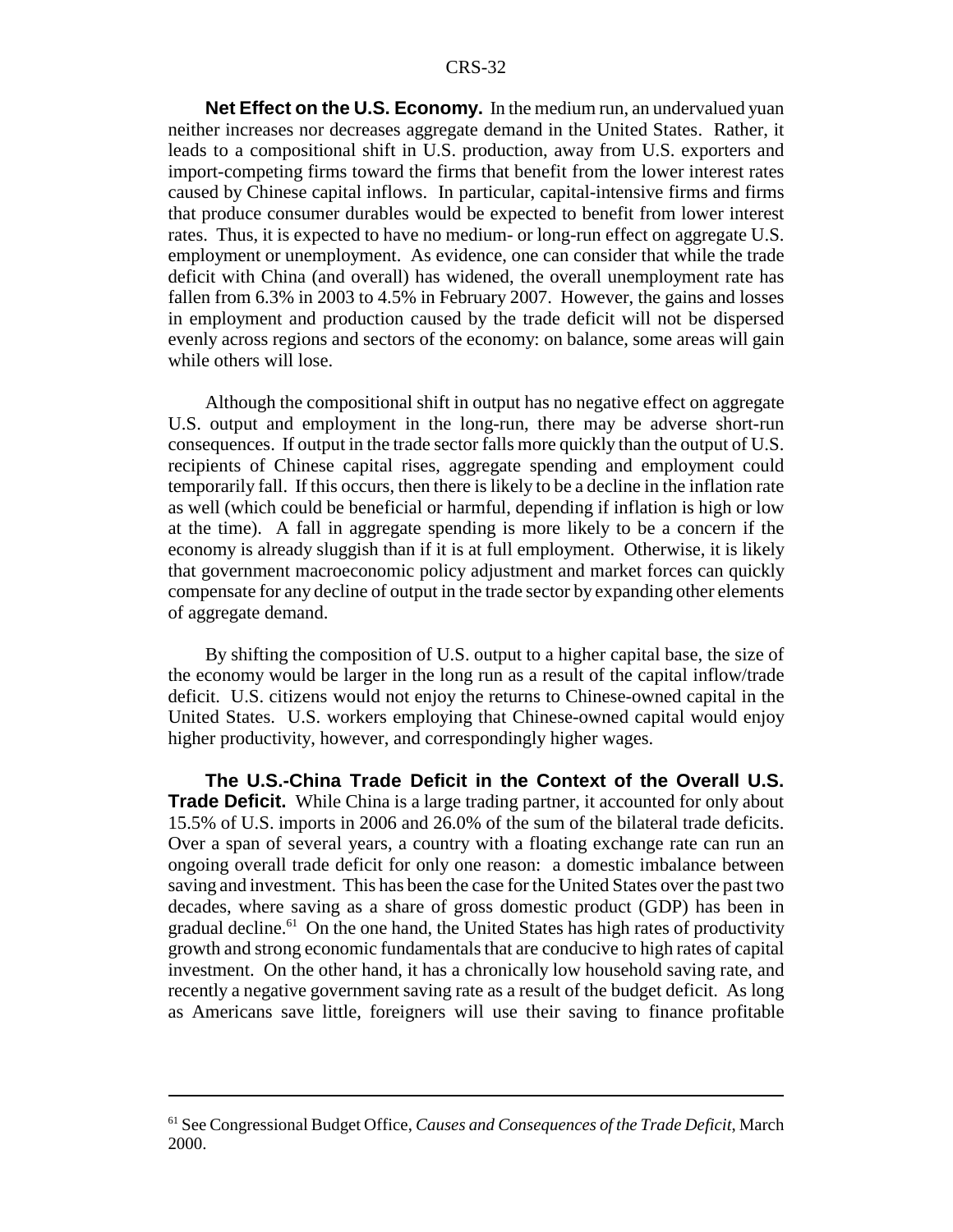**Net Effect on the U.S. Economy.** In the medium run, an undervalued yuan neither increases nor decreases aggregate demand in the United States. Rather, it leads to a compositional shift in U.S. production, away from U.S. exporters and import-competing firms toward the firms that benefit from the lower interest rates caused by Chinese capital inflows. In particular, capital-intensive firms and firms that produce consumer durables would be expected to benefit from lower interest rates. Thus, it is expected to have no medium- or long-run effect on aggregate U.S. employment or unemployment. As evidence, one can consider that while the trade deficit with China (and overall) has widened, the overall unemployment rate has fallen from 6.3% in 2003 to 4.5% in February 2007. However, the gains and losses in employment and production caused by the trade deficit will not be dispersed evenly across regions and sectors of the economy: on balance, some areas will gain while others will lose.

Although the compositional shift in output has no negative effect on aggregate U.S. output and employment in the long-run, there may be adverse short-run consequences. If output in the trade sector falls more quickly than the output of U.S. recipients of Chinese capital rises, aggregate spending and employment could temporarily fall. If this occurs, then there is likely to be a decline in the inflation rate as well (which could be beneficial or harmful, depending if inflation is high or low at the time). A fall in aggregate spending is more likely to be a concern if the economy is already sluggish than if it is at full employment. Otherwise, it is likely that government macroeconomic policy adjustment and market forces can quickly compensate for any decline of output in the trade sector by expanding other elements of aggregate demand.

By shifting the composition of U.S. output to a higher capital base, the size of the economy would be larger in the long run as a result of the capital inflow/trade deficit. U.S. citizens would not enjoy the returns to Chinese-owned capital in the United States. U.S. workers employing that Chinese-owned capital would enjoy higher productivity, however, and correspondingly higher wages.

**The U.S.-China Trade Deficit in the Context of the Overall U.S. Trade Deficit.** While China is a large trading partner, it accounted for only about 15.5% of U.S. imports in 2006 and 26.0% of the sum of the bilateral trade deficits. Over a span of several years, a country with a floating exchange rate can run an ongoing overall trade deficit for only one reason: a domestic imbalance between saving and investment. This has been the case for the United States over the past two decades, where saving as a share of gross domestic product (GDP) has been in gradual decline.[61] On the one hand, the United States has high rates of productivity growth and strong economic fundamentals that are conducive to high rates of capital investment. On the other hand, it has a chronically low household saving rate, and recently a negative government saving rate as a result of the budget deficit. As long as Americans save little, foreigners will use their saving to finance profitable

---

[61] See Congressional Budget Office, *Causes and Consequences of the Trade Deficit*, March 2000.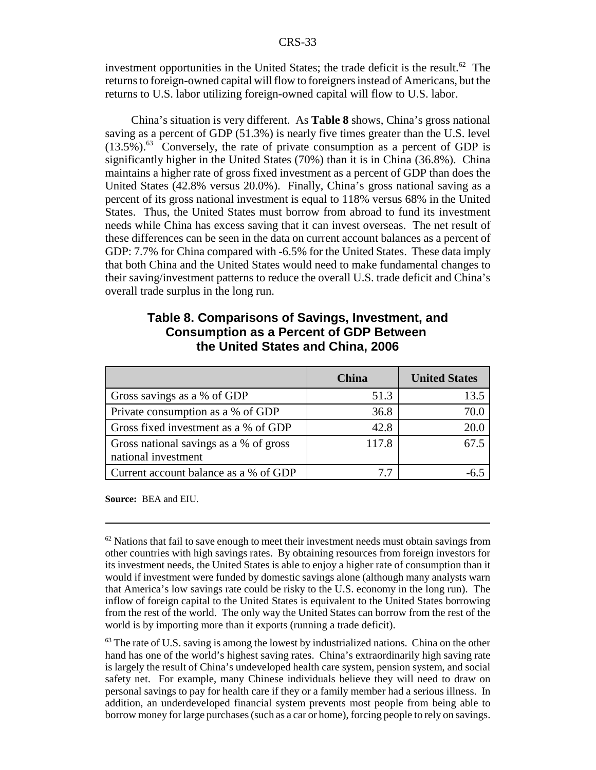investment opportunities in the United States; the trade deficit is the result.[62] The returns to foreign-owned capital will flow to foreigners instead of Americans, but the returns to U.S. labor utilizing foreign-owned capital will flow to U.S. labor.

China's situation is very different. As **Table 8** shows, China's gross national saving as a percent of GDP (51.3%) is nearly five times greater than the U.S. level (13.5%).[63] Conversely, the rate of private consumption as a percent of GDP is significantly higher in the United States (70%) than it is in China (36.8%). China maintains a higher rate of gross fixed investment as a percent of GDP than does the United States (42.8% versus 20.0%). Finally, China's gross national saving as a percent of its gross national investment is equal to 118% versus 68% in the United States. Thus, the United States must borrow from abroad to fund its investment needs while China has excess saving that it can invest overseas. The net result of these differences can be seen in the data on current account balances as a percent of GDP: 7.7% for China compared with -6.5% for the United States. These data imply that both China and the United States would need to make fundamental changes to their saving/investment patterns to reduce the overall U.S. trade deficit and China's overall trade surplus in the long run.

## Table 8. Comparisons of Savings, Investment, and Consumption as a Percent of GDP Between the United States and China, 2006

| | China | United States |
|---|---|---|
| Gross savings as a % of GDP | 51.3 | 13.5 |
| Private consumption as a % of GDP | 36.8 | 70.0 |
| Gross fixed investment as a % of GDP | 42.8 | 20.0 |
| Gross national savings as a % of gross national investment | 117.8 | 67.5 |
| Current account balance as a % of GDP | 7.7 | -6.5 |

**Source:** BEA and EIU.

[62] Nations that fail to save enough to meet their investment needs must obtain savings from other countries with high savings rates. By obtaining resources from foreign investors for its investment needs, the United States is able to enjoy a higher rate of consumption than it would if investment were funded by domestic savings alone (although many analysts warn that America's low savings rate could be risky to the U.S. economy in the long run). The inflow of foreign capital to the United States is equivalent to the United States borrowing from the rest of the world. The only way the United States can borrow from the rest of the world is by importing more than it exports (running a trade deficit).

[63] The rate of U.S. saving is among the lowest by industrialized nations. China on the other hand has one of the world's highest saving rates. China's extraordinarily high saving rate is largely the result of China's undeveloped health care system, pension system, and social safety net. For example, many Chinese individuals believe they will need to draw on personal savings to pay for health care if they or a family member had a serious illness. In addition, an underdeveloped financial system prevents most people from being able to borrow money for large purchases (such as a car or home), forcing people to rely on savings.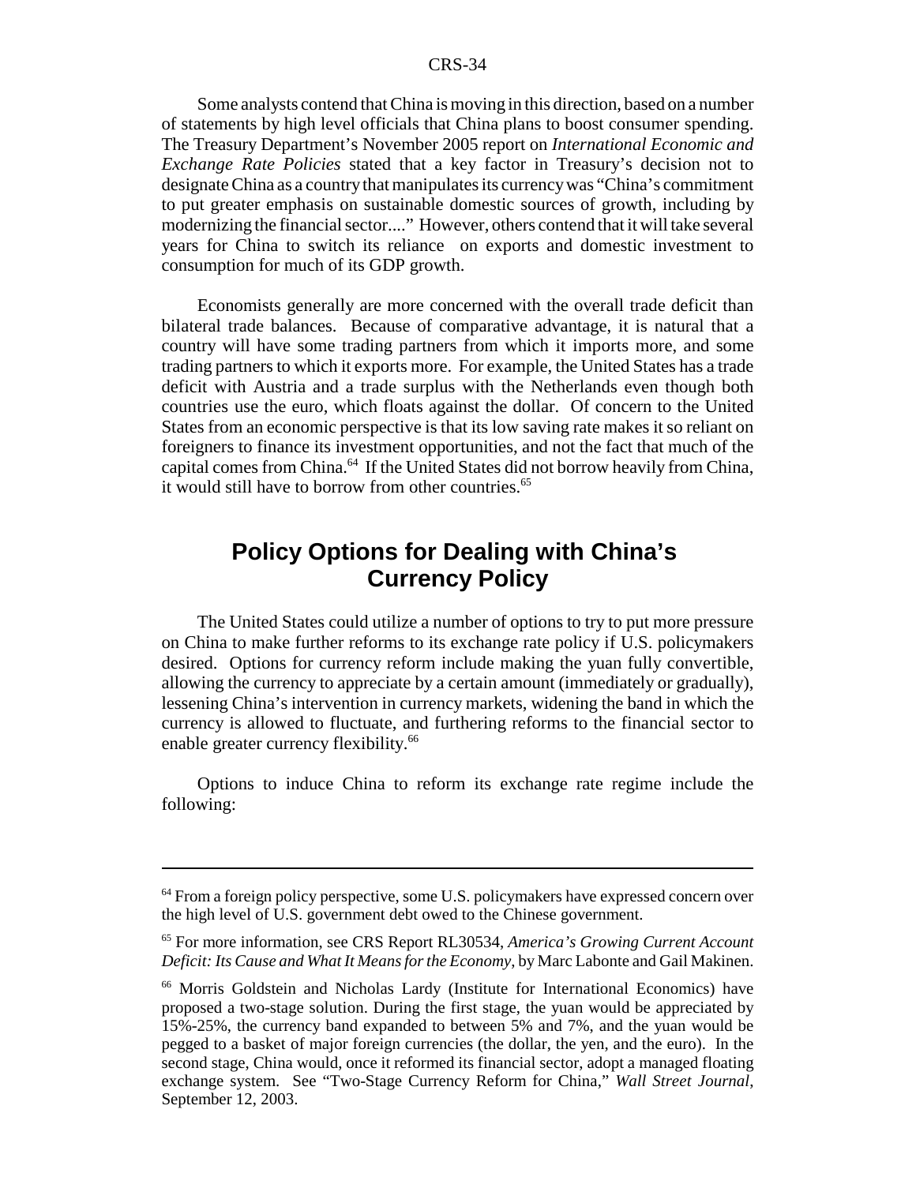Some analysts contend that China is moving in this direction, based on a number of statements by high level officials that China plans to boost consumer spending. The Treasury Department's November 2005 report on *International Economic and Exchange Rate Policies* stated that a key factor in Treasury's decision not to designate China as a country that manipulates its currency was "China's commitment to put greater emphasis on sustainable domestic sources of growth, including by modernizing the financial sector...." However, others contend that it will take several years for China to switch its reliance on exports and domestic investment to consumption for much of its GDP growth.

Economists generally are more concerned with the overall trade deficit than bilateral trade balances. Because of comparative advantage, it is natural that a country will have some trading partners from which it imports more, and some trading partners to which it exports more. For example, the United States has a trade deficit with Austria and a trade surplus with the Netherlands even though both countries use the euro, which floats against the dollar. Of concern to the United States from an economic perspective is that its low saving rate makes it so reliant on foreigners to finance its investment opportunities, and not the fact that much of the capital comes from China.[64] If the United States did not borrow heavily from China, it would still have to borrow from other countries.[65]

## Policy Options for Dealing with China's Currency Policy

The United States could utilize a number of options to try to put more pressure on China to make further reforms to its exchange rate policy if U.S. policymakers desired. Options for currency reform include making the yuan fully convertible, allowing the currency to appreciate by a certain amount (immediately or gradually), lessening China's intervention in currency markets, widening the band in which the currency is allowed to fluctuate, and furthering reforms to the financial sector to enable greater currency flexibility.[66]

Options to induce China to reform its exchange rate regime include the following:

---

[64] From a foreign policy perspective, some U.S. policymakers have expressed concern over the high level of U.S. government debt owed to the Chinese government.

[65] For more information, see CRS Report RL30534, *America's Growing Current Account Deficit: Its Cause and What It Means for the Economy*, by Marc Labonte and Gail Makinen.

[66] Morris Goldstein and Nicholas Lardy (Institute for International Economics) have proposed a two-stage solution. During the first stage, the yuan would be appreciated by 15%-25%, the currency band expanded to between 5% and 7%, and the yuan would be pegged to a basket of major foreign currencies (the dollar, the yen, and the euro). In the second stage, China would, once it reformed its financial sector, adopt a managed floating exchange system. See "Two-Stage Currency Reform for China," *Wall Street Journal*, September 12, 2003.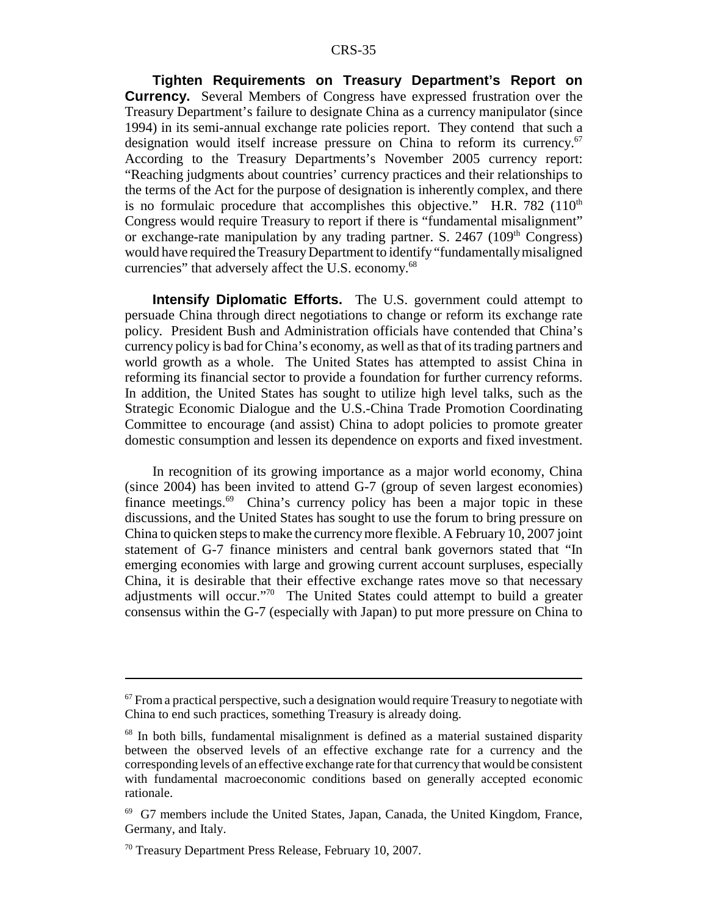**Tighten Requirements on Treasury Department's Report on Currency.** Several Members of Congress have expressed frustration over the Treasury Department's failure to designate China as a currency manipulator (since 1994) in its semi-annual exchange rate policies report. They contend that such a designation would itself increase pressure on China to reform its currency.[67] According to the Treasury Departments's November 2005 currency report: "Reaching judgments about countries' currency practices and their relationships to the terms of the Act for the purpose of designation is inherently complex, and there is no formulaic procedure that accomplishes this objective." H.R. 782 (110th Congress would require Treasury to report if there is "fundamental misalignment" or exchange-rate manipulation by any trading partner. S. 2467 (109th Congress) would have required the Treasury Department to identify "fundamentally misaligned currencies" that adversely affect the U.S. economy.[68]

**Intensify Diplomatic Efforts.** The U.S. government could attempt to persuade China through direct negotiations to change or reform its exchange rate policy. President Bush and Administration officials have contended that China's currency policy is bad for China's economy, as well as that of its trading partners and world growth as a whole. The United States has attempted to assist China in reforming its financial sector to provide a foundation for further currency reforms. In addition, the United States has sought to utilize high level talks, such as the Strategic Economic Dialogue and the U.S.-China Trade Promotion Coordinating Committee to encourage (and assist) China to adopt policies to promote greater domestic consumption and lessen its dependence on exports and fixed investment.

In recognition of its growing importance as a major world economy, China (since 2004) has been invited to attend G-7 (group of seven largest economies) finance meetings.[69] China's currency policy has been a major topic in these discussions, and the United States has sought to use the forum to bring pressure on China to quicken steps to make the currency more flexible. A February 10, 2007 joint statement of G-7 finance ministers and central bank governors stated that "In emerging economies with large and growing current account surpluses, especially China, it is desirable that their effective exchange rates move so that necessary adjustments will occur."[70] The United States could attempt to build a greater consensus within the G-7 (especially with Japan) to put more pressure on China to

---

[67] From a practical perspective, such a designation would require Treasury to negotiate with China to end such practices, something Treasury is already doing.

[68] In both bills, fundamental misalignment is defined as a material sustained disparity between the observed levels of an effective exchange rate for a currency and the corresponding levels of an effective exchange rate for that currency that would be consistent with fundamental macroeconomic conditions based on generally accepted economic rationale.

[69] G7 members include the United States, Japan, Canada, the United Kingdom, France, Germany, and Italy.

[70] Treasury Department Press Release, February 10, 2007.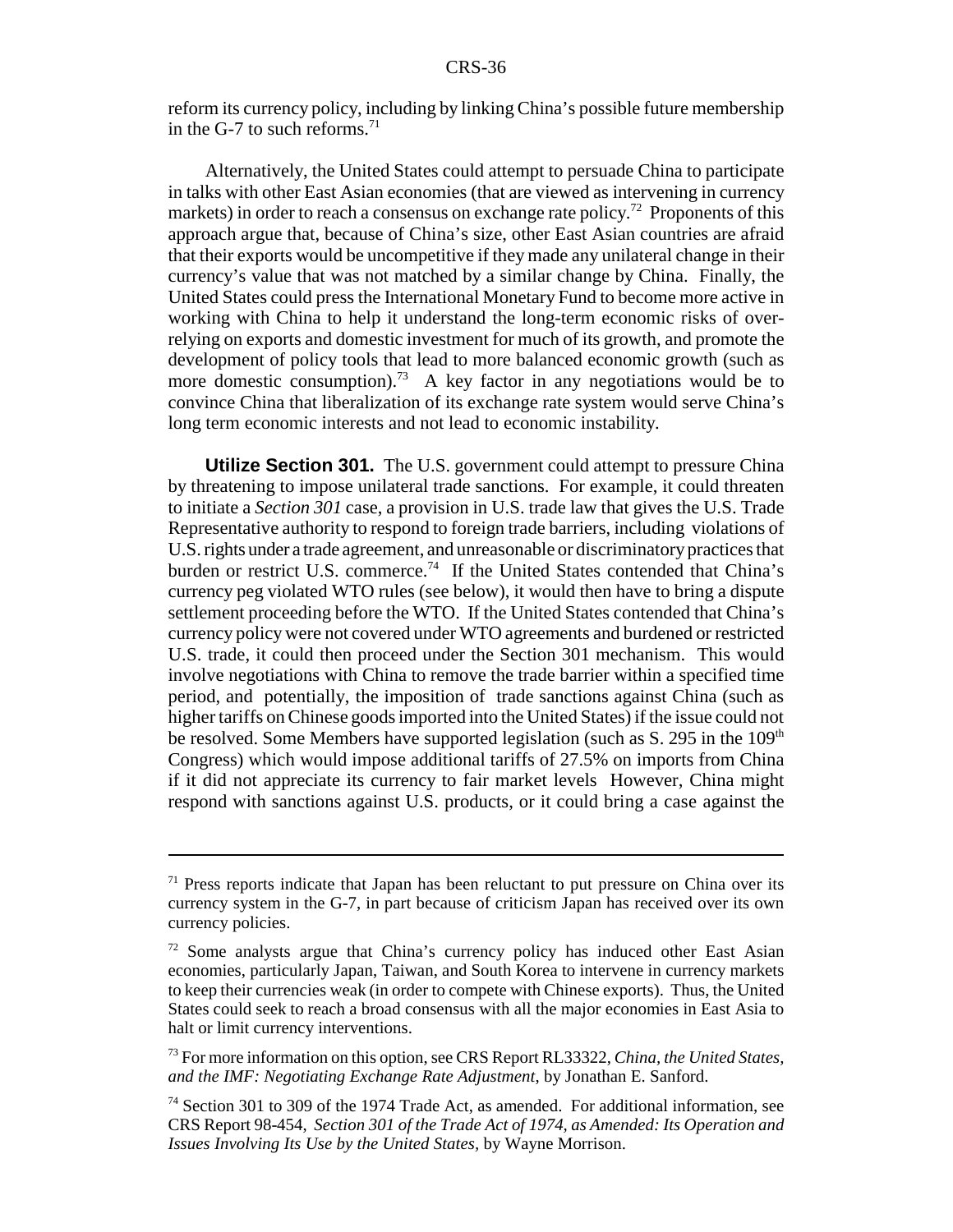reform its currency policy, including by linking China's possible future membership in the G-7 to such reforms.[71]

Alternatively, the United States could attempt to persuade China to participate in talks with other East Asian economies (that are viewed as intervening in currency markets) in order to reach a consensus on exchange rate policy.[72] Proponents of this approach argue that, because of China's size, other East Asian countries are afraid that their exports would be uncompetitive if they made any unilateral change in their currency's value that was not matched by a similar change by China. Finally, the United States could press the International Monetary Fund to become more active in working with China to help it understand the long-term economic risks of over-relying on exports and domestic investment for much of its growth, and promote the development of policy tools that lead to more balanced economic growth (such as more domestic consumption).[73] A key factor in any negotiations would be to convince China that liberalization of its exchange rate system would serve China's long term economic interests and not lead to economic instability.

**Utilize Section 301.** The U.S. government could attempt to pressure China by threatening to impose unilateral trade sanctions. For example, it could threaten to initiate a *Section 301* case, a provision in U.S. trade law that gives the U.S. Trade Representative authority to respond to foreign trade barriers, including violations of U.S. rights under a trade agreement, and unreasonable or discriminatory practices that burden or restrict U.S. commerce.[74] If the United States contended that China's currency peg violated WTO rules (see below), it would then have to bring a dispute settlement proceeding before the WTO. If the United States contended that China's currency policy were not covered under WTO agreements and burdened or restricted U.S. trade, it could then proceed under the Section 301 mechanism. This would involve negotiations with China to remove the trade barrier within a specified time period, and potentially, the imposition of trade sanctions against China (such as higher tariffs on Chinese goods imported into the United States) if the issue could not be resolved. Some Members have supported legislation (such as S. 295 in the 109th Congress) which would impose additional tariffs of 27.5% on imports from China if it did not appreciate its currency to fair market levels However, China might respond with sanctions against U.S. products, or it could bring a case against the

---

[71] Press reports indicate that Japan has been reluctant to put pressure on China over its currency system in the G-7, in part because of criticism Japan has received over its own currency policies.

[72] Some analysts argue that China's currency policy has induced other East Asian economies, particularly Japan, Taiwan, and South Korea to intervene in currency markets to keep their currencies weak (in order to compete with Chinese exports). Thus, the United States could seek to reach a broad consensus with all the major economies in East Asia to halt or limit currency interventions.

[73] For more information on this option, see CRS Report RL33322, *China, the United States, and the IMF: Negotiating Exchange Rate Adjustment*, by Jonathan E. Sanford.

[74] Section 301 to 309 of the 1974 Trade Act, as amended. For additional information, see CRS Report 98-454, *Section 301 of the Trade Act of 1974, as Amended: Its Operation and Issues Involving Its Use by the United States*, by Wayne Morrison.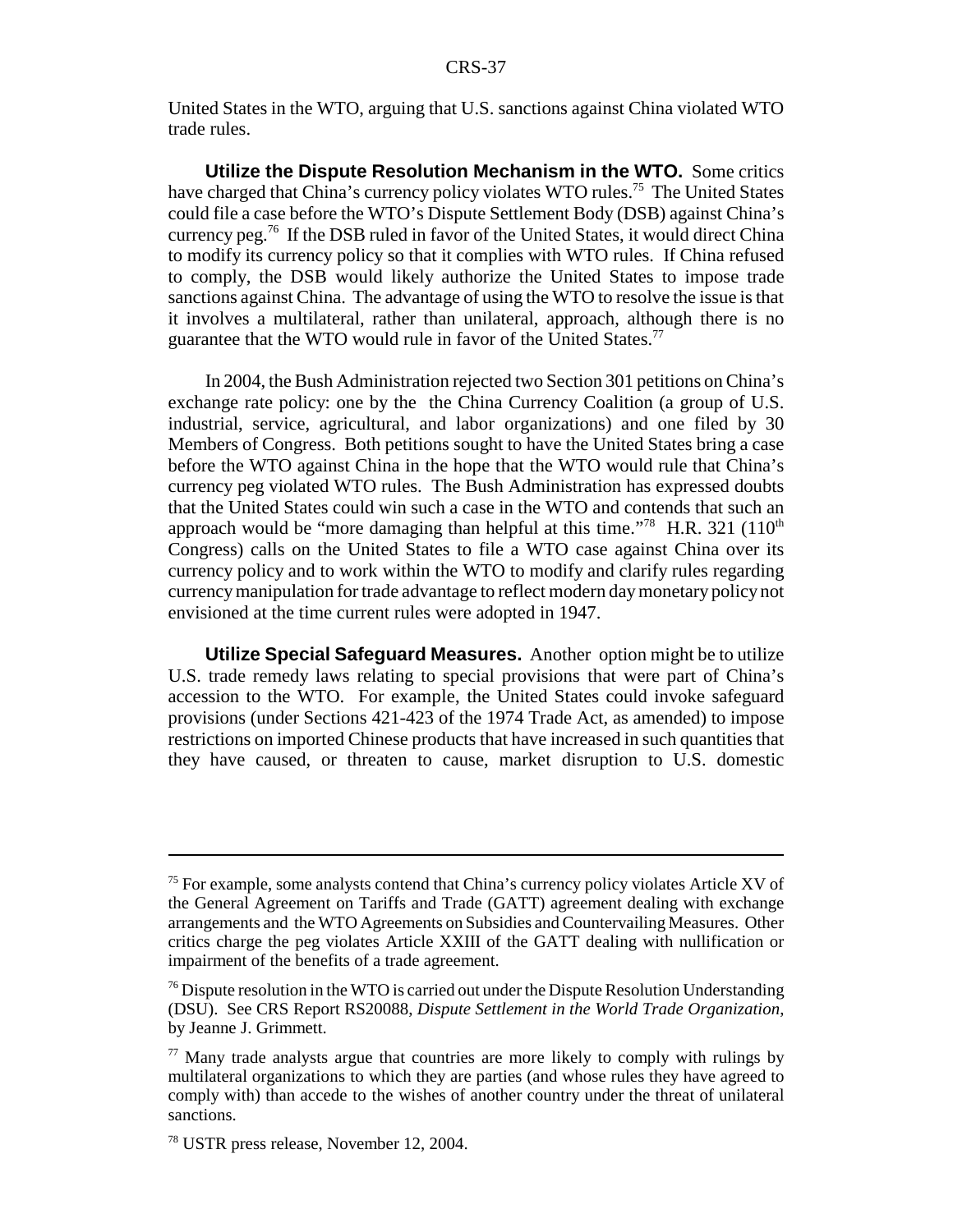United States in the WTO, arguing that U.S. sanctions against China violated WTO trade rules.

**Utilize the Dispute Resolution Mechanism in the WTO.** Some critics have charged that China's currency policy violates WTO rules.[75] The United States could file a case before the WTO's Dispute Settlement Body (DSB) against China's currency peg.[76] If the DSB ruled in favor of the United States, it would direct China to modify its currency policy so that it complies with WTO rules. If China refused to comply, the DSB would likely authorize the United States to impose trade sanctions against China. The advantage of using the WTO to resolve the issue is that it involves a multilateral, rather than unilateral, approach, although there is no guarantee that the WTO would rule in favor of the United States.[77]

In 2004, the Bush Administration rejected two Section 301 petitions on China's exchange rate policy: one by the the China Currency Coalition (a group of U.S. industrial, service, agricultural, and labor organizations) and one filed by 30 Members of Congress. Both petitions sought to have the United States bring a case before the WTO against China in the hope that the WTO would rule that China's currency peg violated WTO rules. The Bush Administration has expressed doubts that the United States could win such a case in the WTO and contends that such an approach would be "more damaging than helpful at this time."[78] H.R. 321 (110th Congress) calls on the United States to file a WTO case against China over its currency policy and to work within the WTO to modify and clarify rules regarding currency manipulation for trade advantage to reflect modern day monetary policy not envisioned at the time current rules were adopted in 1947.

**Utilize Special Safeguard Measures.** Another option might be to utilize U.S. trade remedy laws relating to special provisions that were part of China's accession to the WTO. For example, the United States could invoke safeguard provisions (under Sections 421-423 of the 1974 Trade Act, as amended) to impose restrictions on imported Chinese products that have increased in such quantities that they have caused, or threaten to cause, market disruption to U.S. domestic

---

[75] For example, some analysts contend that China's currency policy violates Article XV of the General Agreement on Tariffs and Trade (GATT) agreement dealing with exchange arrangements and the WTO Agreements on Subsidies and Countervailing Measures. Other critics charge the peg violates Article XXIII of the GATT dealing with nullification or impairment of the benefits of a trade agreement.

[76] Dispute resolution in the WTO is carried out under the Dispute Resolution Understanding (DSU). See CRS Report RS20088, *Dispute Settlement in the World Trade Organization*, by Jeanne J. Grimmett.

[77] Many trade analysts argue that countries are more likely to comply with rulings by multilateral organizations to which they are parties (and whose rules they have agreed to comply with) than accede to the wishes of another country under the threat of unilateral sanctions.

[78] USTR press release, November 12, 2004.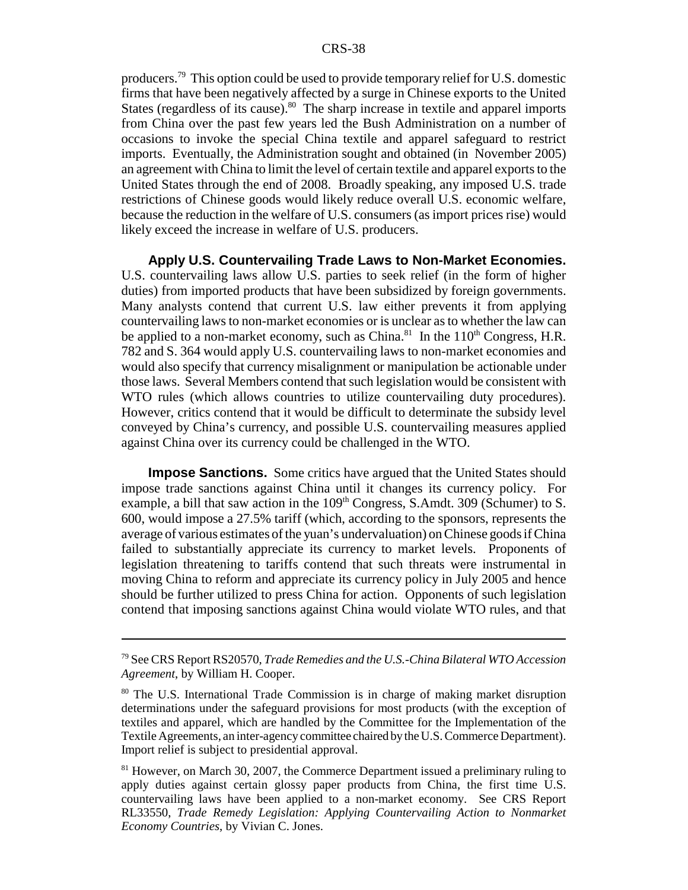producers.[79] This option could be used to provide temporary relief for U.S. domestic firms that have been negatively affected by a surge in Chinese exports to the United States (regardless of its cause).[80] The sharp increase in textile and apparel imports from China over the past few years led the Bush Administration on a number of occasions to invoke the special China textile and apparel safeguard to restrict imports. Eventually, the Administration sought and obtained (in November 2005) an agreement with China to limit the level of certain textile and apparel exports to the United States through the end of 2008. Broadly speaking, any imposed U.S. trade restrictions of Chinese goods would likely reduce overall U.S. economic welfare, because the reduction in the welfare of U.S. consumers (as import prices rise) would likely exceed the increase in welfare of U.S. producers.

**Apply U.S. Countervailing Trade Laws to Non-Market Economies.** U.S. countervailing laws allow U.S. parties to seek relief (in the form of higher duties) from imported products that have been subsidized by foreign governments. Many analysts contend that current U.S. law either prevents it from applying countervailing laws to non-market economies or is unclear as to whether the law can be applied to a non-market economy, such as China.[81] In the 110th Congress, H.R. 782 and S. 364 would apply U.S. countervailing laws to non-market economies and would also specify that currency misalignment or manipulation be actionable under those laws. Several Members contend that such legislation would be consistent with WTO rules (which allows countries to utilize countervailing duty procedures). However, critics contend that it would be difficult to determinate the subsidy level conveyed by China's currency, and possible U.S. countervailing measures applied against China over its currency could be challenged in the WTO.

**Impose Sanctions.** Some critics have argued that the United States should impose trade sanctions against China until it changes its currency policy. For example, a bill that saw action in the 109th Congress, S.Amdt. 309 (Schumer) to S. 600, would impose a 27.5% tariff (which, according to the sponsors, represents the average of various estimates of the yuan's undervaluation) on Chinese goods if China failed to substantially appreciate its currency to market levels. Proponents of legislation threatening to tariffs contend that such threats were instrumental in moving China to reform and appreciate its currency policy in July 2005 and hence should be further utilized to press China for action. Opponents of such legislation contend that imposing sanctions against China would violate WTO rules, and that

---

[79] See CRS Report RS20570, *Trade Remedies and the U.S.-China Bilateral WTO Accession Agreement*, by William H. Cooper.

[80] The U.S. International Trade Commission is in charge of making market disruption determinations under the safeguard provisions for most products (with the exception of textiles and apparel, which are handled by the Committee for the Implementation of the Textile Agreements, an inter-agency committee chaired by the U.S. Commerce Department). Import relief is subject to presidential approval.

[81] However, on March 30, 2007, the Commerce Department issued a preliminary ruling to apply duties against certain glossy paper products from China, the first time U.S. countervailing laws have been applied to a non-market economy. See CRS Report RL33550, *Trade Remedy Legislation: Applying Countervailing Action to Nonmarket Economy Countries*, by Vivian C. Jones.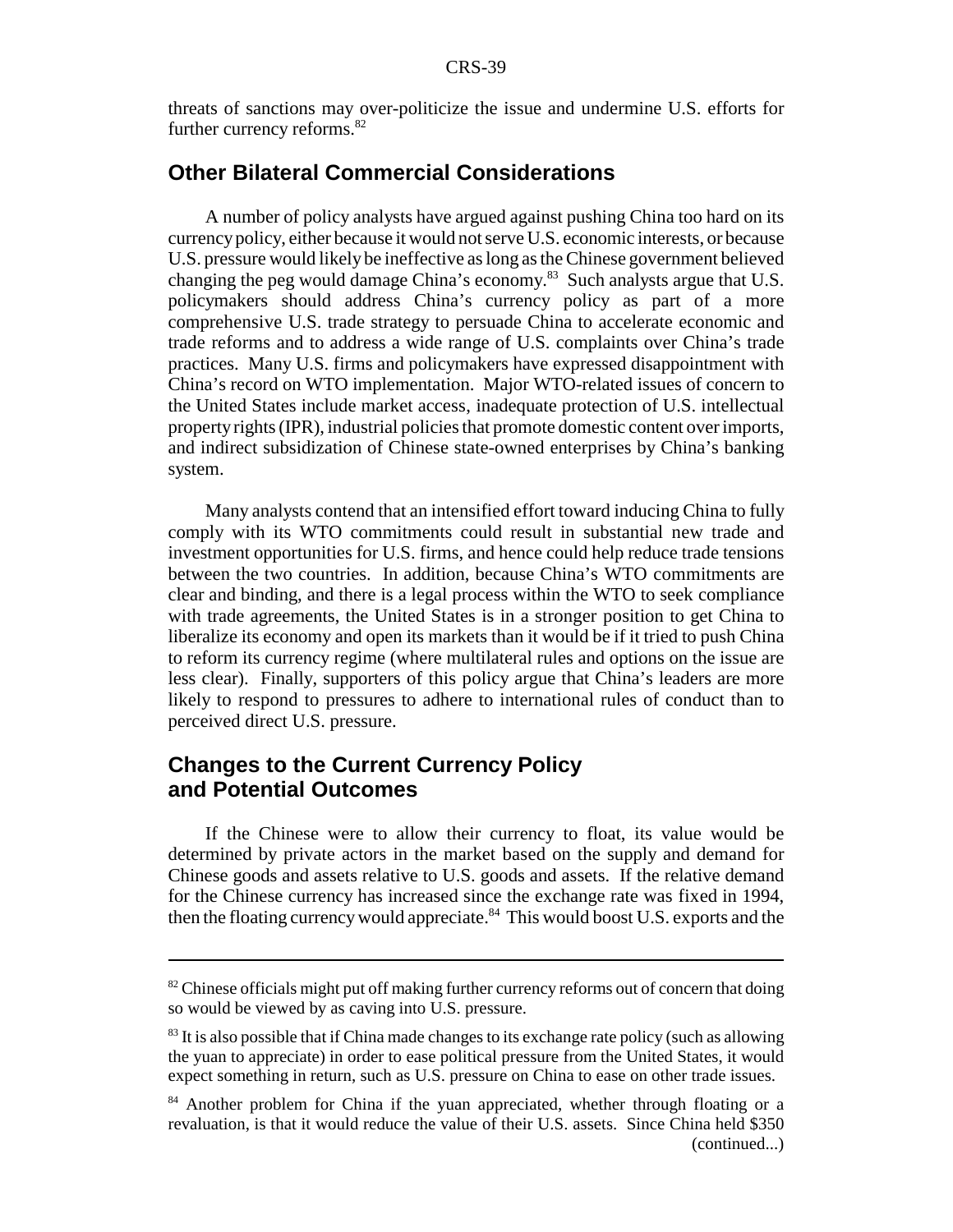threats of sanctions may over-politicize the issue and undermine U.S. efforts for further currency reforms.[82]

## Other Bilateral Commercial Considerations

A number of policy analysts have argued against pushing China too hard on its currency policy, either because it would not serve U.S. economic interests, or because U.S. pressure would likely be ineffective as long as the Chinese government believed changing the peg would damage China's economy.[83] Such analysts argue that U.S. policymakers should address China's currency policy as part of a more comprehensive U.S. trade strategy to persuade China to accelerate economic and trade reforms and to address a wide range of U.S. complaints over China's trade practices. Many U.S. firms and policymakers have expressed disappointment with China's record on WTO implementation. Major WTO-related issues of concern to the United States include market access, inadequate protection of U.S. intellectual property rights (IPR), industrial policies that promote domestic content over imports, and indirect subsidization of Chinese state-owned enterprises by China's banking system.

Many analysts contend that an intensified effort toward inducing China to fully comply with its WTO commitments could result in substantial new trade and investment opportunities for U.S. firms, and hence could help reduce trade tensions between the two countries. In addition, because China's WTO commitments are clear and binding, and there is a legal process within the WTO to seek compliance with trade agreements, the United States is in a stronger position to get China to liberalize its economy and open its markets than it would be if it tried to push China to reform its currency regime (where multilateral rules and options on the issue are less clear). Finally, supporters of this policy argue that China's leaders are more likely to respond to pressures to adhere to international rules of conduct than to perceived direct U.S. pressure.

## Changes to the Current Currency Policy and Potential Outcomes

If the Chinese were to allow their currency to float, its value would be determined by private actors in the market based on the supply and demand for Chinese goods and assets relative to U.S. goods and assets. If the relative demand for the Chinese currency has increased since the exchange rate was fixed in 1994, then the floating currency would appreciate.[84] This would boost U.S. exports and the

---

[82] Chinese officials might put off making further currency reforms out of concern that doing so would be viewed by as caving into U.S. pressure.

[83] It is also possible that if China made changes to its exchange rate policy (such as allowing the yuan to appreciate) in order to ease political pressure from the United States, it would expect something in return, such as U.S. pressure on China to ease on other trade issues.

[84] Another problem for China if the yuan appreciated, whether through floating or a revaluation, is that it would reduce the value of their U.S. assets. Since China held $350 (continued...)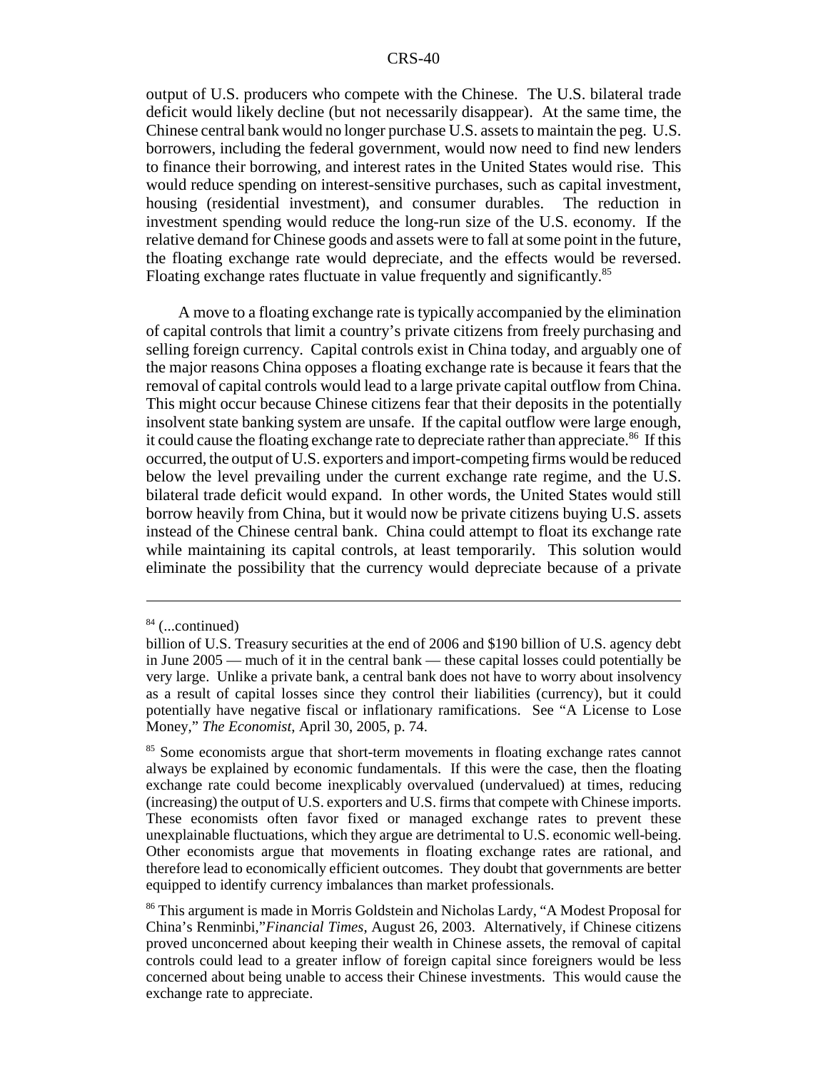output of U.S. producers who compete with the Chinese. The U.S. bilateral trade deficit would likely decline (but not necessarily disappear). At the same time, the Chinese central bank would no longer purchase U.S. assets to maintain the peg. U.S. borrowers, including the federal government, would now need to find new lenders to finance their borrowing, and interest rates in the United States would rise. This would reduce spending on interest-sensitive purchases, such as capital investment, housing (residential investment), and consumer durables. The reduction in investment spending would reduce the long-run size of the U.S. economy. If the relative demand for Chinese goods and assets were to fall at some point in the future, the floating exchange rate would depreciate, and the effects would be reversed. Floating exchange rates fluctuate in value frequently and significantly.[85]

A move to a floating exchange rate is typically accompanied by the elimination of capital controls that limit a country's private citizens from freely purchasing and selling foreign currency. Capital controls exist in China today, and arguably one of the major reasons China opposes a floating exchange rate is because it fears that the removal of capital controls would lead to a large private capital outflow from China. This might occur because Chinese citizens fear that their deposits in the potentially insolvent state banking system are unsafe. If the capital outflow were large enough, it could cause the floating exchange rate to depreciate rather than appreciate.[86] If this occurred, the output of U.S. exporters and import-competing firms would be reduced below the level prevailing under the current exchange rate regime, and the U.S. bilateral trade deficit would expand. In other words, the United States would still borrow heavily from China, but it would now be private citizens buying U.S. assets instead of the Chinese central bank. China could attempt to float its exchange rate while maintaining its capital controls, at least temporarily. This solution would eliminate the possibility that the currency would depreciate because of a private

---

[84] (...continued)

billion of U.S. Treasury securities at the end of 2006 and $190 billion of U.S. agency debt in June 2005 — much of it in the central bank — these capital losses could potentially be very large. Unlike a private bank, a central bank does not have to worry about insolvency as a result of capital losses since they control their liabilities (currency), but it could potentially have negative fiscal or inflationary ramifications. See "A License to Lose Money," *The Economist*, April 30, 2005, p. 74.

[85] Some economists argue that short-term movements in floating exchange rates cannot always be explained by economic fundamentals. If this were the case, then the floating exchange rate could become inexplicably overvalued (undervalued) at times, reducing (increasing) the output of U.S. exporters and U.S. firms that compete with Chinese imports. These economists often favor fixed or managed exchange rates to prevent these unexplainable fluctuations, which they argue are detrimental to U.S. economic well-being. Other economists argue that movements in floating exchange rates are rational, and therefore lead to economically efficient outcomes. They doubt that governments are better equipped to identify currency imbalances than market professionals.

[86] This argument is made in Morris Goldstein and Nicholas Lardy, "A Modest Proposal for China's Renminbi,"*Financial Times*, August 26, 2003. Alternatively, if Chinese citizens proved unconcerned about keeping their wealth in Chinese assets, the removal of capital controls could lead to a greater inflow of foreign capital since foreigners would be less concerned about being unable to access their Chinese investments. This would cause the exchange rate to appreciate.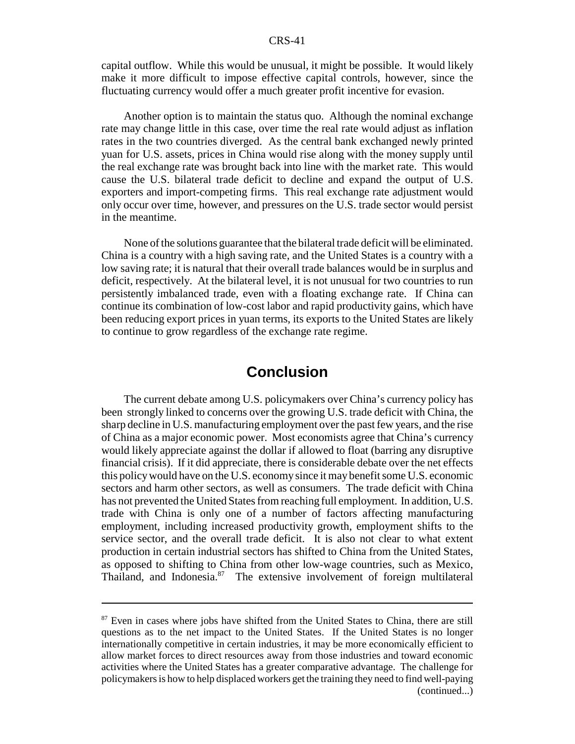capital outflow. While this would be unusual, it might be possible. It would likely make it more difficult to impose effective capital controls, however, since the fluctuating currency would offer a much greater profit incentive for evasion.

Another option is to maintain the status quo. Although the nominal exchange rate may change little in this case, over time the real rate would adjust as inflation rates in the two countries diverged. As the central bank exchanged newly printed yuan for U.S. assets, prices in China would rise along with the money supply until the real exchange rate was brought back into line with the market rate. This would cause the U.S. bilateral trade deficit to decline and expand the output of U.S. exporters and import-competing firms. This real exchange rate adjustment would only occur over time, however, and pressures on the U.S. trade sector would persist in the meantime.

None of the solutions guarantee that the bilateral trade deficit will be eliminated. China is a country with a high saving rate, and the United States is a country with a low saving rate; it is natural that their overall trade balances would be in surplus and deficit, respectively. At the bilateral level, it is not unusual for two countries to run persistently imbalanced trade, even with a floating exchange rate. If China can continue its combination of low-cost labor and rapid productivity gains, which have been reducing export prices in yuan terms, its exports to the United States are likely to continue to grow regardless of the exchange rate regime.

## Conclusion

The current debate among U.S. policymakers over China's currency policy has been strongly linked to concerns over the growing U.S. trade deficit with China, the sharp decline in U.S. manufacturing employment over the past few years, and the rise of China as a major economic power. Most economists agree that China's currency would likely appreciate against the dollar if allowed to float (barring any disruptive financial crisis). If it did appreciate, there is considerable debate over the net effects this policy would have on the U.S. economy since it may benefit some U.S. economic sectors and harm other sectors, as well as consumers. The trade deficit with China has not prevented the United States from reaching full employment. In addition, U.S. trade with China is only one of a number of factors affecting manufacturing employment, including increased productivity growth, employment shifts to the service sector, and the overall trade deficit. It is also not clear to what extent production in certain industrial sectors has shifted to China from the United States, as opposed to shifting to China from other low-wage countries, such as Mexico, Thailand, and Indonesia.[87] The extensive involvement of foreign multilateral

---

[87] Even in cases where jobs have shifted from the United States to China, there are still questions as to the net impact to the United States. If the United States is no longer internationally competitive in certain industries, it may be more economically efficient to allow market forces to direct resources away from those industries and toward economic activities where the United States has a greater comparative advantage. The challenge for policymakers is how to help displaced workers get the training they need to find well-paying (continued...)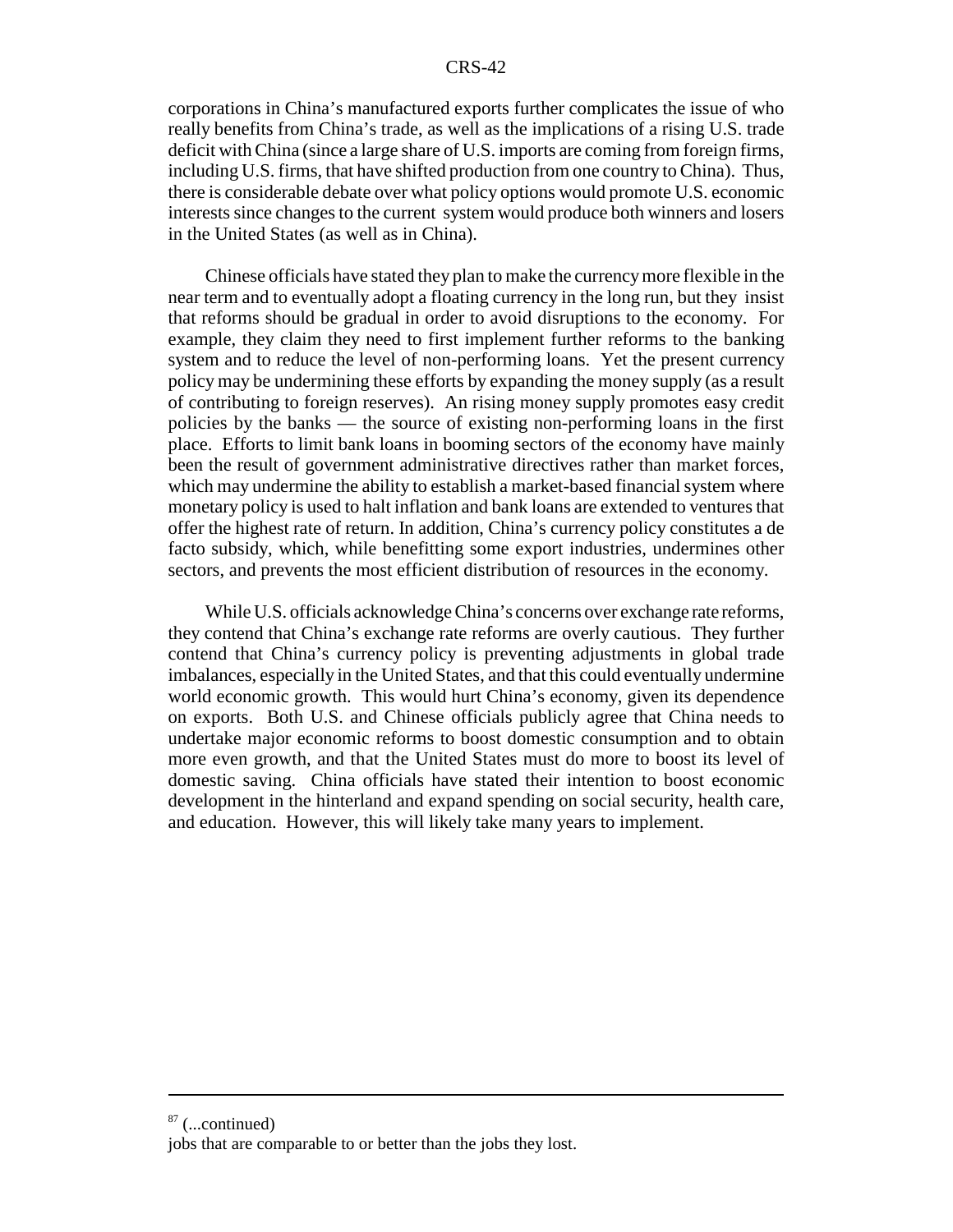corporations in China's manufactured exports further complicates the issue of who really benefits from China's trade, as well as the implications of a rising U.S. trade deficit with China (since a large share of U.S. imports are coming from foreign firms, including U.S. firms, that have shifted production from one country to China). Thus, there is considerable debate over what policy options would promote U.S. economic interests since changes to the current system would produce both winners and losers in the United States (as well as in China).

Chinese officials have stated they plan to make the currency more flexible in the near term and to eventually adopt a floating currency in the long run, but they insist that reforms should be gradual in order to avoid disruptions to the economy. For example, they claim they need to first implement further reforms to the banking system and to reduce the level of non-performing loans. Yet the present currency policy may be undermining these efforts by expanding the money supply (as a result of contributing to foreign reserves). An rising money supply promotes easy credit policies by the banks — the source of existing non-performing loans in the first place. Efforts to limit bank loans in booming sectors of the economy have mainly been the result of government administrative directives rather than market forces, which may undermine the ability to establish a market-based financial system where monetary policy is used to halt inflation and bank loans are extended to ventures that offer the highest rate of return. In addition, China's currency policy constitutes a de facto subsidy, which, while benefitting some export industries, undermines other sectors, and prevents the most efficient distribution of resources in the economy.

While U.S. officials acknowledge China's concerns over exchange rate reforms, they contend that China's exchange rate reforms are overly cautious. They further contend that China's currency policy is preventing adjustments in global trade imbalances, especially in the United States, and that this could eventually undermine world economic growth. This would hurt China's economy, given its dependence on exports. Both U.S. and Chinese officials publicly agree that China needs to undertake major economic reforms to boost domestic consumption and to obtain more even growth, and that the United States must do more to boost its level of domestic saving. China officials have stated their intention to boost economic development in the hinterland and expand spending on social security, health care, and education. However, this will likely take many years to implement.

---

[87] (...continued)
jobs that are comparable to or better than the jobs they lost.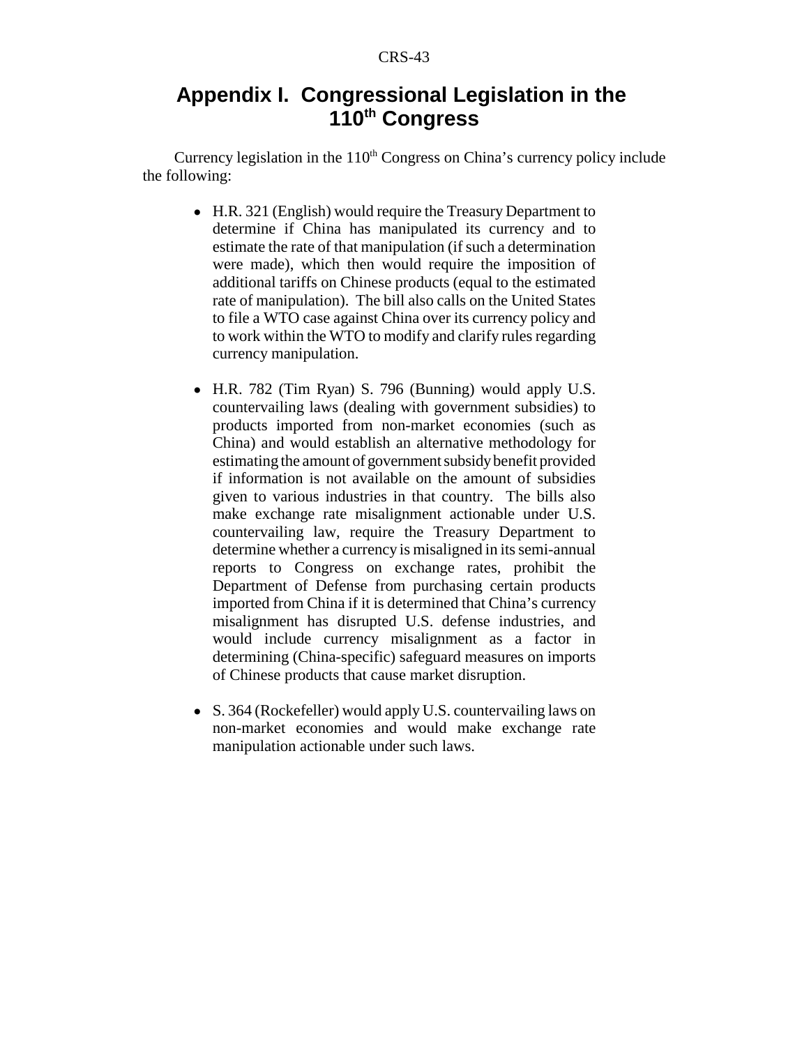# Appendix I. Congressional Legislation in the 110th Congress

Currency legislation in the 110th Congress on China's currency policy include the following:

- H.R. 321 (English) would require the Treasury Department to determine if China has manipulated its currency and to estimate the rate of that manipulation (if such a determination were made), which then would require the imposition of additional tariffs on Chinese products (equal to the estimated rate of manipulation). The bill also calls on the United States to file a WTO case against China over its currency policy and to work within the WTO to modify and clarify rules regarding currency manipulation.

- H.R. 782 (Tim Ryan) S. 796 (Bunning) would apply U.S. countervailing laws (dealing with government subsidies) to products imported from non-market economies (such as China) and would establish an alternative methodology for estimating the amount of government subsidy benefit provided if information is not available on the amount of subsidies given to various industries in that country. The bills also make exchange rate misalignment actionable under U.S. countervailing law, require the Treasury Department to determine whether a currency is misaligned in its semi-annual reports to Congress on exchange rates, prohibit the Department of Defense from purchasing certain products imported from China if it is determined that China's currency misalignment has disrupted U.S. defense industries, and would include currency misalignment as a factor in determining (China-specific) safeguard measures on imports of Chinese products that cause market disruption.

- S. 364 (Rockefeller) would apply U.S. countervailing laws on non-market economies and would make exchange rate manipulation actionable under such laws.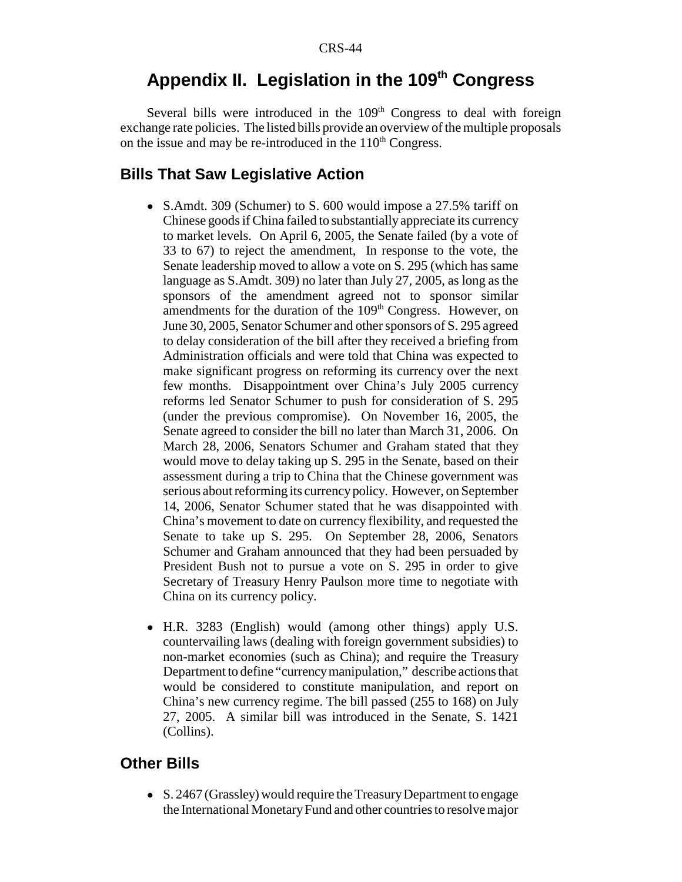# Appendix II. Legislation in the 109th Congress

Several bills were introduced in the 109th Congress to deal with foreign exchange rate policies. The listed bills provide an overview of the multiple proposals on the issue and may be re-introduced in the 110th Congress.

## Bills That Saw Legislative Action

- S.Amdt. 309 (Schumer) to S. 600 would impose a 27.5% tariff on Chinese goods if China failed to substantially appreciate its currency to market levels. On April 6, 2005, the Senate failed (by a vote of 33 to 67) to reject the amendment, In response to the vote, the Senate leadership moved to allow a vote on S. 295 (which has same language as S.Amdt. 309) no later than July 27, 2005, as long as the sponsors of the amendment agreed not to sponsor similar amendments for the duration of the 109th Congress. However, on June 30, 2005, Senator Schumer and other sponsors of S. 295 agreed to delay consideration of the bill after they received a briefing from Administration officials and were told that China was expected to make significant progress on reforming its currency over the next few months. Disappointment over China's July 2005 currency reforms led Senator Schumer to push for consideration of S. 295 (under the previous compromise). On November 16, 2005, the Senate agreed to consider the bill no later than March 31, 2006. On March 28, 2006, Senators Schumer and Graham stated that they would move to delay taking up S. 295 in the Senate, based on their assessment during a trip to China that the Chinese government was serious about reforming its currency policy. However, on September 14, 2006, Senator Schumer stated that he was disappointed with China's movement to date on currency flexibility, and requested the Senate to take up S. 295. On September 28, 2006, Senators Schumer and Graham announced that they had been persuaded by President Bush not to pursue a vote on S. 295 in order to give Secretary of Treasury Henry Paulson more time to negotiate with China on its currency policy.

- H.R. 3283 (English) would (among other things) apply U.S. countervailing laws (dealing with foreign government subsidies) to non-market economies (such as China); and require the Treasury Department to define "currency manipulation," describe actions that would be considered to constitute manipulation, and report on China's new currency regime. The bill passed (255 to 168) on July 27, 2005. A similar bill was introduced in the Senate, S. 1421 (Collins).

## Other Bills

- S. 2467 (Grassley) would require the Treasury Department to engage the International Monetary Fund and other countries to resolve major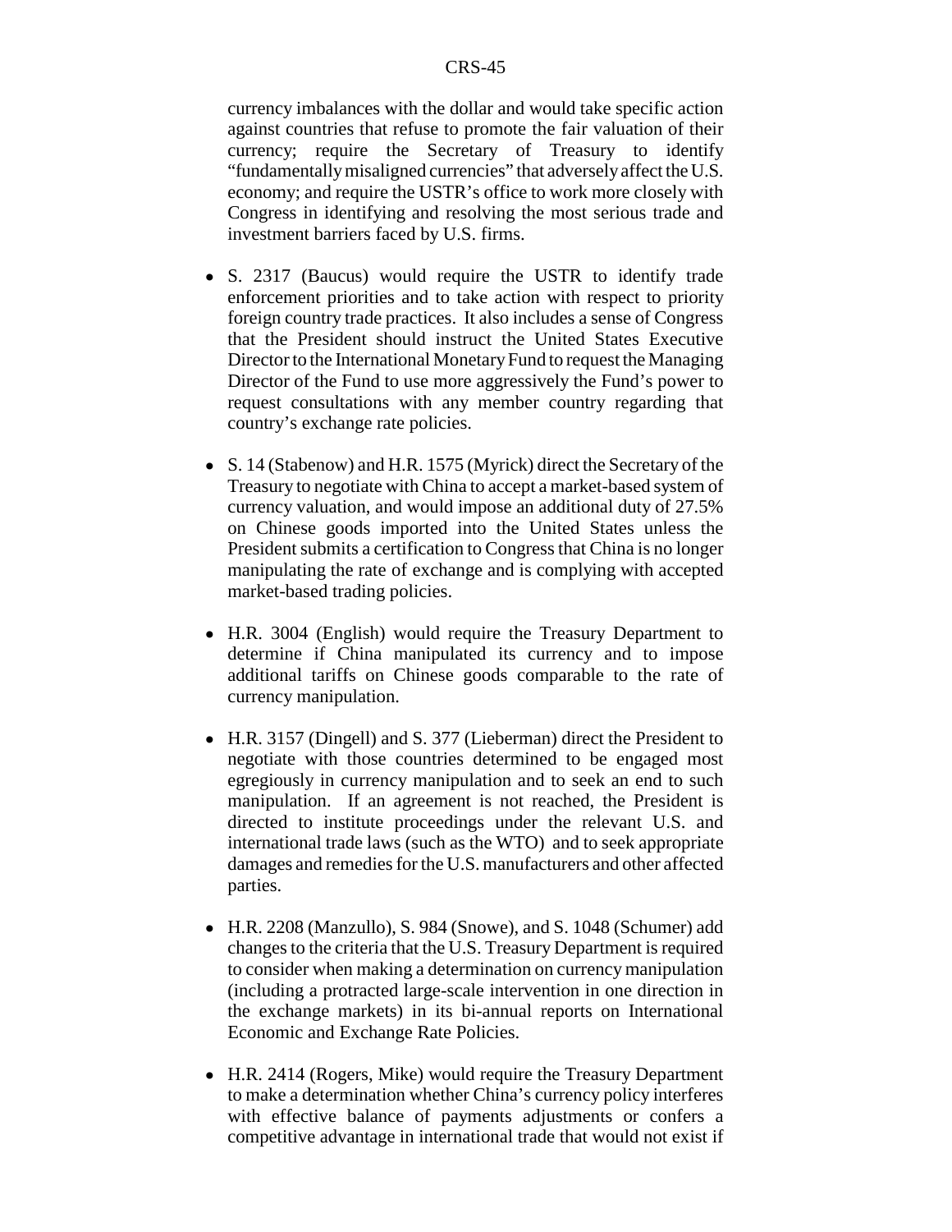currency imbalances with the dollar and would take specific action against countries that refuse to promote the fair valuation of their currency; require the Secretary of Treasury to identify "fundamentally misaligned currencies" that adversely affect the U.S. economy; and require the USTR's office to work more closely with Congress in identifying and resolving the most serious trade and investment barriers faced by U.S. firms.

- S. 2317 (Baucus) would require the USTR to identify trade enforcement priorities and to take action with respect to priority foreign country trade practices. It also includes a sense of Congress that the President should instruct the United States Executive Director to the International Monetary Fund to request the Managing Director of the Fund to use more aggressively the Fund's power to request consultations with any member country regarding that country's exchange rate policies.

- S. 14 (Stabenow) and H.R. 1575 (Myrick) direct the Secretary of the Treasury to negotiate with China to accept a market-based system of currency valuation, and would impose an additional duty of 27.5% on Chinese goods imported into the United States unless the President submits a certification to Congress that China is no longer manipulating the rate of exchange and is complying with accepted market-based trading policies.

- H.R. 3004 (English) would require the Treasury Department to determine if China manipulated its currency and to impose additional tariffs on Chinese goods comparable to the rate of currency manipulation.

- H.R. 3157 (Dingell) and S. 377 (Lieberman) direct the President to negotiate with those countries determined to be engaged most egregiously in currency manipulation and to seek an end to such manipulation. If an agreement is not reached, the President is directed to institute proceedings under the relevant U.S. and international trade laws (such as the WTO) and to seek appropriate damages and remedies for the U.S. manufacturers and other affected parties.

- H.R. 2208 (Manzullo), S. 984 (Snowe), and S. 1048 (Schumer) add changes to the criteria that the U.S. Treasury Department is required to consider when making a determination on currency manipulation (including a protracted large-scale intervention in one direction in the exchange markets) in its bi-annual reports on International Economic and Exchange Rate Policies.

- H.R. 2414 (Rogers, Mike) would require the Treasury Department to make a determination whether China's currency policy interferes with effective balance of payments adjustments or confers a competitive advantage in international trade that would not exist if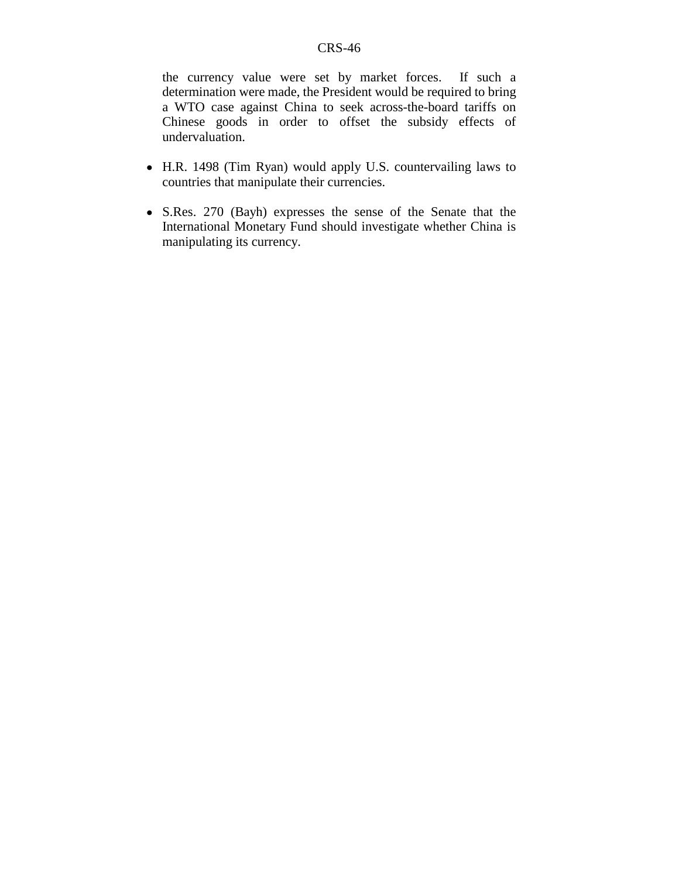the currency value were set by market forces. If such a determination were made, the President would be required to bring a WTO case against China to seek across-the-board tariffs on Chinese goods in order to offset the subsidy effects of undervaluation.

- H.R. 1498 (Tim Ryan) would apply U.S. countervailing laws to countries that manipulate their currencies.
- S.Res. 270 (Bayh) expresses the sense of the Senate that the International Monetary Fund should investigate whether China is manipulating its currency.